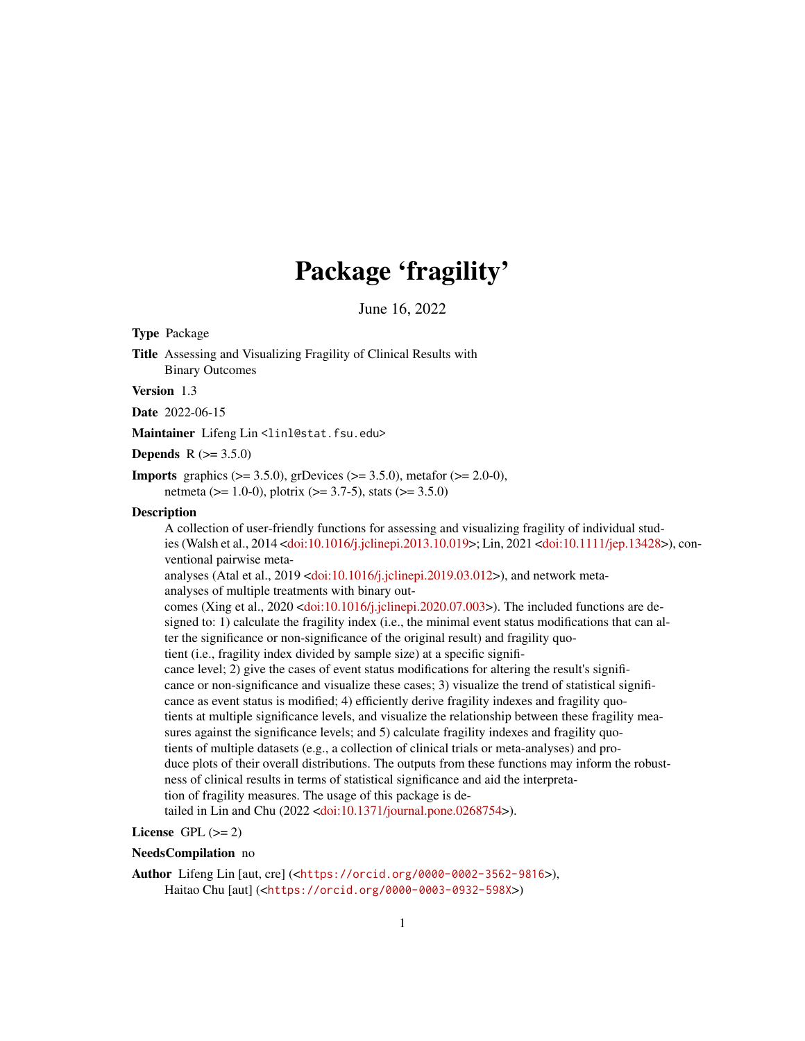# Package 'fragility'

June 16, 2022

**Type** Package

**Title** Assessing and Visualizing Fragility of Clinical Results with Binary Outcomes

**Version** 1.3

**Date** 2022-06-15

**Maintainer** Lifeng Lin <linl@stat.fsu.edu>

**Depends** R (>= 3.5.0)

**Imports** graphics (>= 3.5.0), grDevices (>= 3.5.0), metafor (>= 2.0-0), netmeta (>= 1.0-0), plotrix (>= 3.7-5), stats (>= 3.5.0)

**Description**

A collection of user-friendly functions for assessing and visualizing fragility of individual studies (Walsh et al., 2014 <doi:10.1016/j.jclinepi.2013.10.019>; Lin, 2021 <doi:10.1111/jep.13428>), conventional pairwise meta-analyses (Atal et al., 2019 <doi:10.1016/j.jclinepi.2019.03.012>), and network meta-analyses of multiple treatments with binary outcomes (Xing et al., 2020 <doi:10.1016/j.jclinepi.2020.07.003>). The included functions are designed to: 1) calculate the fragility index (i.e., the minimal event status modifications that can alter the significance or non-significance of the original result) and fragility quotient (i.e., fragility index divided by sample size) at a specific significance level; 2) give the cases of event status modifications for altering the result's significance or non-significance and visualize these cases; 3) visualize the trend of statistical significance as event status is modified; 4) efficiently derive fragility indexes and fragility quotients at multiple significance levels, and visualize the relationship between these fragility measures against the significance levels; and 5) calculate fragility indexes and fragility quotients of multiple datasets (e.g., a collection of clinical trials or meta-analyses) and produce plots of their overall distributions. The outputs from these functions may inform the robustness of clinical results in terms of statistical significance and aid the interpretation of fragility measures. The usage of this package is detailed in Lin and Chu (2022 <doi:10.1371/journal.pone.0268754>).

**License** GPL (>= 2)

**NeedsCompilation** no

**Author** Lifeng Lin [aut, cre] (<https://orcid.org/0000-0002-3562-9816>),
Haitao Chu [aut] (<https://orcid.org/0000-0003-0932-598X>)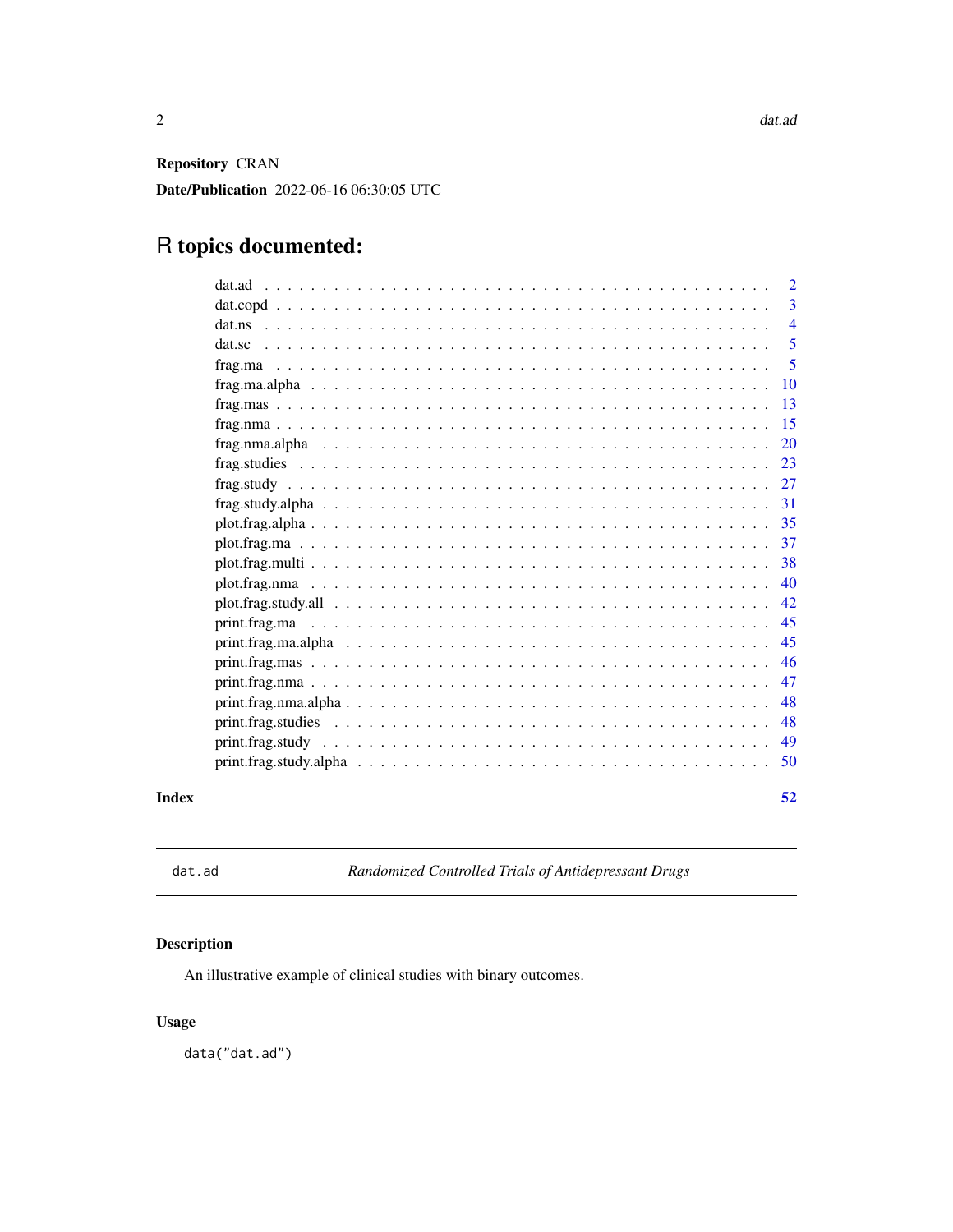**Repository** CRAN

**Date/Publication** 2022-06-16 06:30:05 UTC

# R topics documented:

| | |
|---|---|
| dat.ad | 2 |
| dat.copd | 3 |
| dat.ns | 4 |
| dat.sc | 5 |
| frag.ma | 5 |
| frag.ma.alpha | 10 |
| frag.mas | 13 |
| frag.nma | 15 |
| frag.nma.alpha | 20 |
| frag.studies | 23 |
| frag.study | 27 |
| frag.study.alpha | 31 |
| plot.frag.alpha | 35 |
| plot.frag.ma | 37 |
| plot.frag.multi | 38 |
| plot.frag.nma | 40 |
| plot.frag.study.all | 42 |
| print.frag.ma | 45 |
| print.frag.ma.alpha | 45 |
| print.frag.mas | 46 |
| print.frag.nma | 47 |
| print.frag.nma.alpha | 48 |
| print.frag.studies | 48 |
| print.frag.study | 49 |
| print.frag.study.alpha | 50 |

**Index** **52**

---

`dat.ad` *Randomized Controlled Trials of Antidepressant Drugs*

---

## Description

An illustrative example of clinical studies with binary outcomes.

## Usage

```
data("dat.ad")
```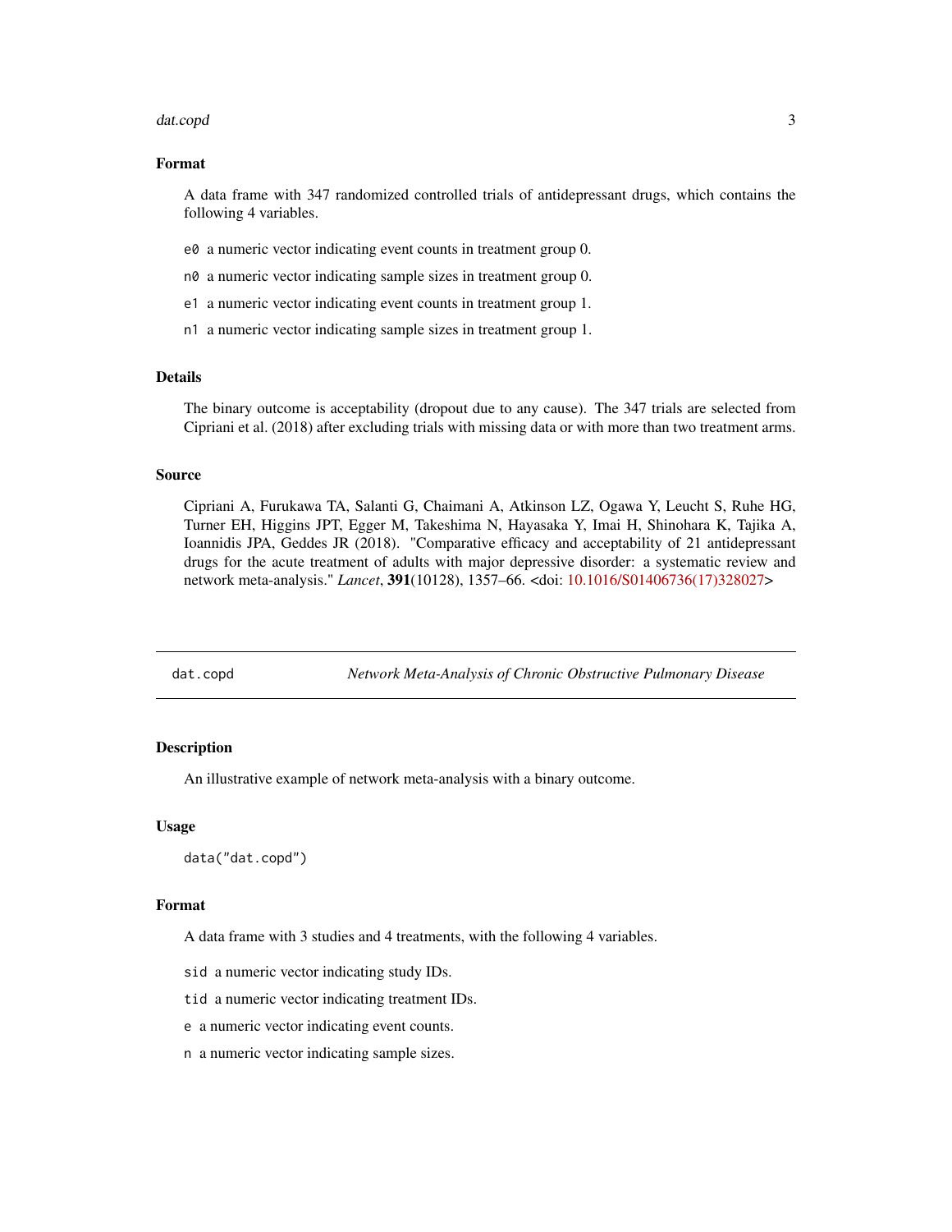### Format

A data frame with 347 randomized controlled trials of antidepressant drugs, which contains the following 4 variables.

- `e0` a numeric vector indicating event counts in treatment group 0.
- `n0` a numeric vector indicating sample sizes in treatment group 0.
- `e1` a numeric vector indicating event counts in treatment group 1.
- `n1` a numeric vector indicating sample sizes in treatment group 1.

### Details

The binary outcome is acceptability (dropout due to any cause). The 347 trials are selected from Cipriani et al. (2018) after excluding trials with missing data or with more than two treatment arms.

### Source

Cipriani A, Furukawa TA, Salanti G, Chaimani A, Atkinson LZ, Ogawa Y, Leucht S, Ruhe HG, Turner EH, Higgins JPT, Egger M, Takeshima N, Hayasaka Y, Imai H, Shinohara K, Tajika A, Ioannidis JPA, Geddes JR (2018). "Comparative efficacy and acceptability of 21 antidepressant drugs for the acute treatment of adults with major depressive disorder: a systematic review and network meta-analysis." *Lancet*, **391**(10128), 1357–66. <doi: 10.1016/S01406736(17)328027>

---

## dat.copd — *Network Meta-Analysis of Chronic Obstructive Pulmonary Disease*

### Description

An illustrative example of network meta-analysis with a binary outcome.

### Usage

```
data("dat.copd")
```

### Format

A data frame with 3 studies and 4 treatments, with the following 4 variables.

- `sid` a numeric vector indicating study IDs.
- `tid` a numeric vector indicating treatment IDs.
- `e` a numeric vector indicating event counts.
- `n` a numeric vector indicating sample sizes.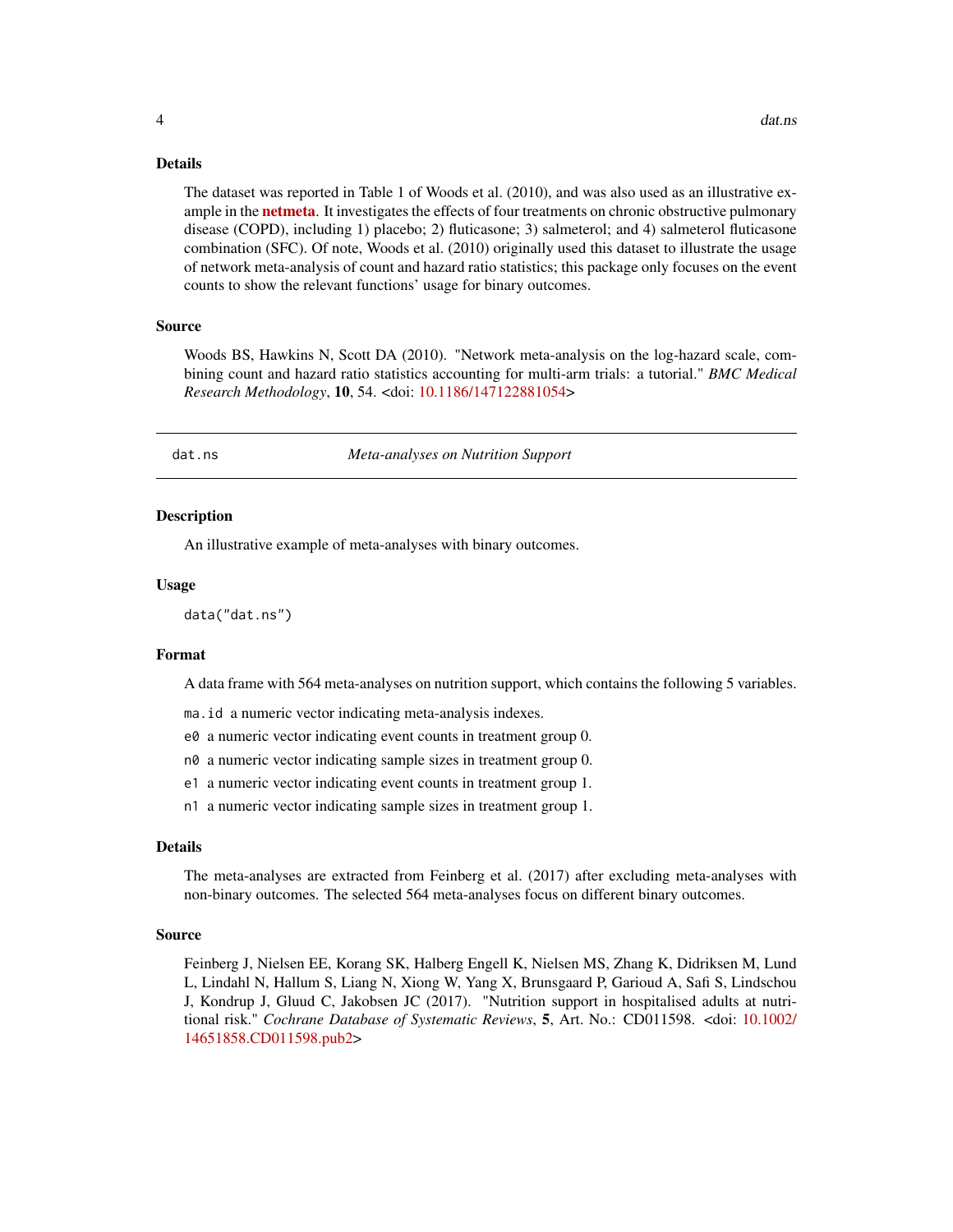### Details

The dataset was reported in Table 1 of Woods et al. (2010), and was also used as an illustrative example in the **netmeta**. It investigates the effects of four treatments on chronic obstructive pulmonary disease (COPD), including 1) placebo; 2) fluticasone; 3) salmeterol; and 4) salmeterol fluticasone combination (SFC). Of note, Woods et al. (2010) originally used this dataset to illustrate the usage of network meta-analysis of count and hazard ratio statistics; this package only focuses on the event counts to show the relevant functions' usage for binary outcomes.

### Source

Woods BS, Hawkins N, Scott DA (2010). "Network meta-analysis on the log-hazard scale, combining count and hazard ratio statistics accounting for multi-arm trials: a tutorial." *BMC Medical Research Methodology*, **10**, 54. <doi: 10.1186/147122881054>

---

## dat.ns *Meta-analyses on Nutrition Support*

---

### Description

An illustrative example of meta-analyses with binary outcomes.

### Usage

```
data("dat.ns")
```

### Format

A data frame with 564 meta-analyses on nutrition support, which contains the following 5 variables.

- `ma.id` a numeric vector indicating meta-analysis indexes.
- `e0` a numeric vector indicating event counts in treatment group 0.
- `n0` a numeric vector indicating sample sizes in treatment group 0.
- `e1` a numeric vector indicating event counts in treatment group 1.
- `n1` a numeric vector indicating sample sizes in treatment group 1.

### Details

The meta-analyses are extracted from Feinberg et al. (2017) after excluding meta-analyses with non-binary outcomes. The selected 564 meta-analyses focus on different binary outcomes.

### Source

Feinberg J, Nielsen EE, Korang SK, Halberg Engell K, Nielsen MS, Zhang K, Didriksen M, Lund L, Lindahl N, Hallum S, Liang N, Xiong W, Yang X, Brunsgaard P, Garioud A, Safi S, Lindschou J, Kondrup J, Gluud C, Jakobsen JC (2017). "Nutrition support in hospitalised adults at nutritional risk." *Cochrane Database of Systematic Reviews*, **5**, Art. No.: CD011598. <doi: 10.1002/14651858.CD011598.pub2>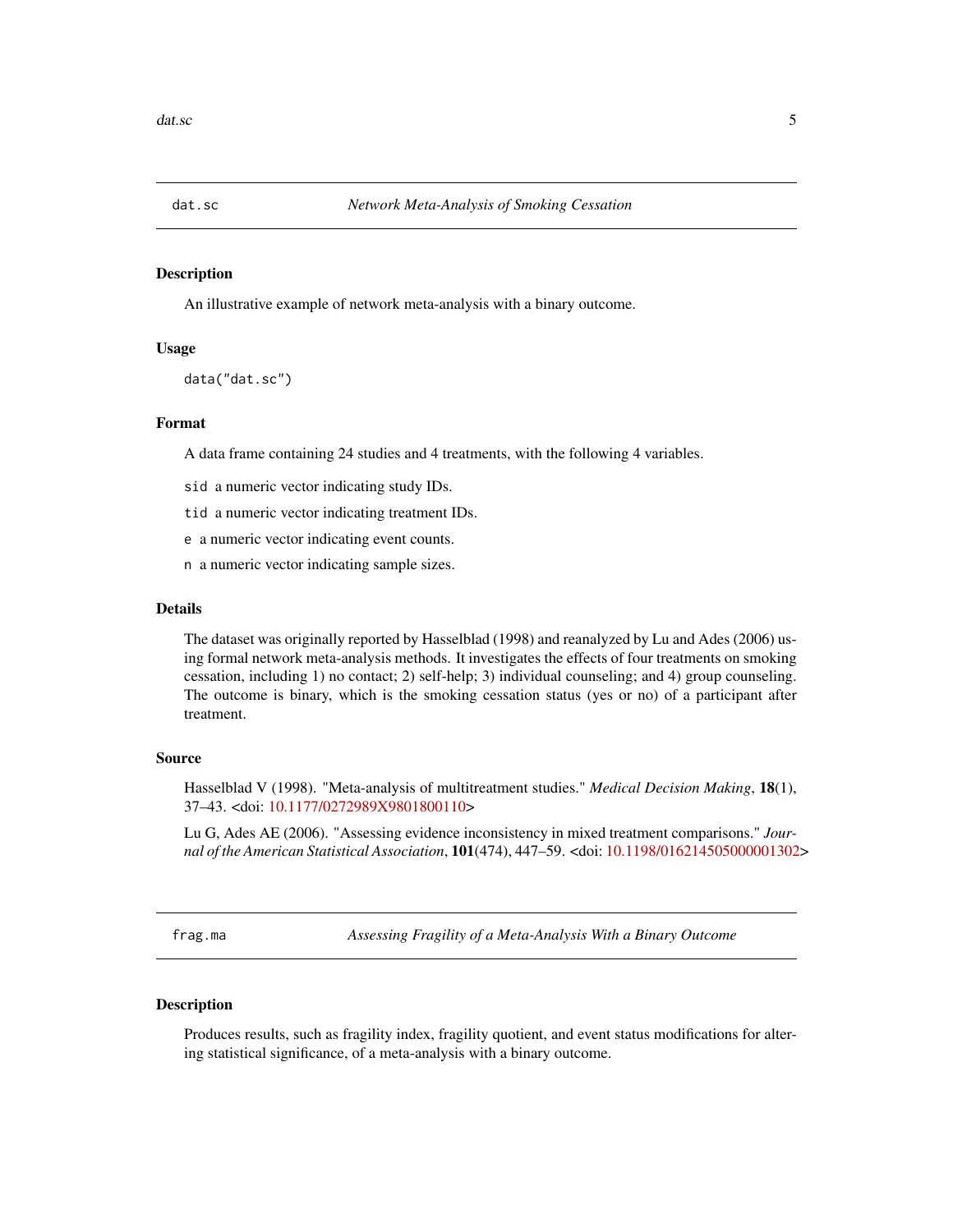## dat.sc — *Network Meta-Analysis of Smoking Cessation*

### Description

An illustrative example of network meta-analysis with a binary outcome.

### Usage

```
data("dat.sc")
```

### Format

A data frame containing 24 studies and 4 treatments, with the following 4 variables.

- `sid` a numeric vector indicating study IDs.
- `tid` a numeric vector indicating treatment IDs.
- `e` a numeric vector indicating event counts.
- `n` a numeric vector indicating sample sizes.

### Details

The dataset was originally reported by Hasselblad (1998) and reanalyzed by Lu and Ades (2006) using formal network meta-analysis methods. It investigates the effects of four treatments on smoking cessation, including 1) no contact; 2) self-help; 3) individual counseling; and 4) group counseling. The outcome is binary, which is the smoking cessation status (yes or no) of a participant after treatment.

### Source

Hasselblad V (1998). "Meta-analysis of multitreatment studies." *Medical Decision Making*, **18**(1), 37–43. <doi: 10.1177/0272989X9801800110>

Lu G, Ades AE (2006). "Assessing evidence inconsistency in mixed treatment comparisons." *Journal of the American Statistical Association*, **101**(474), 447–59. <doi: 10.1198/016214505000001302>

## frag.ma — *Assessing Fragility of a Meta-Analysis With a Binary Outcome*

### Description

Produces results, such as fragility index, fragility quotient, and event status modifications for altering statistical significance, of a meta-analysis with a binary outcome.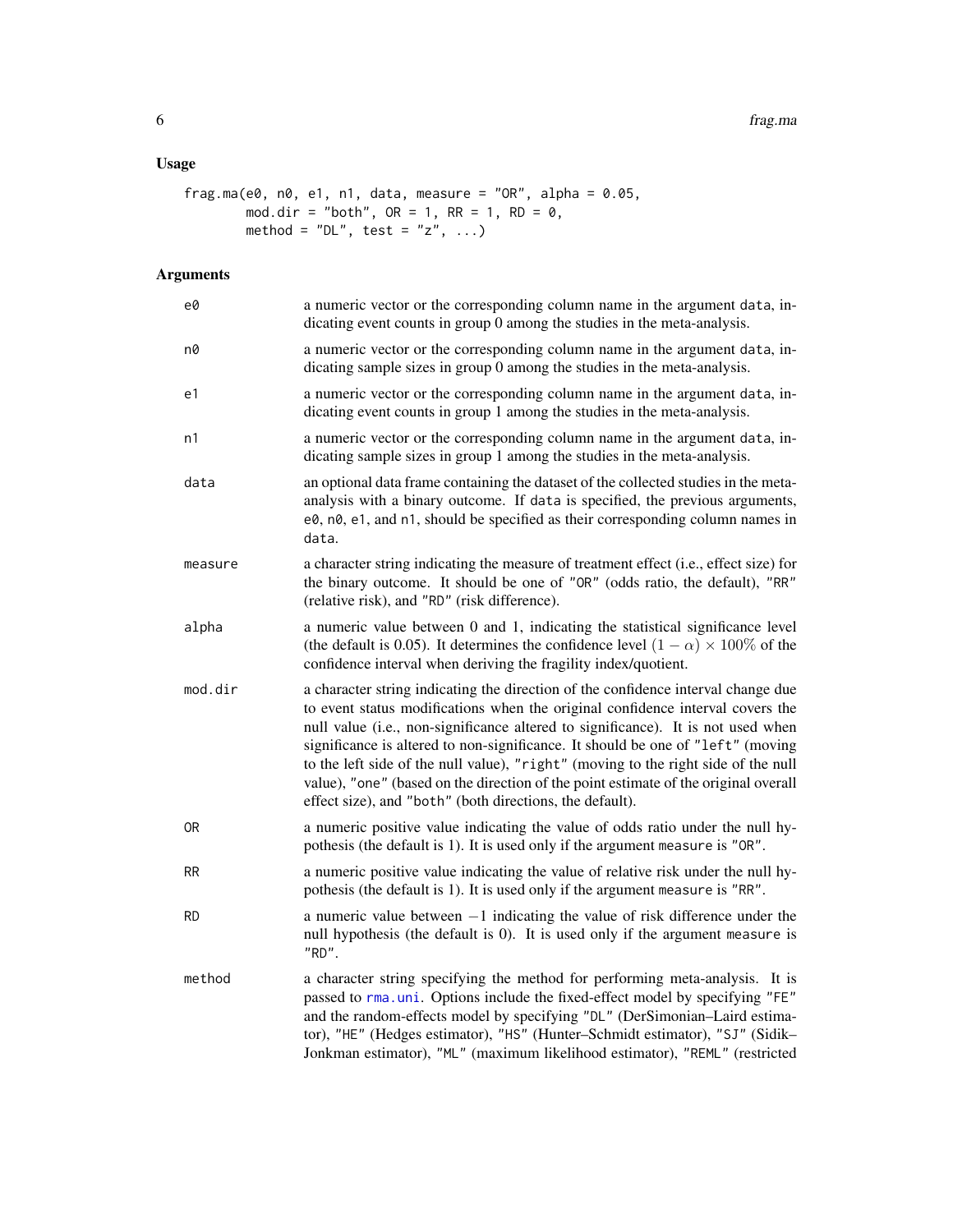## Usage

```
frag.ma(e0, n0, e1, n1, data, measure = "OR", alpha = 0.05,
        mod.dir = "both", OR = 1, RR = 1, RD = 0,
        method = "DL", test = "z", ...)
```

## Arguments

| Argument | Description |
|---|---|
| e0 | a numeric vector or the corresponding column name in the argument data, indicating event counts in group 0 among the studies in the meta-analysis. |
| n0 | a numeric vector or the corresponding column name in the argument data, indicating sample sizes in group 0 among the studies in the meta-analysis. |
| e1 | a numeric vector or the corresponding column name in the argument data, indicating event counts in group 1 among the studies in the meta-analysis. |
| n1 | a numeric vector or the corresponding column name in the argument data, indicating sample sizes in group 1 among the studies in the meta-analysis. |
| data | an optional data frame containing the dataset of the collected studies in the meta-analysis with a binary outcome. If data is specified, the previous arguments, e0, n0, e1, and n1, should be specified as their corresponding column names in data. |
| measure | a character string indicating the measure of treatment effect (i.e., effect size) for the binary outcome. It should be one of "OR" (odds ratio, the default), "RR" (relative risk), and "RD" (risk difference). |
| alpha | a numeric value between 0 and 1, indicating the statistical significance level (the default is 0.05). It determines the confidence level $(1 - \alpha) \times 100\%$ of the confidence interval when deriving the fragility index/quotient. |
| mod.dir | a character string indicating the direction of the confidence interval change due to event status modifications when the original confidence interval covers the null value (i.e., non-significance altered to significance). It is not used when significance is altered to non-significance. It should be one of "left" (moving to the left side of the null value), "right" (moving to the right side of the null value), "one" (based on the direction of the point estimate of the original overall effect size), and "both" (both directions, the default). |
| OR | a numeric positive value indicating the value of odds ratio under the null hypothesis (the default is 1). It is used only if the argument measure is "OR". |
| RR | a numeric positive value indicating the value of relative risk under the null hypothesis (the default is 1). It is used only if the argument measure is "RR". |
| RD | a numeric value between $-1$ indicating the value of risk difference under the null hypothesis (the default is 0). It is used only if the argument measure is "RD". |
| method | a character string specifying the method for performing meta-analysis. It is passed to rma.uni. Options include the fixed-effect model by specifying "FE" and the random-effects model by specifying "DL" (DerSimonian–Laird estimator), "HE" (Hedges estimator), "HS" (Hunter–Schmidt estimator), "SJ" (Sidik–Jonkman estimator), "ML" (maximum likelihood estimator), "REML" (restricted |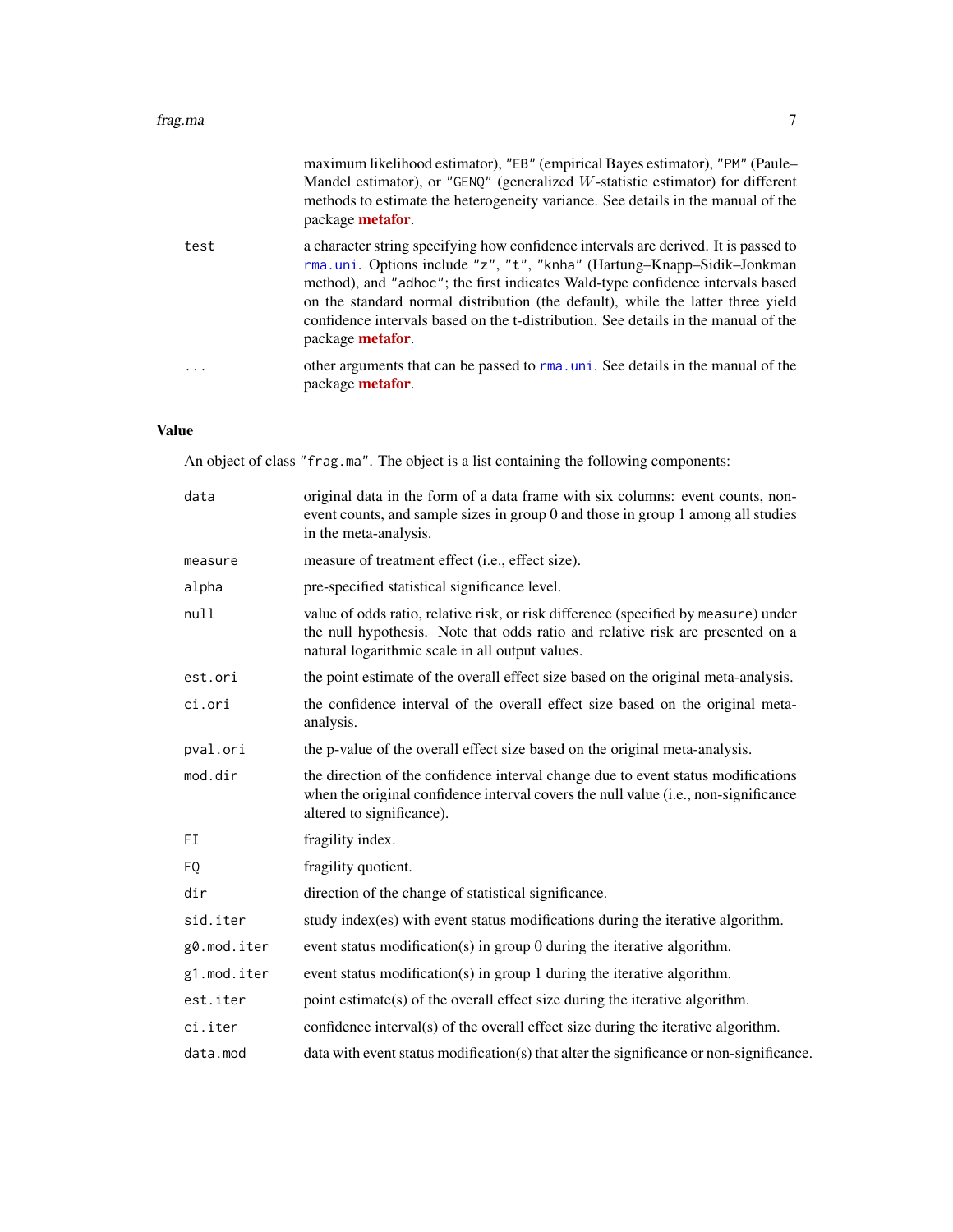maximum likelihood estimator), "EB" (empirical Bayes estimator), "PM" (Paule–Mandel estimator), or "GENQ" (generalized $W$-statistic estimator) for different methods to estimate the heterogeneity variance. See details in the manual of the package **metafor**.

| | |
|---|---|
| test | a character string specifying how confidence intervals are derived. It is passed to rma.uni. Options include "z", "t", "knha" (Hartung–Knapp–Sidik–Jonkman method), and "adhoc"; the first indicates Wald-type confidence intervals based on the standard normal distribution (the default), while the latter three yield confidence intervals based on the t-distribution. See details in the manual of the package **metafor**. |
| ... | other arguments that can be passed to rma.uni. See details in the manual of the package **metafor**. |

## Value

An object of class "frag.ma". The object is a list containing the following components:

| | |
|---|---|
| data | original data in the form of a data frame with six columns: event counts, non-event counts, and sample sizes in group 0 and those in group 1 among all studies in the meta-analysis. |
| measure | measure of treatment effect (i.e., effect size). |
| alpha | pre-specified statistical significance level. |
| null | value of odds ratio, relative risk, or risk difference (specified by measure) under the null hypothesis. Note that odds ratio and relative risk are presented on a natural logarithmic scale in all output values. |
| est.ori | the point estimate of the overall effect size based on the original meta-analysis. |
| ci.ori | the confidence interval of the overall effect size based on the original meta-analysis. |
| pval.ori | the p-value of the overall effect size based on the original meta-analysis. |
| mod.dir | the direction of the confidence interval change due to event status modifications when the original confidence interval covers the null value (i.e., non-significance altered to significance). |
| FI | fragility index. |
| FQ | fragility quotient. |
| dir | direction of the change of statistical significance. |
| sid.iter | study index(es) with event status modifications during the iterative algorithm. |
| g0.mod.iter | event status modification(s) in group 0 during the iterative algorithm. |
| g1.mod.iter | event status modification(s) in group 1 during the iterative algorithm. |
| est.iter | point estimate(s) of the overall effect size during the iterative algorithm. |
| ci.iter | confidence interval(s) of the overall effect size during the iterative algorithm. |
| data.mod | data with event status modification(s) that alter the significance or non-significance. |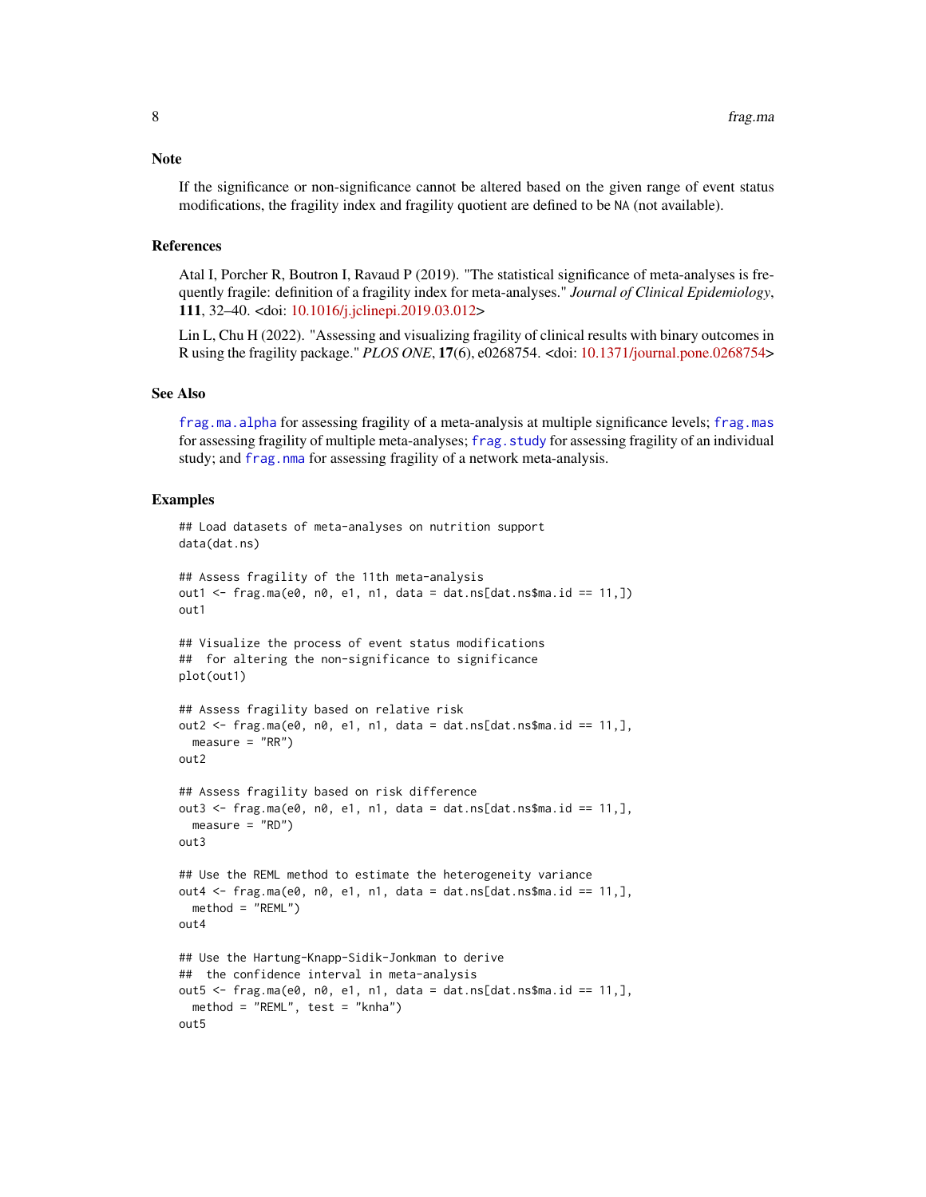## Note

If the significance or non-significance cannot be altered based on the given range of event status modifications, the fragility index and fragility quotient are defined to be NA (not available).

## References

Atal I, Porcher R, Boutron I, Ravaud P (2019). "The statistical significance of meta-analyses is frequently fragile: definition of a fragility index for meta-analyses." *Journal of Clinical Epidemiology*, **111**, 32–40. <doi: 10.1016/j.jclinepi.2019.03.012>

Lin L, Chu H (2022). "Assessing and visualizing fragility of clinical results with binary outcomes in R using the fragility package." *PLOS ONE*, **17**(6), e0268754. <doi: 10.1371/journal.pone.0268754>

## See Also

`frag.ma.alpha` for assessing fragility of a meta-analysis at multiple significance levels; `frag.mas` for assessing fragility of multiple meta-analyses; `frag.study` for assessing fragility of an individual study; and `frag.nma` for assessing fragility of a network meta-analysis.

## Examples

```
## Load datasets of meta-analyses on nutrition support
data(dat.ns)

## Assess fragility of the 11th meta-analysis
out1 <- frag.ma(e0, n0, e1, n1, data = dat.ns[dat.ns$ma.id == 11,])
out1

## Visualize the process of event status modifications
##  for altering the non-significance to significance
plot(out1)

## Assess fragility based on relative risk
out2 <- frag.ma(e0, n0, e1, n1, data = dat.ns[dat.ns$ma.id == 11,],
  measure = "RR")
out2

## Assess fragility based on risk difference
out3 <- frag.ma(e0, n0, e1, n1, data = dat.ns[dat.ns$ma.id == 11,],
  measure = "RD")
out3

## Use the REML method to estimate the heterogeneity variance
out4 <- frag.ma(e0, n0, e1, n1, data = dat.ns[dat.ns$ma.id == 11,],
  method = "REML")
out4

## Use the Hartung-Knapp-Sidik-Jonkman to derive
##  the confidence interval in meta-analysis
out5 <- frag.ma(e0, n0, e1, n1, data = dat.ns[dat.ns$ma.id == 11,],
  method = "REML", test = "knha")
out5
```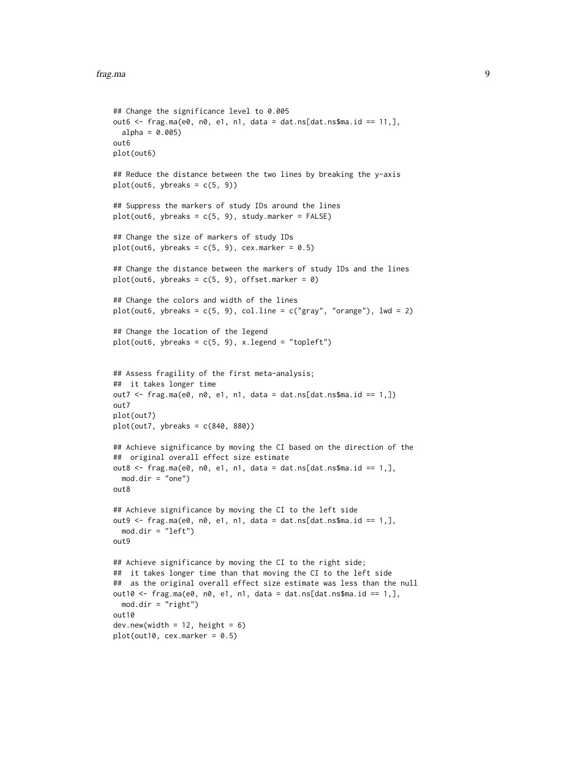```
## Change the significance level to 0.005
out6 <- frag.ma(e0, n0, e1, n1, data = dat.ns[dat.ns$ma.id == 11,],
  alpha = 0.005)
out6
plot(out6)

## Reduce the distance between the two lines by breaking the y-axis
plot(out6, ybreaks = c(5, 9))

## Suppress the markers of study IDs around the lines
plot(out6, ybreaks = c(5, 9), study.marker = FALSE)

## Change the size of markers of study IDs
plot(out6, ybreaks = c(5, 9), cex.marker = 0.5)

## Change the distance between the markers of study IDs and the lines
plot(out6, ybreaks = c(5, 9), offset.marker = 0)

## Change the colors and width of the lines
plot(out6, ybreaks = c(5, 9), col.line = c("gray", "orange"), lwd = 2)

## Change the location of the legend
plot(out6, ybreaks = c(5, 9), x.legend = "topleft")


## Assess fragility of the first meta-analysis;
##  it takes longer time
out7 <- frag.ma(e0, n0, e1, n1, data = dat.ns[dat.ns$ma.id == 1,])
out7
plot(out7)
plot(out7, ybreaks = c(840, 880))

## Achieve significance by moving the CI based on the direction of the
##  original overall effect size estimate
out8 <- frag.ma(e0, n0, e1, n1, data = dat.ns[dat.ns$ma.id == 1,],
  mod.dir = "one")
out8

## Achieve significance by moving the CI to the left side
out9 <- frag.ma(e0, n0, e1, n1, data = dat.ns[dat.ns$ma.id == 1,],
  mod.dir = "left")
out9

## Achieve significance by moving the CI to the right side;
##  it takes longer time than that moving the CI to the left side
##  as the original overall effect size estimate was less than the null
out10 <- frag.ma(e0, n0, e1, n1, data = dat.ns[dat.ns$ma.id == 1,],
  mod.dir = "right")
out10
dev.new(width = 12, height = 6)
plot(out10, cex.marker = 0.5)
```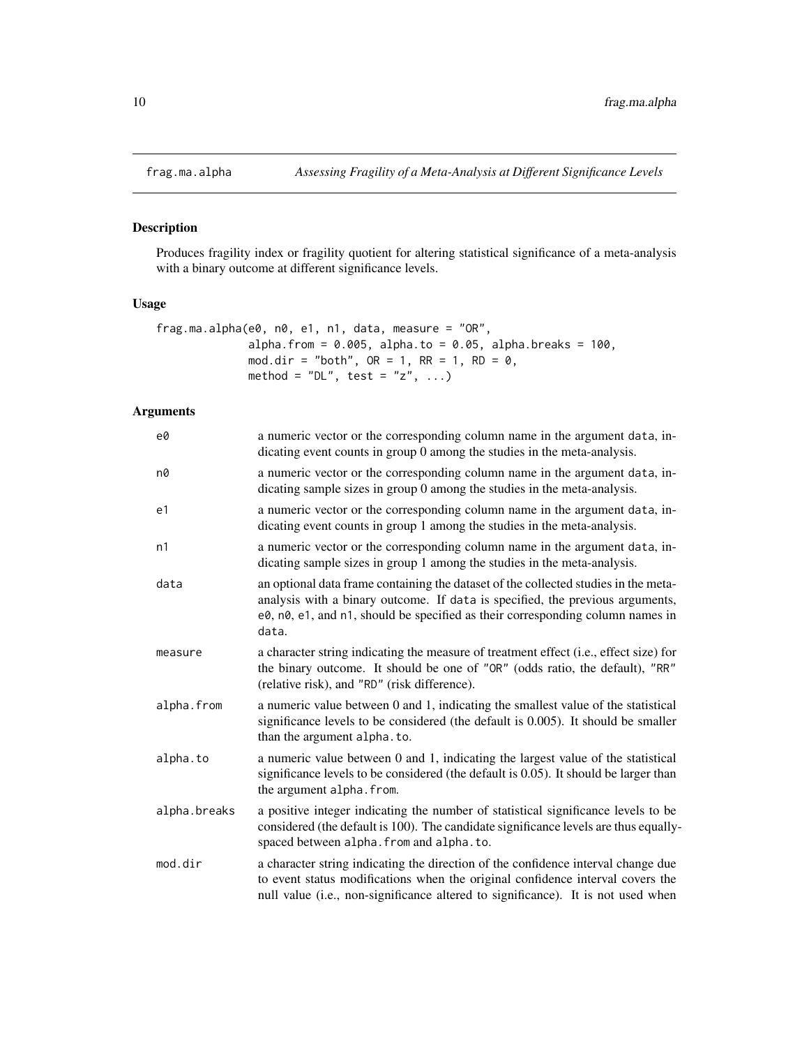# frag.ma.alpha — *Assessing Fragility of a Meta-Analysis at Different Significance Levels*

## Description

Produces fragility index or fragility quotient for altering statistical significance of a meta-analysis with a binary outcome at different significance levels.

## Usage

```
frag.ma.alpha(e0, n0, e1, n1, data, measure = "OR",
              alpha.from = 0.005, alpha.to = 0.05, alpha.breaks = 100,
              mod.dir = "both", OR = 1, RR = 1, RD = 0,
              method = "DL", test = "z", ...)
```

## Arguments

| | |
|---|---|
| e0 | a numeric vector or the corresponding column name in the argument data, indicating event counts in group 0 among the studies in the meta-analysis. |
| n0 | a numeric vector or the corresponding column name in the argument data, indicating sample sizes in group 0 among the studies in the meta-analysis. |
| e1 | a numeric vector or the corresponding column name in the argument data, indicating event counts in group 1 among the studies in the meta-analysis. |
| n1 | a numeric vector or the corresponding column name in the argument data, indicating sample sizes in group 1 among the studies in the meta-analysis. |
| data | an optional data frame containing the dataset of the collected studies in the meta-analysis with a binary outcome. If data is specified, the previous arguments, e0, n0, e1, and n1, should be specified as their corresponding column names in data. |
| measure | a character string indicating the measure of treatment effect (i.e., effect size) for the binary outcome. It should be one of "OR" (odds ratio, the default), "RR" (relative risk), and "RD" (risk difference). |
| alpha.from | a numeric value between 0 and 1, indicating the smallest value of the statistical significance levels to be considered (the default is 0.005). It should be smaller than the argument alpha.to. |
| alpha.to | a numeric value between 0 and 1, indicating the largest value of the statistical significance levels to be considered (the default is 0.05). It should be larger than the argument alpha.from. |
| alpha.breaks | a positive integer indicating the number of statistical significance levels to be considered (the default is 100). The candidate significance levels are thus equally-spaced between alpha.from and alpha.to. |
| mod.dir | a character string indicating the direction of the confidence interval change due to event status modifications when the original confidence interval covers the null value (i.e., non-significance altered to significance). It is not used when |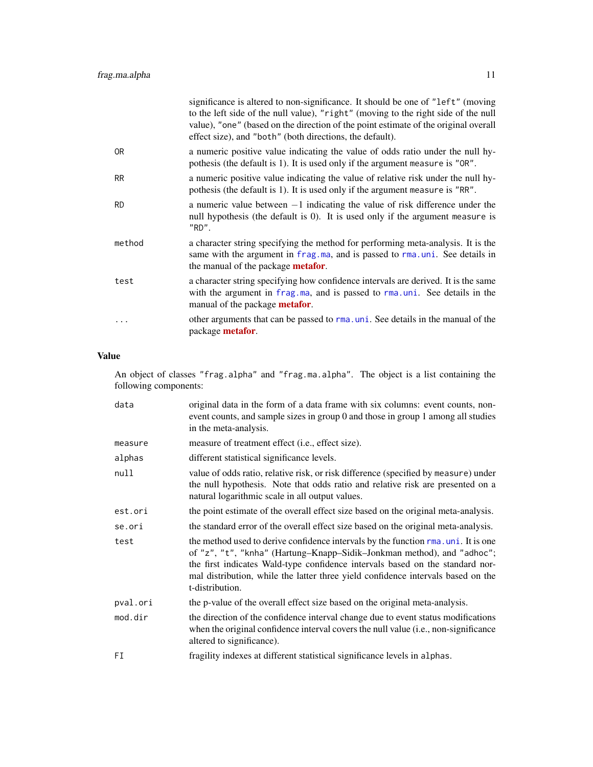significance is altered to non-significance. It should be one of "left" (moving to the left side of the null value), "right" (moving to the right side of the null value), "one" (based on the direction of the point estimate of the original overall effect size), and "both" (both directions, the default).

| | |
|---|---|
| OR | a numeric positive value indicating the value of odds ratio under the null hypothesis (the default is 1). It is used only if the argument measure is "OR". |
| RR | a numeric positive value indicating the value of relative risk under the null hypothesis (the default is 1). It is used only if the argument measure is "RR". |
| RD | a numeric value between $-1$ indicating the value of risk difference under the null hypothesis (the default is 0). It is used only if the argument measure is "RD". |
| method | a character string specifying the method for performing meta-analysis. It is the same with the argument in frag.ma, and is passed to rma.uni. See details in the manual of the package **metafor**. |
| test | a character string specifying how confidence intervals are derived. It is the same with the argument in frag.ma, and is passed to rma.uni. See details in the manual of the package **metafor**. |
| ... | other arguments that can be passed to rma.uni. See details in the manual of the package **metafor**. |

## Value

An object of classes "frag.alpha" and "frag.ma.alpha". The object is a list containing the following components:

| | |
|---|---|
| data | original data in the form of a data frame with six columns: event counts, non-event counts, and sample sizes in group 0 and those in group 1 among all studies in the meta-analysis. |
| measure | measure of treatment effect (i.e., effect size). |
| alphas | different statistical significance levels. |
| null | value of odds ratio, relative risk, or risk difference (specified by measure) under the null hypothesis. Note that odds ratio and relative risk are presented on a natural logarithmic scale in all output values. |
| est.ori | the point estimate of the overall effect size based on the original meta-analysis. |
| se.ori | the standard error of the overall effect size based on the original meta-analysis. |
| test | the method used to derive confidence intervals by the function rma.uni. It is one of "z", "t", "knha" (Hartung–Knapp–Sidik–Jonkman method), and "adhoc"; the first indicates Wald-type confidence intervals based on the standard normal distribution, while the latter three yield confidence intervals based on the t-distribution. |
| pval.ori | the p-value of the overall effect size based on the original meta-analysis. |
| mod.dir | the direction of the confidence interval change due to event status modifications when the original confidence interval covers the null value (i.e., non-significance altered to significance). |
| FI | fragility indexes at different statistical significance levels in alphas. |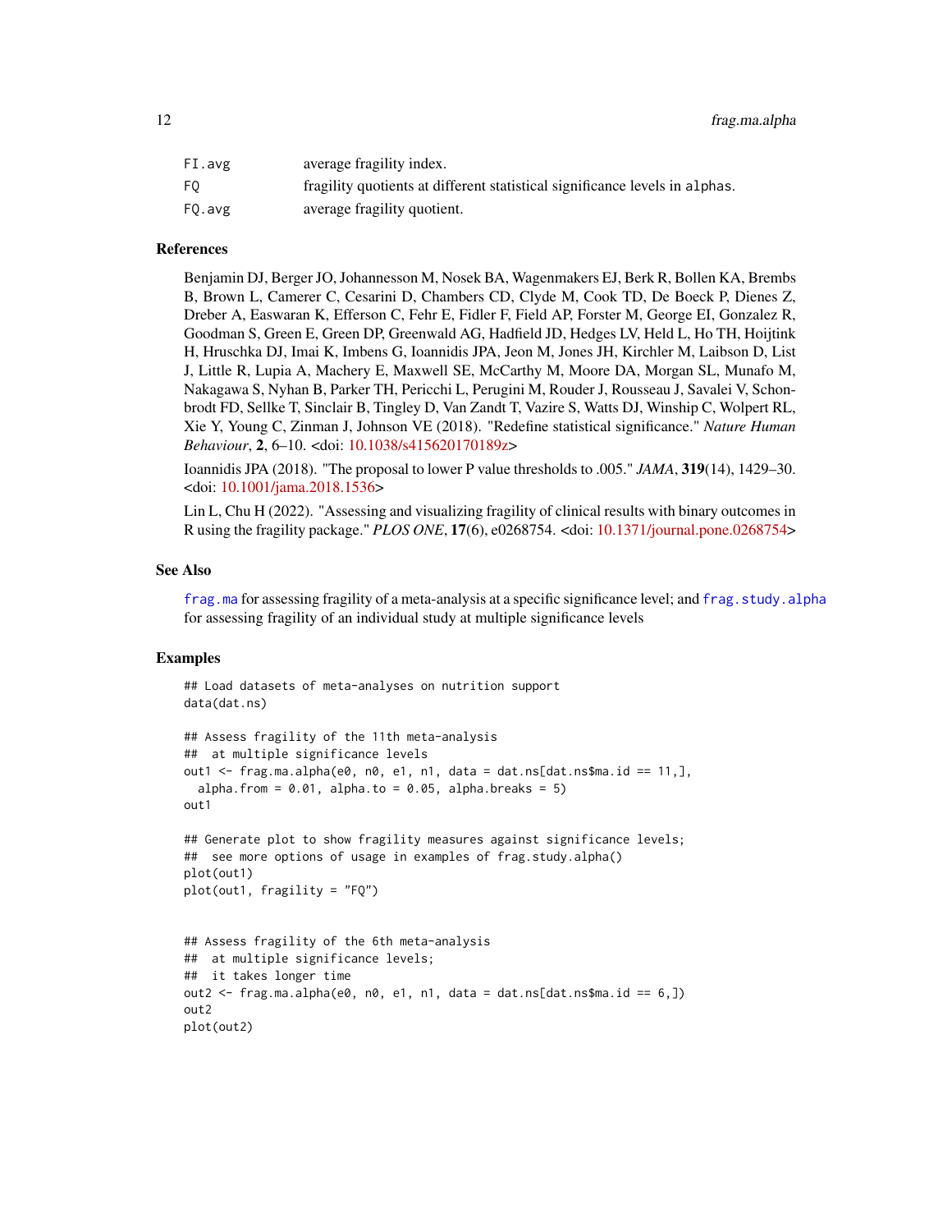| | |
|---|---|
| FI.avg | average fragility index. |
| FQ | fragility quotients at different statistical significance levels in alphas. |
| FQ.avg | average fragility quotient. |

## References

Benjamin DJ, Berger JO, Johannesson M, Nosek BA, Wagenmakers EJ, Berk R, Bollen KA, Brembs B, Brown L, Camerer C, Cesarini D, Chambers CD, Clyde M, Cook TD, De Boeck P, Dienes Z, Dreber A, Easwaran K, Efferson C, Fehr E, Fidler F, Field AP, Forster M, George EI, Gonzalez R, Goodman S, Green E, Green DP, Greenwald AG, Hadfield JD, Hedges LV, Held L, Ho TH, Hoijtink H, Hruschka DJ, Imai K, Imbens G, Ioannidis JPA, Jeon M, Jones JH, Kirchler M, Laibson D, List J, Little R, Lupia A, Machery E, Maxwell SE, McCarthy M, Moore DA, Morgan SL, Munafo M, Nakagawa S, Nyhan B, Parker TH, Pericchi L, Perugini M, Rouder J, Rousseau J, Savalei V, Schonbrodt FD, Sellke T, Sinclair B, Tingley D, Van Zandt T, Vazire S, Watts DJ, Winship C, Wolpert RL, Xie Y, Young C, Zinman J, Johnson VE (2018). "Redefine statistical significance." *Nature Human Behaviour*, **2**, 6–10. <doi: 10.1038/s415620170189z>

Ioannidis JPA (2018). "The proposal to lower P value thresholds to .005." *JAMA*, **319**(14), 1429–30. <doi: 10.1001/jama.2018.1536>

Lin L, Chu H (2022). "Assessing and visualizing fragility of clinical results with binary outcomes in R using the fragility package." *PLOS ONE*, **17**(6), e0268754. <doi: 10.1371/journal.pone.0268754>

## See Also

frag.ma for assessing fragility of a meta-analysis at a specific significance level; and frag.study.alpha for assessing fragility of an individual study at multiple significance levels

## Examples

```
## Load datasets of meta-analyses on nutrition support
data(dat.ns)

## Assess fragility of the 11th meta-analysis
##  at multiple significance levels
out1 <- frag.ma.alpha(e0, n0, e1, n1, data = dat.ns[dat.ns$ma.id == 11,],
  alpha.from = 0.01, alpha.to = 0.05, alpha.breaks = 5)
out1

## Generate plot to show fragility measures against significance levels;
##  see more options of usage in examples of frag.study.alpha()
plot(out1)
plot(out1, fragility = "FQ")


## Assess fragility of the 6th meta-analysis
##  at multiple significance levels;
##  it takes longer time
out2 <- frag.ma.alpha(e0, n0, e1, n1, data = dat.ns[dat.ns$ma.id == 6,])
out2
plot(out2)
```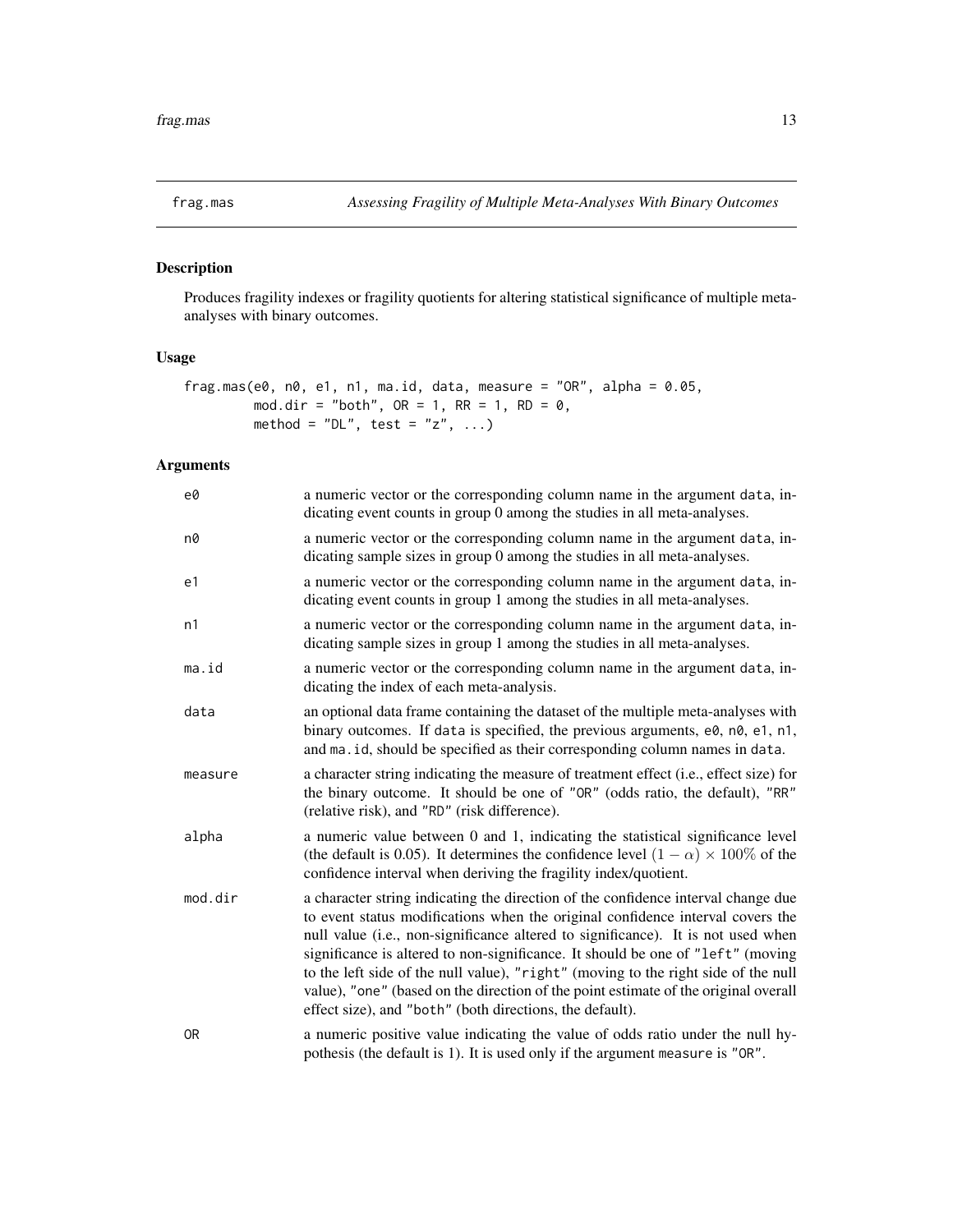# frag.mas    *Assessing Fragility of Multiple Meta-Analyses With Binary Outcomes*

## Description

Produces fragility indexes or fragility quotients for altering statistical significance of multiple meta-analyses with binary outcomes.

## Usage

```
frag.mas(e0, n0, e1, n1, ma.id, data, measure = "OR", alpha = 0.05,
         mod.dir = "both", OR = 1, RR = 1, RD = 0,
         method = "DL", test = "z", ...)
```

## Arguments

| | |
|---|---|
| e0 | a numeric vector or the corresponding column name in the argument data, indicating event counts in group 0 among the studies in all meta-analyses. |
| n0 | a numeric vector or the corresponding column name in the argument data, indicating sample sizes in group 0 among the studies in all meta-analyses. |
| e1 | a numeric vector or the corresponding column name in the argument data, indicating event counts in group 1 among the studies in all meta-analyses. |
| n1 | a numeric vector or the corresponding column name in the argument data, indicating sample sizes in group 1 among the studies in all meta-analyses. |
| ma.id | a numeric vector or the corresponding column name in the argument data, indicating the index of each meta-analysis. |
| data | an optional data frame containing the dataset of the multiple meta-analyses with binary outcomes. If data is specified, the previous arguments, e0, n0, e1, n1, and ma.id, should be specified as their corresponding column names in data. |
| measure | a character string indicating the measure of treatment effect (i.e., effect size) for the binary outcome. It should be one of "OR" (odds ratio, the default), "RR" (relative risk), and "RD" (risk difference). |
| alpha | a numeric value between 0 and 1, indicating the statistical significance level (the default is 0.05). It determines the confidence level $(1 - \alpha) \times 100\%$ of the confidence interval when deriving the fragility index/quotient. |
| mod.dir | a character string indicating the direction of the confidence interval change due to event status modifications when the original confidence interval covers the null value (i.e., non-significance altered to significance). It is not used when significance is altered to non-significance. It should be one of "left" (moving to the left side of the null value), "right" (moving to the right side of the null value), "one" (based on the direction of the point estimate of the original overall effect size), and "both" (both directions, the default). |
| OR | a numeric positive value indicating the value of odds ratio under the null hypothesis (the default is 1). It is used only if the argument measure is "OR". |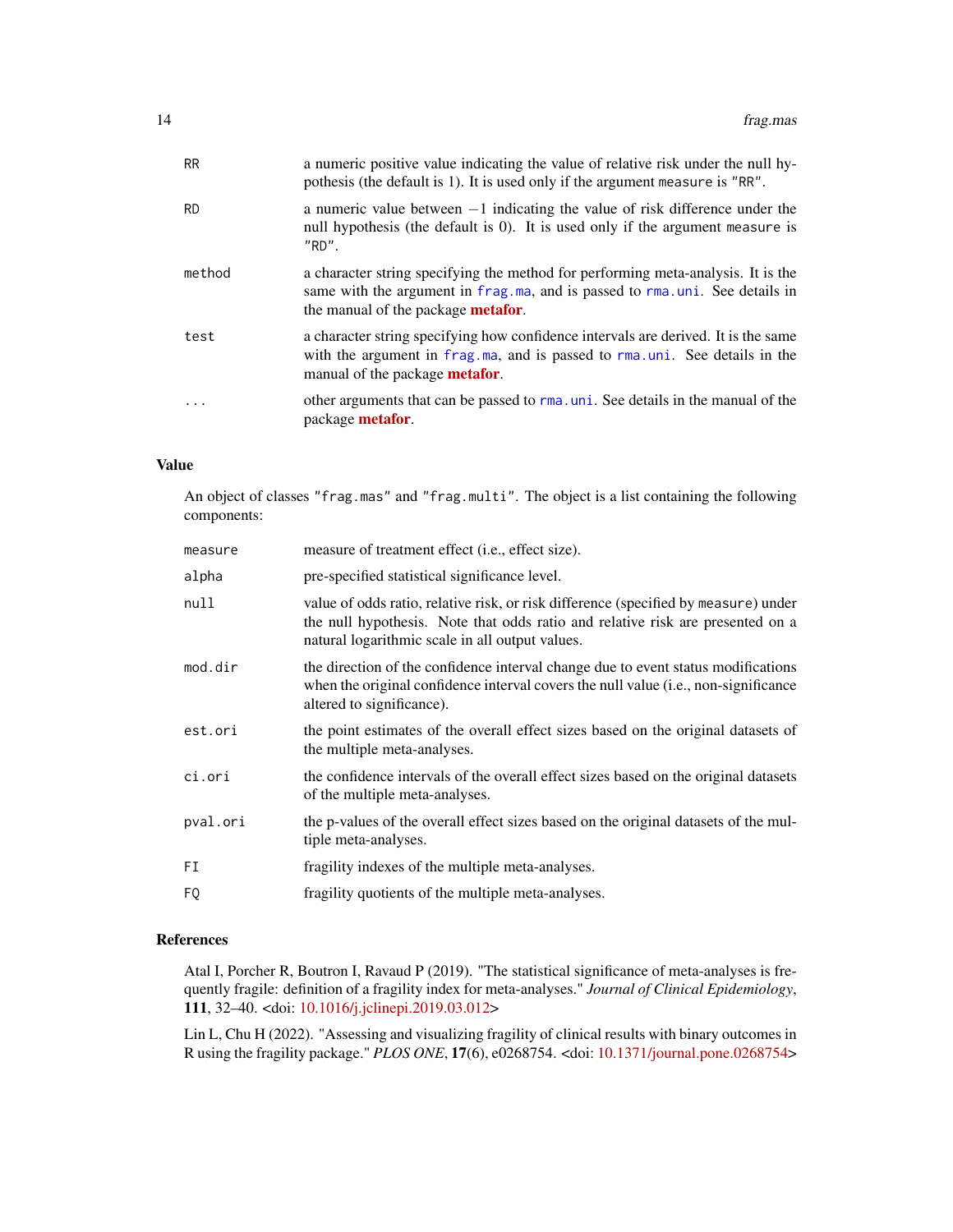| | |
|---|---|
| RR | a numeric positive value indicating the value of relative risk under the null hypothesis (the default is 1). It is used only if the argument measure is "RR". |
| RD | a numeric value between $-1$ indicating the value of risk difference under the null hypothesis (the default is 0). It is used only if the argument measure is "RD". |
| method | a character string specifying the method for performing meta-analysis. It is the same with the argument in frag.ma, and is passed to rma.uni. See details in the manual of the package **metafor**. |
| test | a character string specifying how confidence intervals are derived. It is the same with the argument in frag.ma, and is passed to rma.uni. See details in the manual of the package **metafor**. |
| ... | other arguments that can be passed to rma.uni. See details in the manual of the package **metafor**. |

## Value

An object of classes "frag.mas" and "frag.multi". The object is a list containing the following components:

| | |
|---|---|
| measure | measure of treatment effect (i.e., effect size). |
| alpha | pre-specified statistical significance level. |
| null | value of odds ratio, relative risk, or risk difference (specified by measure) under the null hypothesis. Note that odds ratio and relative risk are presented on a natural logarithmic scale in all output values. |
| mod.dir | the direction of the confidence interval change due to event status modifications when the original confidence interval covers the null value (i.e., non-significance altered to significance). |
| est.ori | the point estimates of the overall effect sizes based on the original datasets of the multiple meta-analyses. |
| ci.ori | the confidence intervals of the overall effect sizes based on the original datasets of the multiple meta-analyses. |
| pval.ori | the p-values of the overall effect sizes based on the original datasets of the multiple meta-analyses. |
| FI | fragility indexes of the multiple meta-analyses. |
| FQ | fragility quotients of the multiple meta-analyses. |

## References

Atal I, Porcher R, Boutron I, Ravaud P (2019). "The statistical significance of meta-analyses is frequently fragile: definition of a fragility index for meta-analyses." *Journal of Clinical Epidemiology*, **111**, 32–40. <doi: 10.1016/j.jclinepi.2019.03.012>

Lin L, Chu H (2022). "Assessing and visualizing fragility of clinical results with binary outcomes in R using the fragility package." *PLOS ONE*, **17**(6), e0268754. <doi: 10.1371/journal.pone.0268754>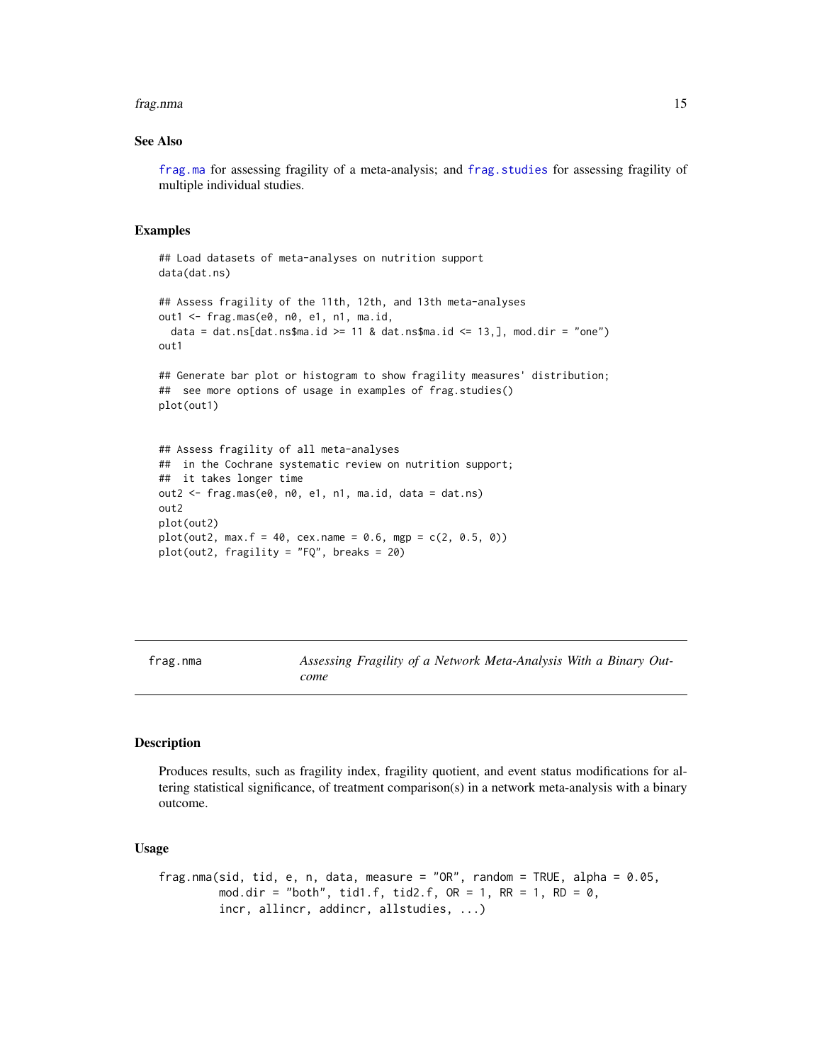### See Also

frag.ma for assessing fragility of a meta-analysis; and frag.studies for assessing fragility of multiple individual studies.

### Examples

```
## Load datasets of meta-analyses on nutrition support
data(dat.ns)

## Assess fragility of the 11th, 12th, and 13th meta-analyses
out1 <- frag.mas(e0, n0, e1, n1, ma.id,
  data = dat.ns[dat.ns$ma.id >= 11 & dat.ns$ma.id <= 13,], mod.dir = "one")
out1

## Generate bar plot or histogram to show fragility measures' distribution;
##  see more options of usage in examples of frag.studies()
plot(out1)


## Assess fragility of all meta-analyses
##  in the Cochrane systematic review on nutrition support;
##  it takes longer time
out2 <- frag.mas(e0, n0, e1, n1, ma.id, data = dat.ns)
out2
plot(out2)
plot(out2, max.f = 40, cex.name = 0.6, mgp = c(2, 0.5, 0))
plot(out2, fragility = "FQ", breaks = 20)
```

---

## frag.nma — *Assessing Fragility of a Network Meta-Analysis With a Binary Outcome*

### Description

Produces results, such as fragility index, fragility quotient, and event status modifications for altering statistical significance, of treatment comparison(s) in a network meta-analysis with a binary outcome.

### Usage

```
frag.nma(sid, tid, e, n, data, measure = "OR", random = TRUE, alpha = 0.05,
         mod.dir = "both", tid1.f, tid2.f, OR = 1, RR = 1, RD = 0,
         incr, allincr, addincr, allstudies, ...)
```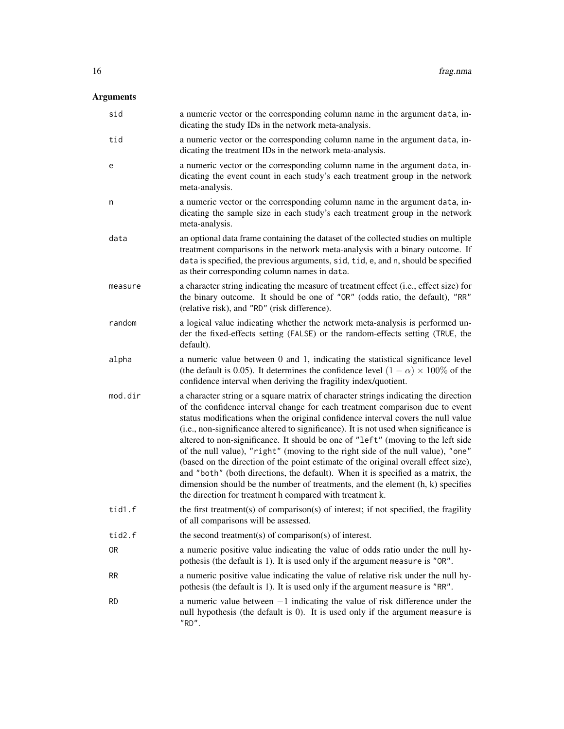## Arguments

- **sid**: a numeric vector or the corresponding column name in the argument `data`, indicating the study IDs in the network meta-analysis.
- **tid**: a numeric vector or the corresponding column name in the argument `data`, indicating the treatment IDs in the network meta-analysis.
- **e**: a numeric vector or the corresponding column name in the argument `data`, indicating the event count in each study's each treatment group in the network meta-analysis.
- **n**: a numeric vector or the corresponding column name in the argument `data`, indicating the sample size in each study's each treatment group in the network meta-analysis.
- **data**: an optional data frame containing the dataset of the collected studies on multiple treatment comparisons in the network meta-analysis with a binary outcome. If `data` is specified, the previous arguments, `sid`, `tid`, `e`, and `n`, should be specified as their corresponding column names in `data`.
- **measure**: a character string indicating the measure of treatment effect (i.e., effect size) for the binary outcome. It should be one of `"OR"` (odds ratio, the default), `"RR"` (relative risk), and `"RD"` (risk difference).
- **random**: a logical value indicating whether the network meta-analysis is performed under the fixed-effects setting (`FALSE`) or the random-effects setting (`TRUE`, the default).
- **alpha**: a numeric value between 0 and 1, indicating the statistical significance level (the default is 0.05). It determines the confidence level $(1 - \alpha) \times 100\%$ of the confidence interval when deriving the fragility index/quotient.
- **mod.dir**: a character string or a square matrix of character strings indicating the direction of the confidence interval change for each treatment comparison due to event status modifications when the original confidence interval covers the null value (i.e., non-significance altered to significance). It is not used when significance is altered to non-significance. It should be one of `"left"` (moving to the left side of the null value), `"right"` (moving to the right side of the null value), `"one"` (based on the direction of the point estimate of the original overall effect size), and `"both"` (both directions, the default). When it is specified as a matrix, the dimension should be the number of treatments, and the element (h, k) specifies the direction for treatment h compared with treatment k.
- **tid1.f**: the first treatment(s) of comparison(s) of interest; if not specified, the fragility of all comparisons will be assessed.
- **tid2.f**: the second treatment(s) of comparison(s) of interest.
- **OR**: a numeric positive value indicating the value of odds ratio under the null hypothesis (the default is 1). It is used only if the argument `measure` is `"OR"`.
- **RR**: a numeric positive value indicating the value of relative risk under the null hypothesis (the default is 1). It is used only if the argument `measure` is `"RR"`.
- **RD**: a numeric value between $-1$ indicating the value of risk difference under the null hypothesis (the default is 0). It is used only if the argument `measure` is `"RD"`.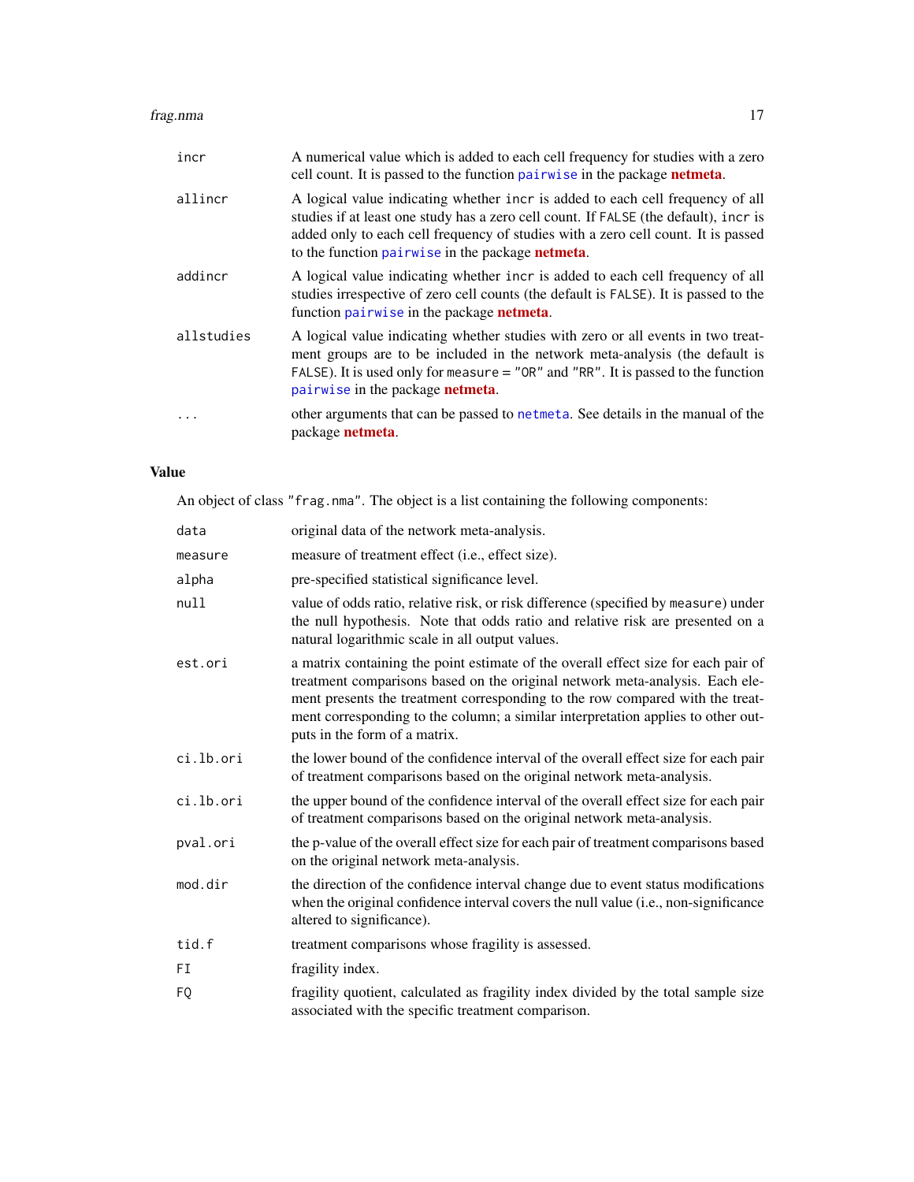| | |
|---|---|
| `incr` | A numerical value which is added to each cell frequency for studies with a zero cell count. It is passed to the function `pairwise` in the package **netmeta**. |
| `allincr` | A logical value indicating whether `incr` is added to each cell frequency of all studies if at least one study has a zero cell count. If `FALSE` (the default), `incr` is added only to each cell frequency of studies with a zero cell count. It is passed to the function `pairwise` in the package **netmeta**. |
| `addincr` | A logical value indicating whether `incr` is added to each cell frequency of all studies irrespective of zero cell counts (the default is `FALSE`). It is passed to the function `pairwise` in the package **netmeta**. |
| `allstudies` | A logical value indicating whether studies with zero or all events in two treatment groups are to be included in the network meta-analysis (the default is `FALSE`). It is used only for `measure = "OR"` and `"RR"`. It is passed to the function `pairwise` in the package **netmeta**. |
| `...` | other arguments that can be passed to `netmeta`. See details in the manual of the package **netmeta**. |

## Value

An object of class `"frag.nma"`. The object is a list containing the following components:

| | |
|---|---|
| `data` | original data of the network meta-analysis. |
| `measure` | measure of treatment effect (i.e., effect size). |
| `alpha` | pre-specified statistical significance level. |
| `null` | value of odds ratio, relative risk, or risk difference (specified by `measure`) under the null hypothesis. Note that odds ratio and relative risk are presented on a natural logarithmic scale in all output values. |
| `est.ori` | a matrix containing the point estimate of the overall effect size for each pair of treatment comparisons based on the original network meta-analysis. Each element presents the treatment corresponding to the row compared with the treatment corresponding to the column; a similar interpretation applies to other outputs in the form of a matrix. |
| `ci.lb.ori` | the lower bound of the confidence interval of the overall effect size for each pair of treatment comparisons based on the original network meta-analysis. |
| `ci.lb.ori` | the upper bound of the confidence interval of the overall effect size for each pair of treatment comparisons based on the original network meta-analysis. |
| `pval.ori` | the p-value of the overall effect size for each pair of treatment comparisons based on the original network meta-analysis. |
| `mod.dir` | the direction of the confidence interval change due to event status modifications when the original confidence interval covers the null value (i.e., non-significance altered to significance). |
| `tid.f` | treatment comparisons whose fragility is assessed. |
| `FI` | fragility index. |
| `FQ` | fragility quotient, calculated as fragility index divided by the total sample size associated with the specific treatment comparison. |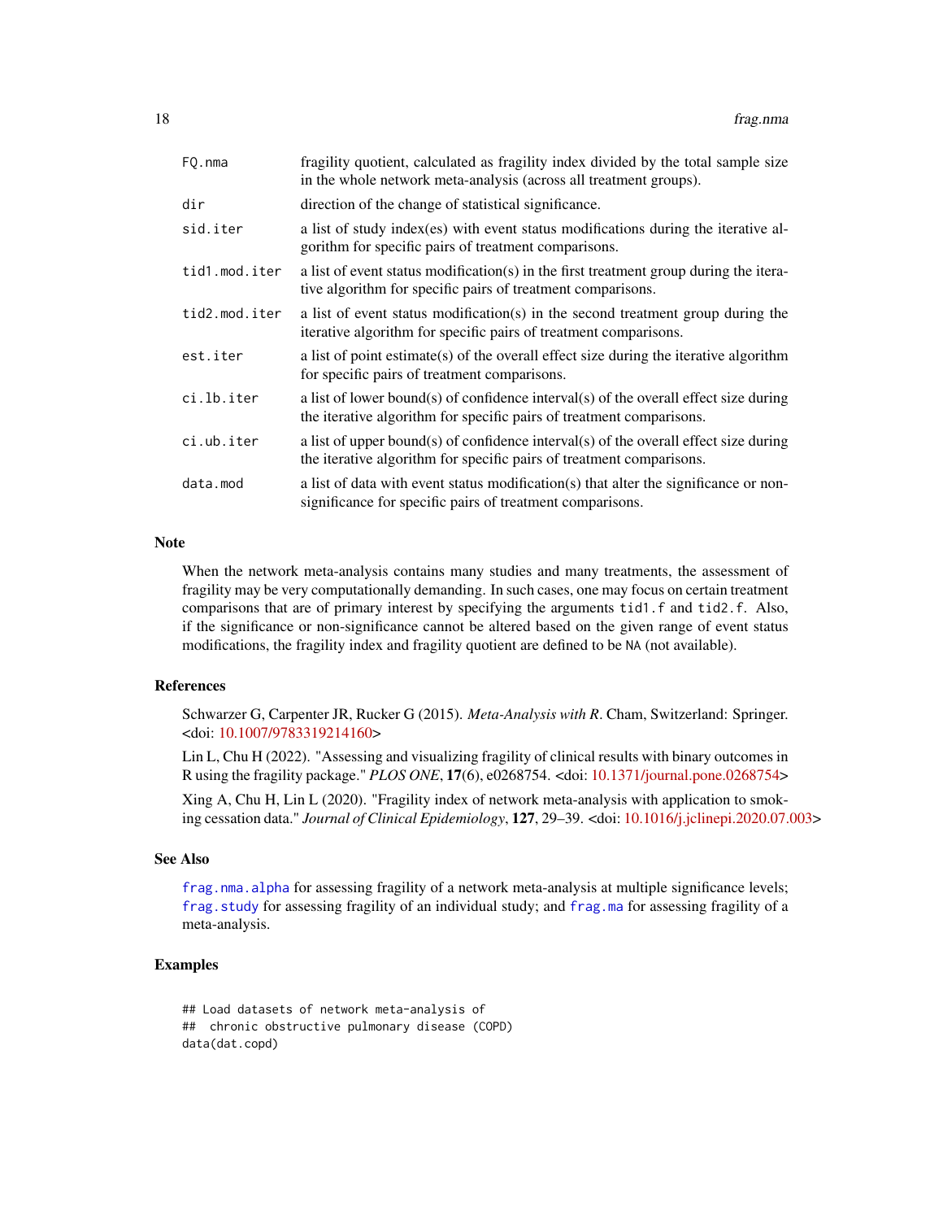| | |
|---|---|
| FQ.nma | fragility quotient, calculated as fragility index divided by the total sample size in the whole network meta-analysis (across all treatment groups). |
| dir | direction of the change of statistical significance. |
| sid.iter | a list of study index(es) with event status modifications during the iterative algorithm for specific pairs of treatment comparisons. |
| tid1.mod.iter | a list of event status modification(s) in the first treatment group during the iterative algorithm for specific pairs of treatment comparisons. |
| tid2.mod.iter | a list of event status modification(s) in the second treatment group during the iterative algorithm for specific pairs of treatment comparisons. |
| est.iter | a list of point estimate(s) of the overall effect size during the iterative algorithm for specific pairs of treatment comparisons. |
| ci.lb.iter | a list of lower bound(s) of confidence interval(s) of the overall effect size during the iterative algorithm for specific pairs of treatment comparisons. |
| ci.ub.iter | a list of upper bound(s) of confidence interval(s) of the overall effect size during the iterative algorithm for specific pairs of treatment comparisons. |
| data.mod | a list of data with event status modification(s) that alter the significance or non-significance for specific pairs of treatment comparisons. |

## Note

When the network meta-analysis contains many studies and many treatments, the assessment of fragility may be very computationally demanding. In such cases, one may focus on certain treatment comparisons that are of primary interest by specifying the arguments `tid1.f` and `tid2.f`. Also, if the significance or non-significance cannot be altered based on the given range of event status modifications, the fragility index and fragility quotient are defined to be `NA` (not available).

## References

Schwarzer G, Carpenter JR, Rucker G (2015). *Meta-Analysis with R*. Cham, Switzerland: Springer. <doi: 10.1007/9783319214160>

Lin L, Chu H (2022). "Assessing and visualizing fragility of clinical results with binary outcomes in R using the fragility package." *PLOS ONE*, **17**(6), e0268754. <doi: 10.1371/journal.pone.0268754>

Xing A, Chu H, Lin L (2020). "Fragility index of network meta-analysis with application to smoking cessation data." *Journal of Clinical Epidemiology*, **127**, 29–39. <doi: 10.1016/j.jclinepi.2020.07.003>

## See Also

`frag.nma.alpha` for assessing fragility of a network meta-analysis at multiple significance levels; `frag.study` for assessing fragility of an individual study; and `frag.ma` for assessing fragility of a meta-analysis.

## Examples

```
## Load datasets of network meta-analysis of
##  chronic obstructive pulmonary disease (COPD)
data(dat.copd)
```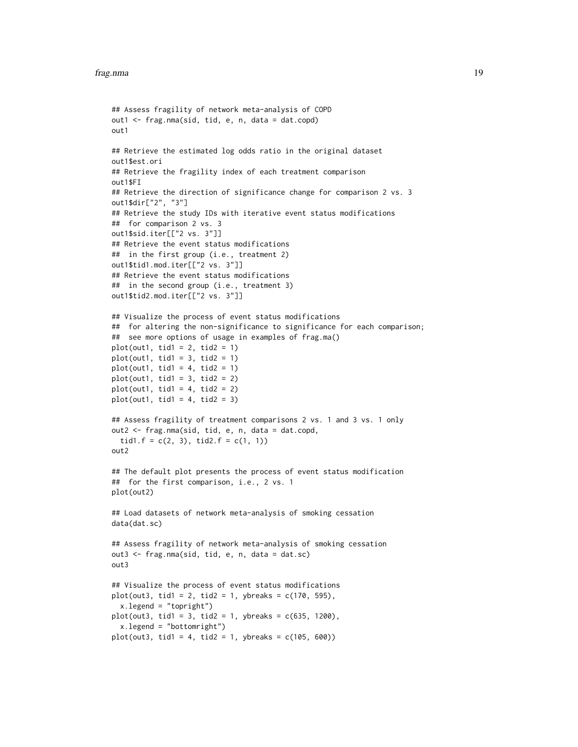```
## Assess fragility of network meta-analysis of COPD
out1 <- frag.nma(sid, tid, e, n, data = dat.copd)
out1

## Retrieve the estimated log odds ratio in the original dataset
out1$est.ori
## Retrieve the fragility index of each treatment comparison
out1$FI
## Retrieve the direction of significance change for comparison 2 vs. 3
out1$dir["2", "3"]
## Retrieve the study IDs with iterative event status modifications
##  for comparison 2 vs. 3
out1$sid.iter[["2 vs. 3"]]
## Retrieve the event status modifications
##  in the first group (i.e., treatment 2)
out1$tid1.mod.iter[["2 vs. 3"]]
## Retrieve the event status modifications
##  in the second group (i.e., treatment 3)
out1$tid2.mod.iter[["2 vs. 3"]]

## Visualize the process of event status modifications
##  for altering the non-significance to significance for each comparison;
##  see more options of usage in examples of frag.ma()
plot(out1, tid1 = 2, tid2 = 1)
plot(out1, tid1 = 3, tid2 = 1)
plot(out1, tid1 = 4, tid2 = 1)
plot(out1, tid1 = 3, tid2 = 2)
plot(out1, tid1 = 4, tid2 = 2)
plot(out1, tid1 = 4, tid2 = 3)

## Assess fragility of treatment comparisons 2 vs. 1 and 3 vs. 1 only
out2 <- frag.nma(sid, tid, e, n, data = dat.copd,
  tid1.f = c(2, 3), tid2.f = c(1, 1))
out2

## The default plot presents the process of event status modification
##  for the first comparison, i.e., 2 vs. 1
plot(out2)

## Load datasets of network meta-analysis of smoking cessation
data(dat.sc)

## Assess fragility of network meta-analysis of smoking cessation
out3 <- frag.nma(sid, tid, e, n, data = dat.sc)
out3

## Visualize the process of event status modifications
plot(out3, tid1 = 2, tid2 = 1, ybreaks = c(170, 595),
  x.legend = "topright")
plot(out3, tid1 = 3, tid2 = 1, ybreaks = c(635, 1200),
  x.legend = "bottomright")
plot(out3, tid1 = 4, tid2 = 1, ybreaks = c(105, 600))
```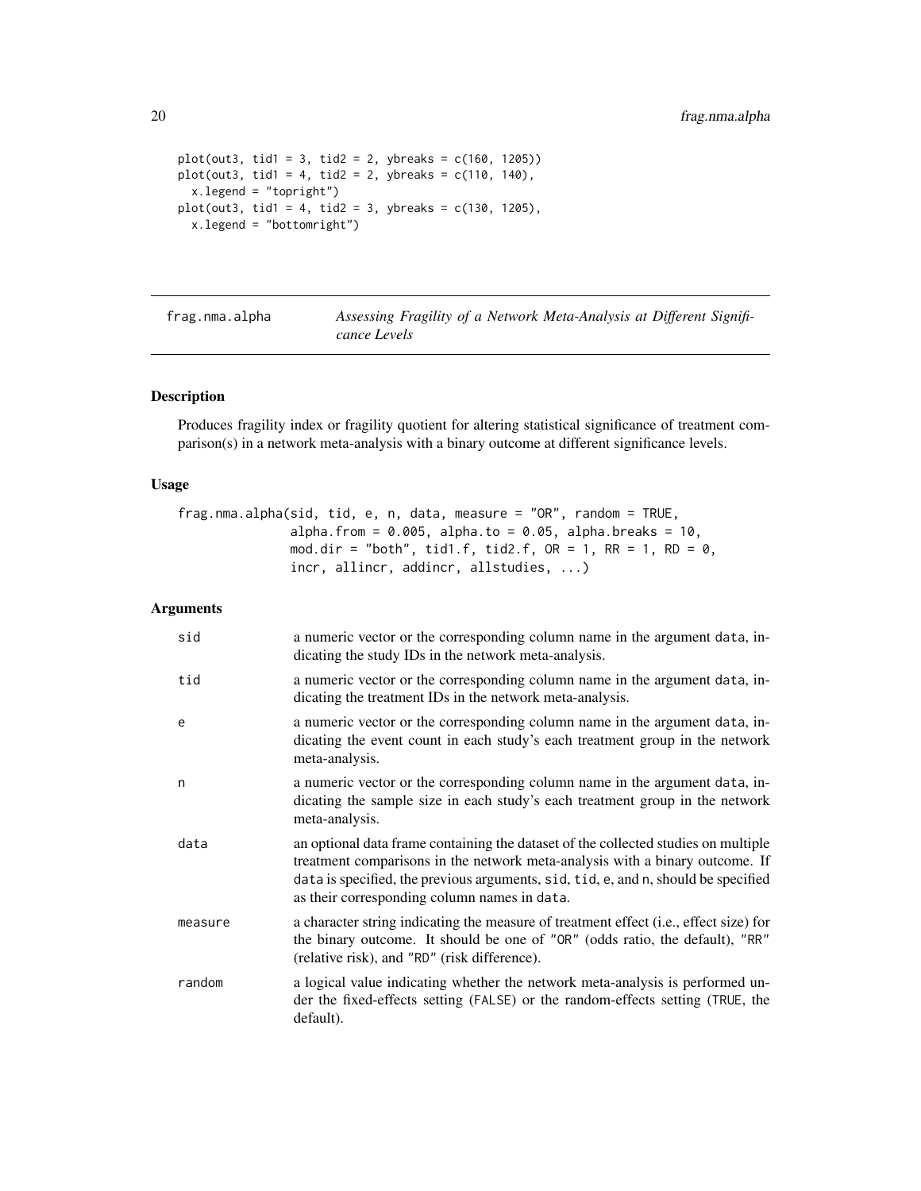```
plot(out3, tid1 = 3, tid2 = 2, ybreaks = c(160, 1205))
plot(out3, tid1 = 4, tid2 = 2, ybreaks = c(110, 140),
  x.legend = "topright")
plot(out3, tid1 = 4, tid2 = 3, ybreaks = c(130, 1205),
  x.legend = "bottomright")
```

---

## frag.nma.alpha — *Assessing Fragility of a Network Meta-Analysis at Different Significance Levels*

### Description

Produces fragility index or fragility quotient for altering statistical significance of treatment comparison(s) in a network meta-analysis with a binary outcome at different significance levels.

### Usage

```
frag.nma.alpha(sid, tid, e, n, data, measure = "OR", random = TRUE,
               alpha.from = 0.005, alpha.to = 0.05, alpha.breaks = 10,
               mod.dir = "both", tid1.f, tid2.f, OR = 1, RR = 1, RD = 0,
               incr, allincr, addincr, allstudies, ...)
```

### Arguments

| | |
|---|---|
| `sid` | a numeric vector or the corresponding column name in the argument `data`, indicating the study IDs in the network meta-analysis. |
| `tid` | a numeric vector or the corresponding column name in the argument `data`, indicating the treatment IDs in the network meta-analysis. |
| `e` | a numeric vector or the corresponding column name in the argument `data`, indicating the event count in each study's each treatment group in the network meta-analysis. |
| `n` | a numeric vector or the corresponding column name in the argument `data`, indicating the sample size in each study's each treatment group in the network meta-analysis. |
| `data` | an optional data frame containing the dataset of the collected studies on multiple treatment comparisons in the network meta-analysis with a binary outcome. If `data` is specified, the previous arguments, `sid`, `tid`, `e`, and `n`, should be specified as their corresponding column names in `data`. |
| `measure` | a character string indicating the measure of treatment effect (i.e., effect size) for the binary outcome. It should be one of `"OR"` (odds ratio, the default), `"RR"` (relative risk), and `"RD"` (risk difference). |
| `random` | a logical value indicating whether the network meta-analysis is performed under the fixed-effects setting (`FALSE`) or the random-effects setting (`TRUE`, the default). |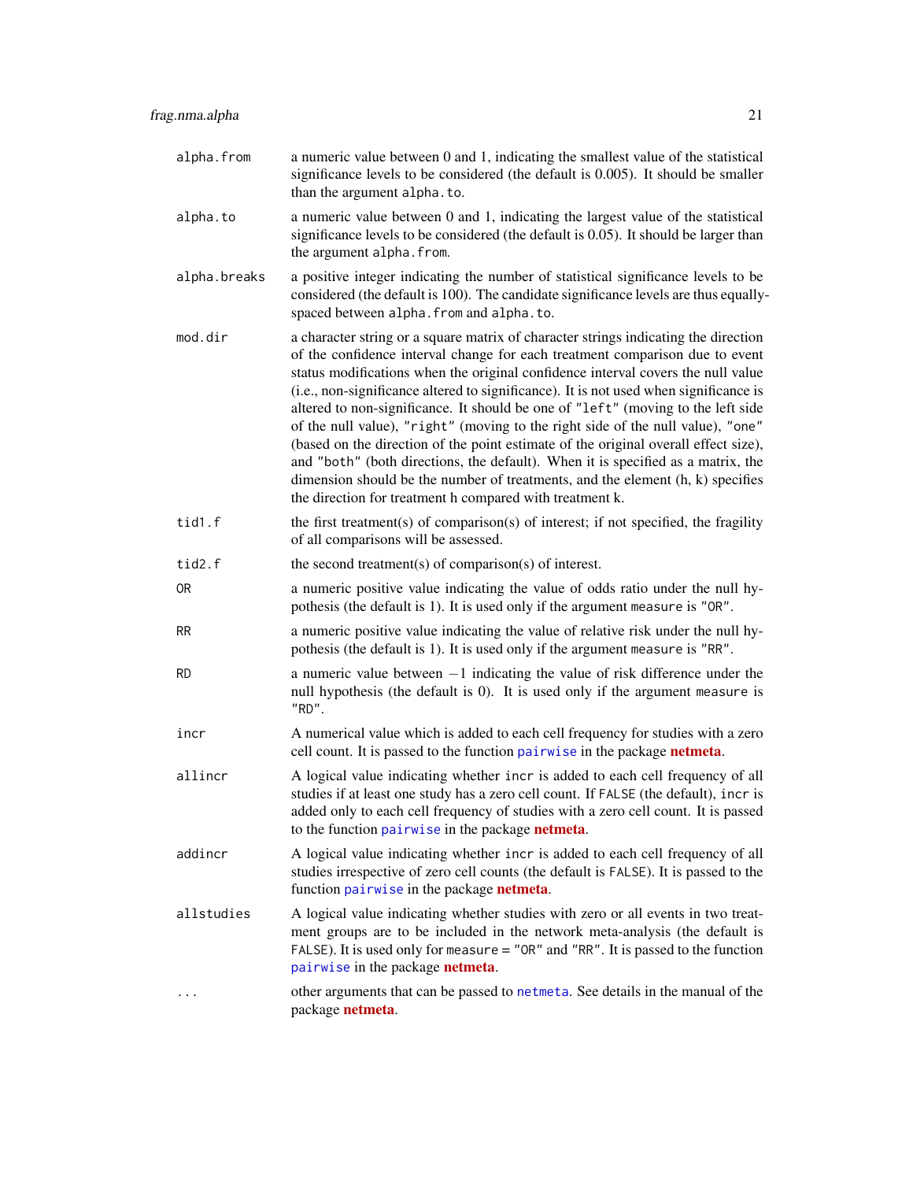`alpha.from` 	a numeric value between 0 and 1, indicating the smallest value of the statistical significance levels to be considered (the default is 0.005). It should be smaller than the argument `alpha.to`.

`alpha.to` 	a numeric value between 0 and 1, indicating the largest value of the statistical significance levels to be considered (the default is 0.05). It should be larger than the argument `alpha.from`.

`alpha.breaks` 	a positive integer indicating the number of statistical significance levels to be considered (the default is 100). The candidate significance levels are thus equally-spaced between `alpha.from` and `alpha.to`.

`mod.dir` 	a character string or a square matrix of character strings indicating the direction of the confidence interval change for each treatment comparison due to event status modifications when the original confidence interval covers the null value (i.e., non-significance altered to significance). It is not used when significance is altered to non-significance. It should be one of `"left"` (moving to the left side of the null value), `"right"` (moving to the right side of the null value), `"one"` (based on the direction of the point estimate of the original overall effect size), and `"both"` (both directions, the default). When it is specified as a matrix, the dimension should be the number of treatments, and the element (h, k) specifies the direction for treatment h compared with treatment k.

`tid1.f` 	the first treatment(s) of comparison(s) of interest; if not specified, the fragility of all comparisons will be assessed.

`tid2.f` 	the second treatment(s) of comparison(s) of interest.

`OR` 	a numeric positive value indicating the value of odds ratio under the null hypothesis (the default is 1). It is used only if the argument `measure` is `"OR"`.

`RR` 	a numeric positive value indicating the value of relative risk under the null hypothesis (the default is 1). It is used only if the argument `measure` is `"RR"`.

`RD` 	a numeric value between $-1$ indicating the value of risk difference under the null hypothesis (the default is 0). It is used only if the argument `measure` is `"RD"`.

`incr` 	A numerical value which is added to each cell frequency for studies with a zero cell count. It is passed to the function `pairwise` in the package **netmeta**.

`allincr` 	A logical value indicating whether `incr` is added to each cell frequency of all studies if at least one study has a zero cell count. If `FALSE` (the default), `incr` is added only to each cell frequency of studies with a zero cell count. It is passed to the function `pairwise` in the package **netmeta**.

`addincr` 	A logical value indicating whether `incr` is added to each cell frequency of all studies irrespective of zero cell counts (the default is `FALSE`). It is passed to the function `pairwise` in the package **netmeta**.

`allstudies` 	A logical value indicating whether studies with zero or all events in two treatment groups are to be included in the network meta-analysis (the default is `FALSE`). It is used only for `measure = "OR"` and `"RR"`. It is passed to the function `pairwise` in the package **netmeta**.

`...` 	other arguments that can be passed to `netmeta`. See details in the manual of the package **netmeta**.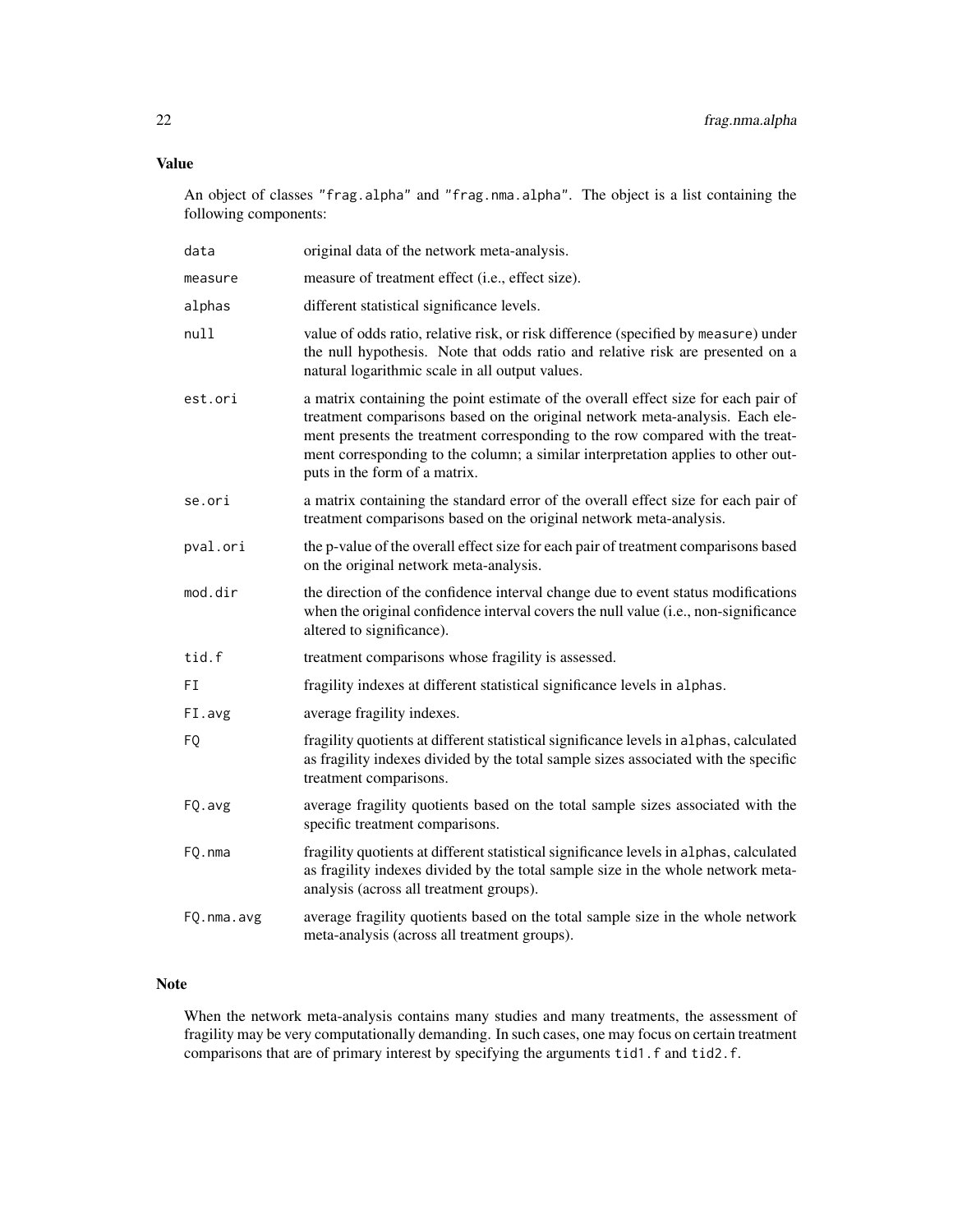## Value

An object of classes "frag.alpha" and "frag.nma.alpha". The object is a list containing the following components:

| | |
|---|---|
| data | original data of the network meta-analysis. |
| measure | measure of treatment effect (i.e., effect size). |
| alphas | different statistical significance levels. |
| null | value of odds ratio, relative risk, or risk difference (specified by measure) under the null hypothesis. Note that odds ratio and relative risk are presented on a natural logarithmic scale in all output values. |
| est.ori | a matrix containing the point estimate of the overall effect size for each pair of treatment comparisons based on the original network meta-analysis. Each element presents the treatment corresponding to the row compared with the treatment corresponding to the column; a similar interpretation applies to other outputs in the form of a matrix. |
| se.ori | a matrix containing the standard error of the overall effect size for each pair of treatment comparisons based on the original network meta-analysis. |
| pval.ori | the p-value of the overall effect size for each pair of treatment comparisons based on the original network meta-analysis. |
| mod.dir | the direction of the confidence interval change due to event status modifications when the original confidence interval covers the null value (i.e., non-significance altered to significance). |
| tid.f | treatment comparisons whose fragility is assessed. |
| FI | fragility indexes at different statistical significance levels in alphas. |
| FI.avg | average fragility indexes. |
| FQ | fragility quotients at different statistical significance levels in alphas, calculated as fragility indexes divided by the total sample sizes associated with the specific treatment comparisons. |
| FQ.avg | average fragility quotients based on the total sample sizes associated with the specific treatment comparisons. |
| FQ.nma | fragility quotients at different statistical significance levels in alphas, calculated as fragility indexes divided by the total sample size in the whole network meta-analysis (across all treatment groups). |
| FQ.nma.avg | average fragility quotients based on the total sample size in the whole network meta-analysis (across all treatment groups). |

## Note

When the network meta-analysis contains many studies and many treatments, the assessment of fragility may be very computationally demanding. In such cases, one may focus on certain treatment comparisons that are of primary interest by specifying the arguments tid1.f and tid2.f.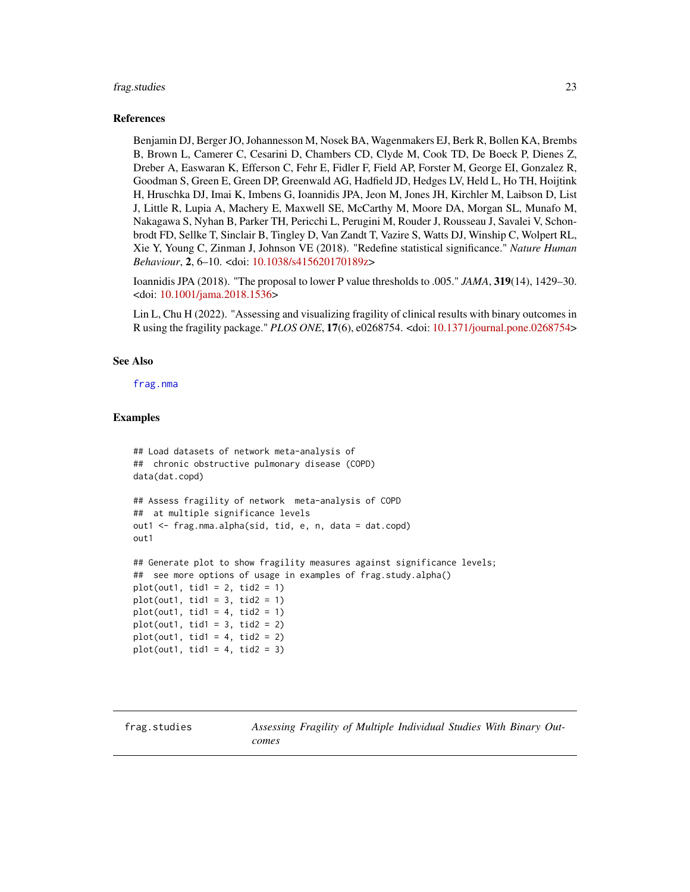## References

Benjamin DJ, Berger JO, Johannesson M, Nosek BA, Wagenmakers EJ, Berk R, Bollen KA, Brembs B, Brown L, Camerer C, Cesarini D, Chambers CD, Clyde M, Cook TD, De Boeck P, Dienes Z, Dreber A, Easwaran K, Efferson C, Fehr E, Fidler F, Field AP, Forster M, George EI, Gonzalez R, Goodman S, Green E, Green DP, Greenwald AG, Hadfield JD, Hedges LV, Held L, Ho TH, Hoijtink H, Hruschka DJ, Imai K, Imbens G, Ioannidis JPA, Jeon M, Jones JH, Kirchler M, Laibson D, List J, Little R, Lupia A, Machery E, Maxwell SE, McCarthy M, Moore DA, Morgan SL, Munafo M, Nakagawa S, Nyhan B, Parker TH, Pericchi L, Perugini M, Rouder J, Rousseau J, Savalei V, Schonbrodt FD, Sellke T, Sinclair B, Tingley D, Van Zandt T, Vazire S, Watts DJ, Winship C, Wolpert RL, Xie Y, Young C, Zinman J, Johnson VE (2018). "Redefine statistical significance." *Nature Human Behaviour*, **2**, 6–10. <doi: 10.1038/s415620170189z>

Ioannidis JPA (2018). "The proposal to lower P value thresholds to .005." *JAMA*, **319**(14), 1429–30. <doi: 10.1001/jama.2018.1536>

Lin L, Chu H (2022). "Assessing and visualizing fragility of clinical results with binary outcomes in R using the fragility package." *PLOS ONE*, **17**(6), e0268754. <doi: 10.1371/journal.pone.0268754>

## See Also

`frag.nma`

## Examples

```
## Load datasets of network meta-analysis of
##  chronic obstructive pulmonary disease (COPD)
data(dat.copd)

## Assess fragility of network  meta-analysis of COPD
##  at multiple significance levels
out1 <- frag.nma.alpha(sid, tid, e, n, data = dat.copd)
out1

## Generate plot to show fragility measures against significance levels;
##  see more options of usage in examples of frag.study.alpha()
plot(out1, tid1 = 2, tid2 = 1)
plot(out1, tid1 = 3, tid2 = 1)
plot(out1, tid1 = 4, tid2 = 1)
plot(out1, tid1 = 3, tid2 = 2)
plot(out1, tid1 = 4, tid2 = 2)
plot(out1, tid1 = 4, tid2 = 3)
```

---

# frag.studies — *Assessing Fragility of Multiple Individual Studies With Binary Outcomes*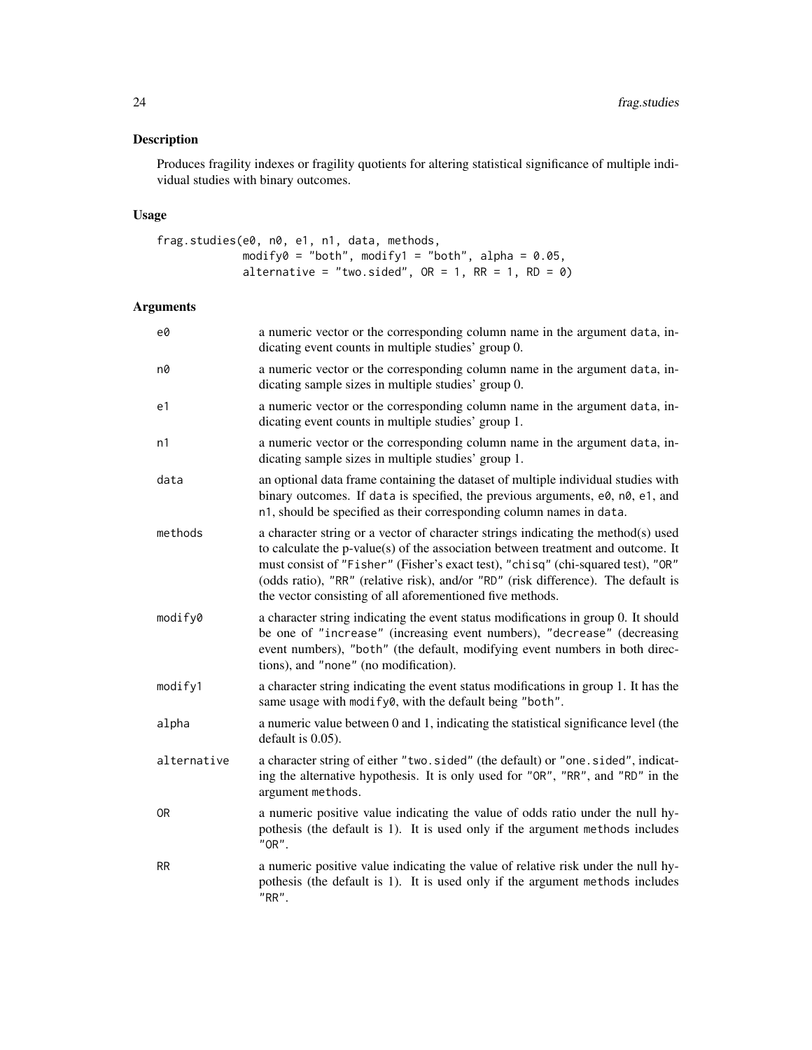## Description

Produces fragility indexes or fragility quotients for altering statistical significance of multiple individual studies with binary outcomes.

## Usage

```
frag.studies(e0, n0, e1, n1, data, methods,
             modify0 = "both", modify1 = "both", alpha = 0.05,
             alternative = "two.sided", OR = 1, RR = 1, RD = 0)
```

## Arguments

| | |
|---|---|
| e0 | a numeric vector or the corresponding column name in the argument data, indicating event counts in multiple studies' group 0. |
| n0 | a numeric vector or the corresponding column name in the argument data, indicating sample sizes in multiple studies' group 0. |
| e1 | a numeric vector or the corresponding column name in the argument data, indicating event counts in multiple studies' group 1. |
| n1 | a numeric vector or the corresponding column name in the argument data, indicating sample sizes in multiple studies' group 1. |
| data | an optional data frame containing the dataset of multiple individual studies with binary outcomes. If data is specified, the previous arguments, e0, n0, e1, and n1, should be specified as their corresponding column names in data. |
| methods | a character string or a vector of character strings indicating the method(s) used to calculate the p-value(s) of the association between treatment and outcome. It must consist of "Fisher" (Fisher's exact test), "chisq" (chi-squared test), "OR" (odds ratio), "RR" (relative risk), and/or "RD" (risk difference). The default is the vector consisting of all aforementioned five methods. |
| modify0 | a character string indicating the event status modifications in group 0. It should be one of "increase" (increasing event numbers), "decrease" (decreasing event numbers), "both" (the default, modifying event numbers in both directions), and "none" (no modification). |
| modify1 | a character string indicating the event status modifications in group 1. It has the same usage with modify0, with the default being "both". |
| alpha | a numeric value between 0 and 1, indicating the statistical significance level (the default is 0.05). |
| alternative | a character string of either "two.sided" (the default) or "one.sided", indicating the alternative hypothesis. It is only used for "OR", "RR", and "RD" in the argument methods. |
| OR | a numeric positive value indicating the value of odds ratio under the null hypothesis (the default is 1). It is used only if the argument methods includes "OR". |
| RR | a numeric positive value indicating the value of relative risk under the null hypothesis (the default is 1). It is used only if the argument methods includes "RR". |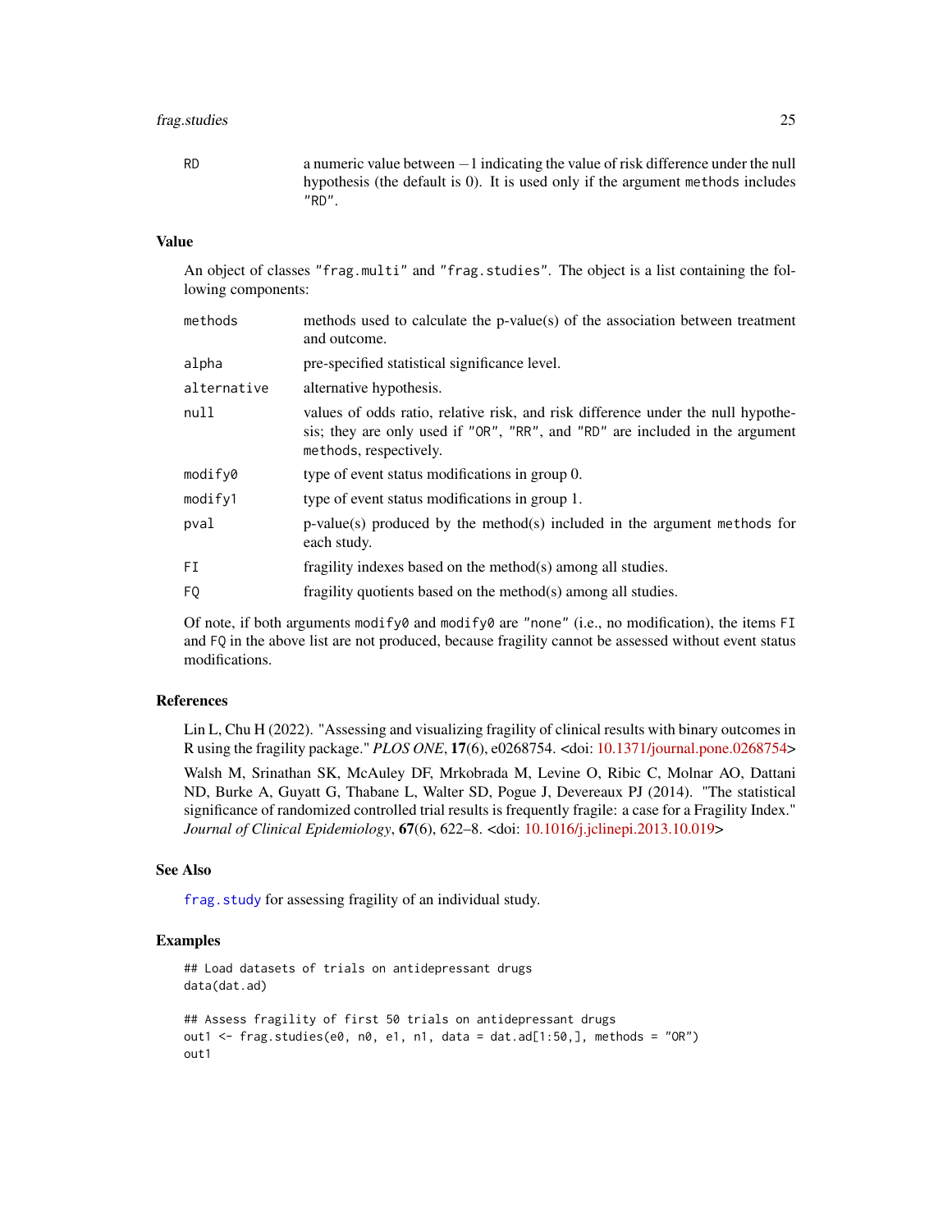| | |
|---|---|
| RD | a numeric value between $-1$ indicating the value of risk difference under the null hypothesis (the default is 0). It is used only if the argument methods includes "RD". |

### Value

An object of classes "frag.multi" and "frag.studies". The object is a list containing the following components:

| | |
|---|---|
| methods | methods used to calculate the p-value(s) of the association between treatment and outcome. |
| alpha | pre-specified statistical significance level. |
| alternative | alternative hypothesis. |
| null | values of odds ratio, relative risk, and risk difference under the null hypothesis; they are only used if "OR", "RR", and "RD" are included in the argument methods, respectively. |
| modify0 | type of event status modifications in group 0. |
| modify1 | type of event status modifications in group 1. |
| pval | p-value(s) produced by the method(s) included in the argument methods for each study. |
| FI | fragility indexes based on the method(s) among all studies. |
| FQ | fragility quotients based on the method(s) among all studies. |

Of note, if both arguments modify0 and modify0 are "none" (i.e., no modification), the items FI and FQ in the above list are not produced, because fragility cannot be assessed without event status modifications.

### References

Lin L, Chu H (2022). "Assessing and visualizing fragility of clinical results with binary outcomes in R using the fragility package." *PLOS ONE*, **17**(6), e0268754. <doi: 10.1371/journal.pone.0268754>

Walsh M, Srinathan SK, McAuley DF, Mrkobrada M, Levine O, Ribic C, Molnar AO, Dattani ND, Burke A, Guyatt G, Thabane L, Walter SD, Pogue J, Devereaux PJ (2014). "The statistical significance of randomized controlled trial results is frequently fragile: a case for a Fragility Index." *Journal of Clinical Epidemiology*, **67**(6), 622–8. <doi: 10.1016/j.jclinepi.2013.10.019>

### See Also

frag.study for assessing fragility of an individual study.

### Examples

```
## Load datasets of trials on antidepressant drugs
data(dat.ad)

## Assess fragility of first 50 trials on antidepressant drugs
out1 <- frag.studies(e0, n0, e1, n1, data = dat.ad[1:50,], methods = "OR")
out1
```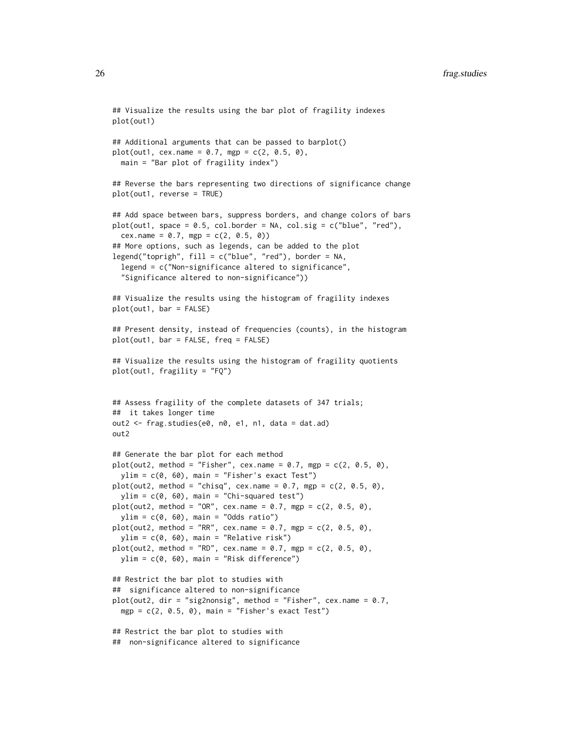```
## Visualize the results using the bar plot of fragility indexes
plot(out1)

## Additional arguments that can be passed to barplot()
plot(out1, cex.name = 0.7, mgp = c(2, 0.5, 0),
  main = "Bar plot of fragility index")

## Reverse the bars representing two directions of significance change
plot(out1, reverse = TRUE)

## Add space between bars, suppress borders, and change colors of bars
plot(out1, space = 0.5, col.border = NA, col.sig = c("blue", "red"),
  cex.name = 0.7, mgp = c(2, 0.5, 0))
## More options, such as legends, can be added to the plot
legend("topright", fill = c("blue", "red"), border = NA,
  legend = c("Non-significance altered to significance",
  "Significance altered to non-significance"))

## Visualize the results using the histogram of fragility indexes
plot(out1, bar = FALSE)

## Present density, instead of frequencies (counts), in the histogram
plot(out1, bar = FALSE, freq = FALSE)

## Visualize the results using the histogram of fragility quotients
plot(out1, fragility = "FQ")


## Assess fragility of the complete datasets of 347 trials;
##  it takes longer time
out2 <- frag.studies(e0, n0, e1, n1, data = dat.ad)
out2

## Generate the bar plot for each method
plot(out2, method = "Fisher", cex.name = 0.7, mgp = c(2, 0.5, 0),
  ylim = c(0, 60), main = "Fisher's exact Test")
plot(out2, method = "chisq", cex.name = 0.7, mgp = c(2, 0.5, 0),
  ylim = c(0, 60), main = "Chi-squared test")
plot(out2, method = "OR", cex.name = 0.7, mgp = c(2, 0.5, 0),
  ylim = c(0, 60), main = "Odds ratio")
plot(out2, method = "RR", cex.name = 0.7, mgp = c(2, 0.5, 0),
  ylim = c(0, 60), main = "Relative risk")
plot(out2, method = "RD", cex.name = 0.7, mgp = c(2, 0.5, 0),
  ylim = c(0, 60), main = "Risk difference")

## Restrict the bar plot to studies with
##  significance altered to non-significance
plot(out2, dir = "sig2nonsig", method = "Fisher", cex.name = 0.7,
  mgp = c(2, 0.5, 0), main = "Fisher's exact Test")

## Restrict the bar plot to studies with
##  non-significance altered to significance
```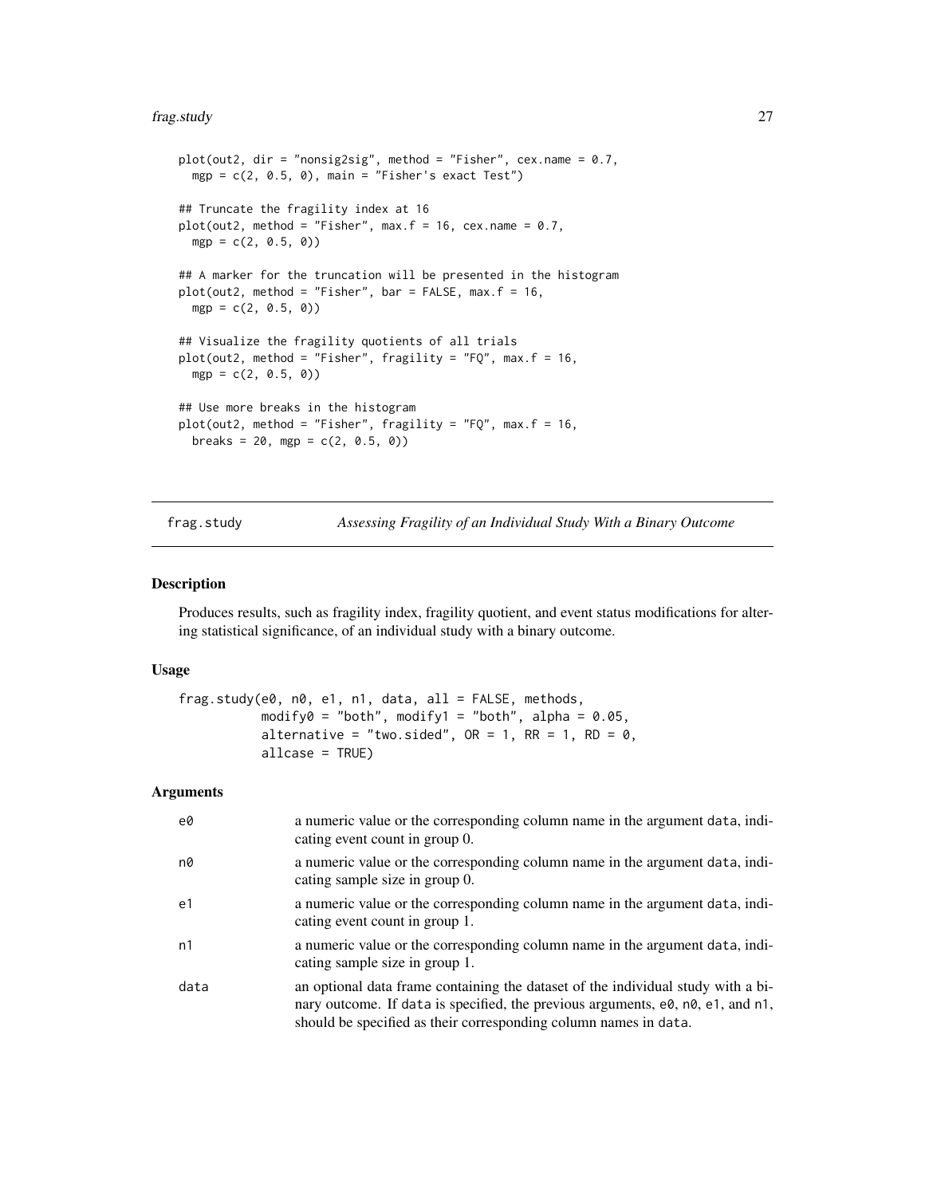```
plot(out2, dir = "nonsig2sig", method = "Fisher", cex.name = 0.7,
  mgp = c(2, 0.5, 0), main = "Fisher's exact Test")

## Truncate the fragility index at 16
plot(out2, method = "Fisher", max.f = 16, cex.name = 0.7,
  mgp = c(2, 0.5, 0))

## A marker for the truncation will be presented in the histogram
plot(out2, method = "Fisher", bar = FALSE, max.f = 16,
  mgp = c(2, 0.5, 0))

## Visualize the fragility quotients of all trials
plot(out2, method = "Fisher", fragility = "FQ", max.f = 16,
  mgp = c(2, 0.5, 0))

## Use more breaks in the histogram
plot(out2, method = "Fisher", fragility = "FQ", max.f = 16,
  breaks = 20, mgp = c(2, 0.5, 0))
```

## frag.study — *Assessing Fragility of an Individual Study With a Binary Outcome*

### Description

Produces results, such as fragility index, fragility quotient, and event status modifications for altering statistical significance, of an individual study with a binary outcome.

### Usage

```
frag.study(e0, n0, e1, n1, data, all = FALSE, methods,
           modify0 = "both", modify1 = "both", alpha = 0.05,
           alternative = "two.sided", OR = 1, RR = 1, RD = 0,
           allcase = TRUE)
```

### Arguments

| | |
|---|---|
| e0 | a numeric value or the corresponding column name in the argument data, indicating event count in group 0. |
| n0 | a numeric value or the corresponding column name in the argument data, indicating sample size in group 0. |
| e1 | a numeric value or the corresponding column name in the argument data, indicating event count in group 1. |
| n1 | a numeric value or the corresponding column name in the argument data, indicating sample size in group 1. |
| data | an optional data frame containing the dataset of the individual study with a binary outcome. If data is specified, the previous arguments, e0, n0, e1, and n1, should be specified as their corresponding column names in data. |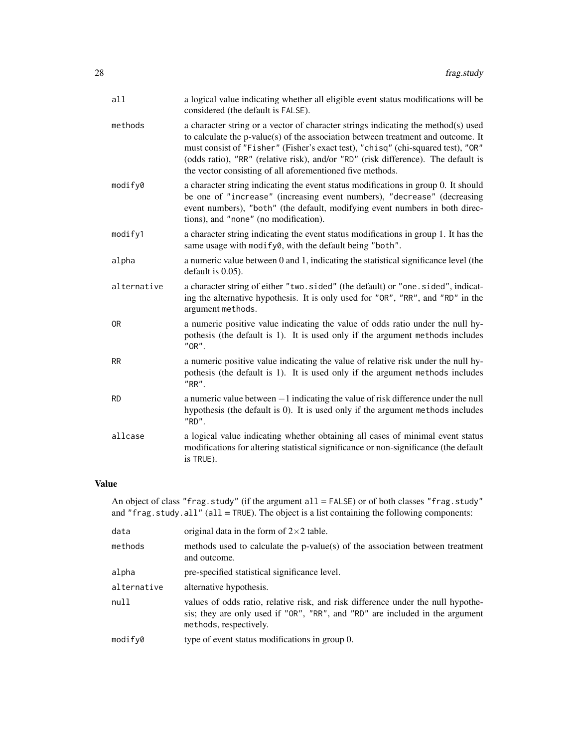| | |
|---|---|
| `all` | a logical value indicating whether all eligible event status modifications will be considered (the default is `FALSE`). |
| `methods` | a character string or a vector of character strings indicating the method(s) used to calculate the p-value(s) of the association between treatment and outcome. It must consist of `"Fisher"` (Fisher's exact test), `"chisq"` (chi-squared test), `"OR"` (odds ratio), `"RR"` (relative risk), and/or `"RD"` (risk difference). The default is the vector consisting of all aforementioned five methods. |
| `modify0` | a character string indicating the event status modifications in group 0. It should be one of `"increase"` (increasing event numbers), `"decrease"` (decreasing event numbers), `"both"` (the default, modifying event numbers in both directions), and `"none"` (no modification). |
| `modify1` | a character string indicating the event status modifications in group 1. It has the same usage with `modify0`, with the default being `"both"`. |
| `alpha` | a numeric value between 0 and 1, indicating the statistical significance level (the default is 0.05). |
| `alternative` | a character string of either `"two.sided"` (the default) or `"one.sided"`, indicating the alternative hypothesis. It is only used for `"OR"`, `"RR"`, and `"RD"` in the argument `methods`. |
| `OR` | a numeric positive value indicating the value of odds ratio under the null hypothesis (the default is 1). It is used only if the argument `methods` includes `"OR"`. |
| `RR` | a numeric positive value indicating the value of relative risk under the null hypothesis (the default is 1). It is used only if the argument `methods` includes `"RR"`. |
| `RD` | a numeric value between $-1$ indicating the value of risk difference under the null hypothesis (the default is 0). It is used only if the argument `methods` includes `"RD"`. |
| `allcase` | a logical value indicating whether obtaining all cases of minimal event status modifications for altering statistical significance or non-significance (the default is `TRUE`). |

## Value

An object of class `"frag.study"` (if the argument `all = FALSE`) or of both classes `"frag.study"` and `"frag.study.all"` (`all = TRUE`). The object is a list containing the following components:

| | |
|---|---|
| `data` | original data in the form of $2 \times 2$ table. |
| `methods` | methods used to calculate the p-value(s) of the association between treatment and outcome. |
| `alpha` | pre-specified statistical significance level. |
| `alternative` | alternative hypothesis. |
| `null` | values of odds ratio, relative risk, and risk difference under the null hypothesis; they are only used if `"OR"`, `"RR"`, and `"RD"` are included in the argument `methods`, respectively. |
| `modify0` | type of event status modifications in group 0. |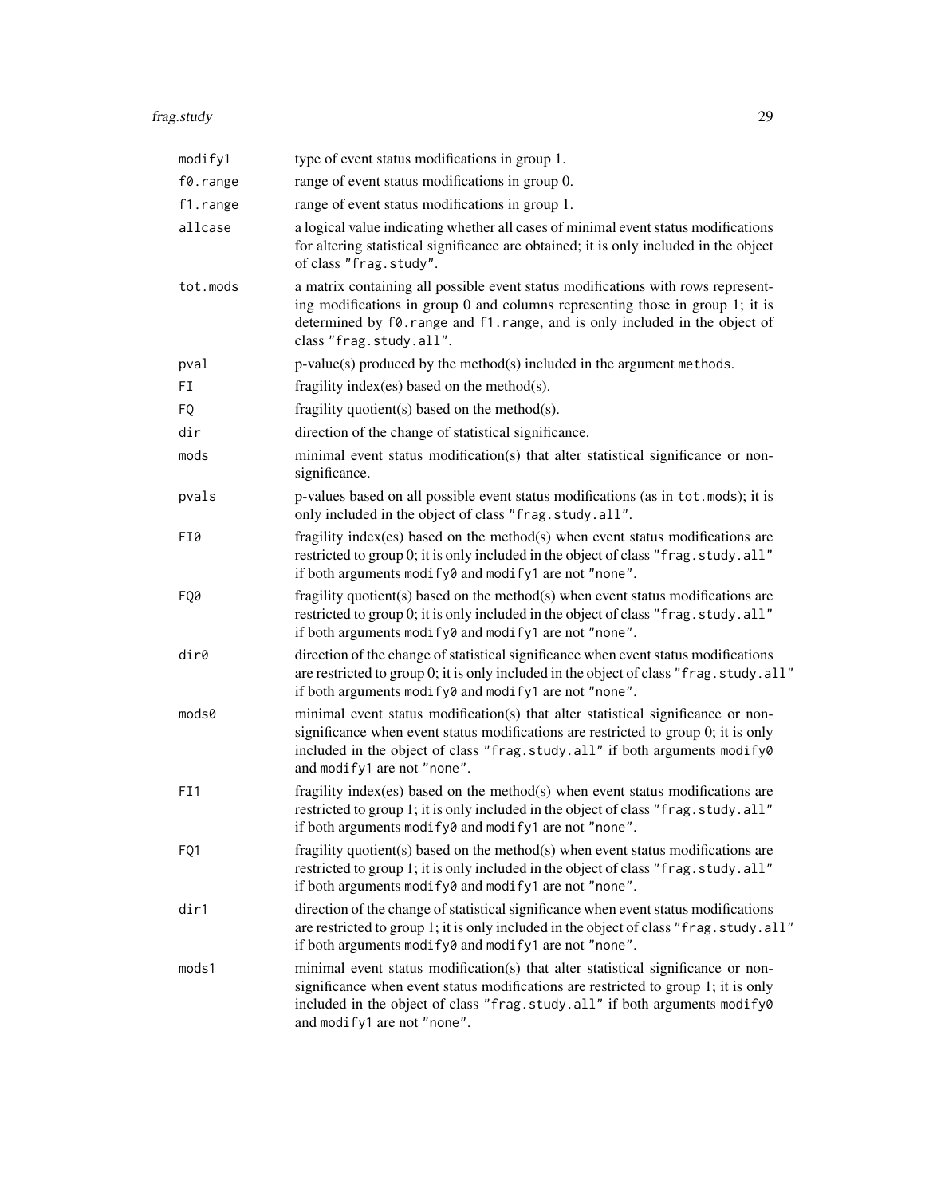| | |
|---|---|
| `modify1` | type of event status modifications in group 1. |
| `f0.range` | range of event status modifications in group 0. |
| `f1.range` | range of event status modifications in group 1. |
| `allcase` | a logical value indicating whether all cases of minimal event status modifications for altering statistical significance are obtained; it is only included in the object of class `"frag.study"`. |
| `tot.mods` | a matrix containing all possible event status modifications with rows representing modifications in group 0 and columns representing those in group 1; it is determined by `f0.range` and `f1.range`, and is only included in the object of class `"frag.study.all"`. |
| `pval` | p-value(s) produced by the method(s) included in the argument `methods`. |
| `FI` | fragility index(es) based on the method(s). |
| `FQ` | fragility quotient(s) based on the method(s). |
| `dir` | direction of the change of statistical significance. |
| `mods` | minimal event status modification(s) that alter statistical significance or non-significance. |
| `pvals` | p-values based on all possible event status modifications (as in `tot.mods`); it is only included in the object of class `"frag.study.all"`. |
| `FI0` | fragility index(es) based on the method(s) when event status modifications are restricted to group 0; it is only included in the object of class `"frag.study.all"` if both arguments `modify0` and `modify1` are not `"none"`. |
| `FQ0` | fragility quotient(s) based on the method(s) when event status modifications are restricted to group 0; it is only included in the object of class `"frag.study.all"` if both arguments `modify0` and `modify1` are not `"none"`. |
| `dir0` | direction of the change of statistical significance when event status modifications are restricted to group 0; it is only included in the object of class `"frag.study.all"` if both arguments `modify0` and `modify1` are not `"none"`. |
| `mods0` | minimal event status modification(s) that alter statistical significance or non-significance when event status modifications are restricted to group 0; it is only included in the object of class `"frag.study.all"` if both arguments `modify0` and `modify1` are not `"none"`. |
| `FI1` | fragility index(es) based on the method(s) when event status modifications are restricted to group 1; it is only included in the object of class `"frag.study.all"` if both arguments `modify0` and `modify1` are not `"none"`. |
| `FQ1` | fragility quotient(s) based on the method(s) when event status modifications are restricted to group 1; it is only included in the object of class `"frag.study.all"` if both arguments `modify0` and `modify1` are not `"none"`. |
| `dir1` | direction of the change of statistical significance when event status modifications are restricted to group 1; it is only included in the object of class `"frag.study.all"` if both arguments `modify0` and `modify1` are not `"none"`. |
| `mods1` | minimal event status modification(s) that alter statistical significance or non-significance when event status modifications are restricted to group 1; it is only included in the object of class `"frag.study.all"` if both arguments `modify0` and `modify1` are not `"none"`. |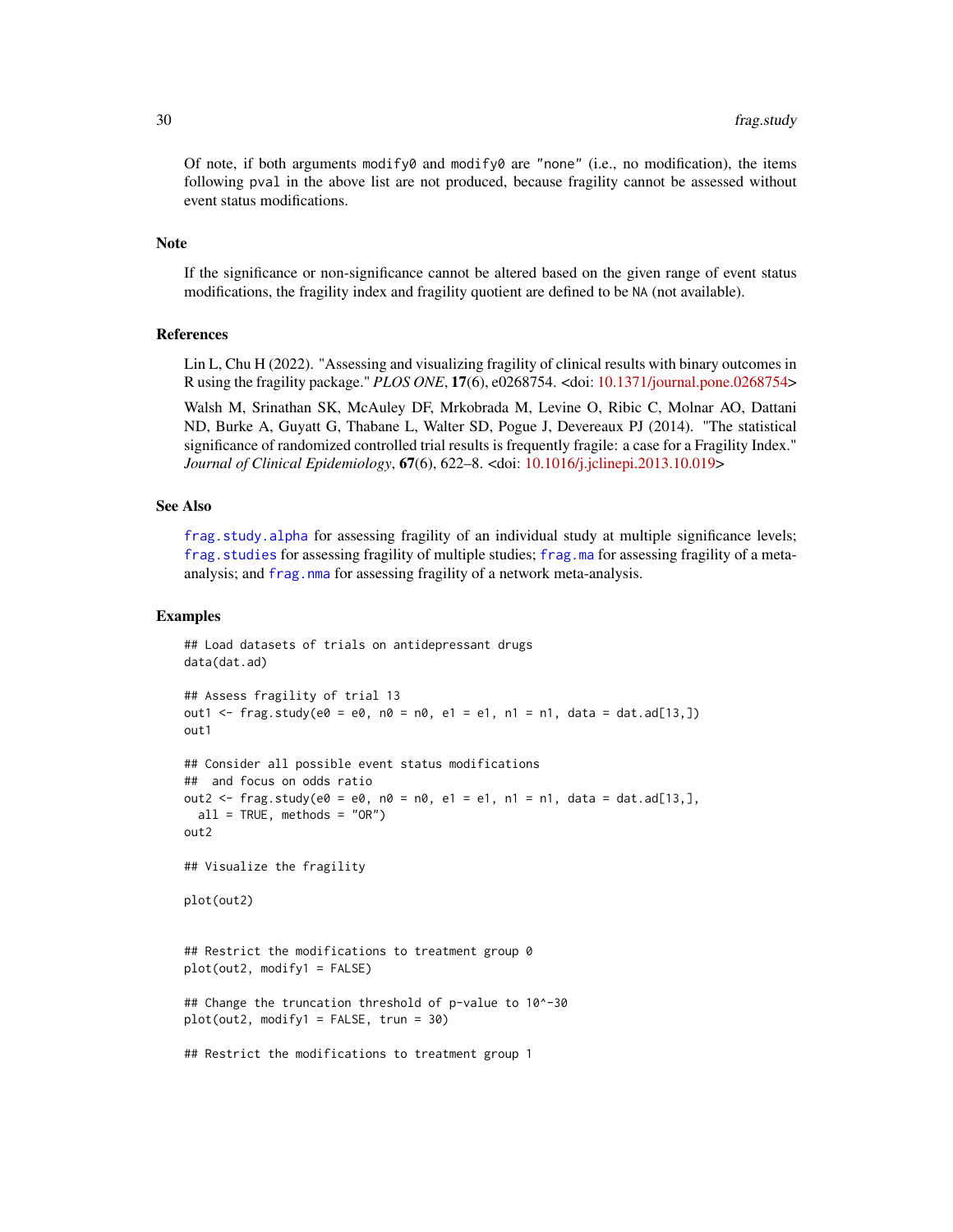Of note, if both arguments `modify0` and `modify0` are `"none"` (i.e., no modification), the items following `pval` in the above list are not produced, because fragility cannot be assessed without event status modifications.

## Note

If the significance or non-significance cannot be altered based on the given range of event status modifications, the fragility index and fragility quotient are defined to be `NA` (not available).

## References

Lin L, Chu H (2022). "Assessing and visualizing fragility of clinical results with binary outcomes in R using the fragility package." *PLOS ONE*, **17**(6), e0268754. <doi: 10.1371/journal.pone.0268754>

Walsh M, Srinathan SK, McAuley DF, Mrkobrada M, Levine O, Ribic C, Molnar AO, Dattani ND, Burke A, Guyatt G, Thabane L, Walter SD, Pogue J, Devereaux PJ (2014). "The statistical significance of randomized controlled trial results is frequently fragile: a case for a Fragility Index." *Journal of Clinical Epidemiology*, **67**(6), 622–8. <doi: 10.1016/j.jclinepi.2013.10.019>

## See Also

`frag.study.alpha` for assessing fragility of an individual study at multiple significance levels; `frag.studies` for assessing fragility of multiple studies; `frag.ma` for assessing fragility of a meta-analysis; and `frag.nma` for assessing fragility of a network meta-analysis.

## Examples

```
## Load datasets of trials on antidepressant drugs
data(dat.ad)

## Assess fragility of trial 13
out1 <- frag.study(e0 = e0, n0 = n0, e1 = e1, n1 = n1, data = dat.ad[13,])
out1

## Consider all possible event status modifications
##  and focus on odds ratio
out2 <- frag.study(e0 = e0, n0 = n0, e1 = e1, n1 = n1, data = dat.ad[13,],
  all = TRUE, methods = "OR")
out2

## Visualize the fragility

plot(out2)


## Restrict the modifications to treatment group 0
plot(out2, modify1 = FALSE)

## Change the truncation threshold of p-value to 10^-30
plot(out2, modify1 = FALSE, trun = 30)

## Restrict the modifications to treatment group 1
```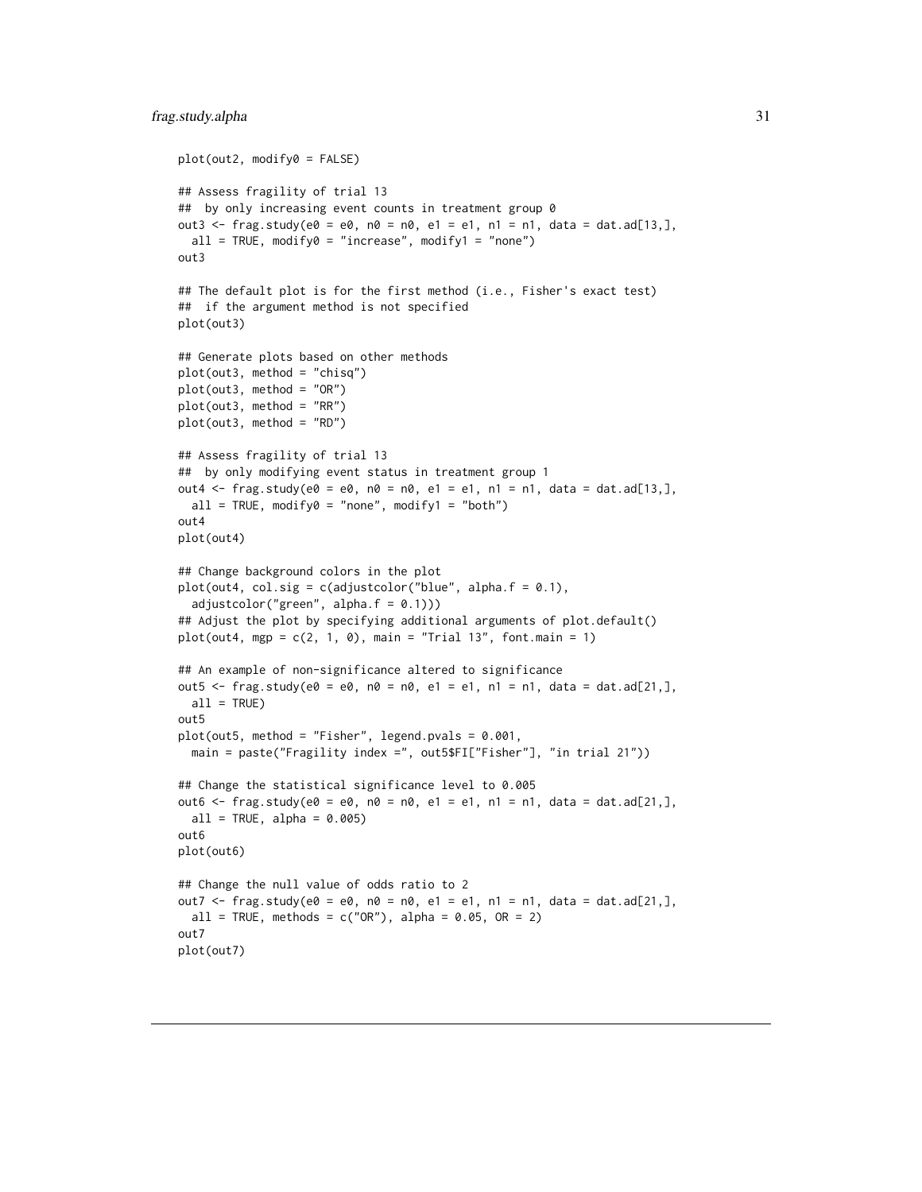```
plot(out2, modify0 = FALSE)

## Assess fragility of trial 13
##  by only increasing event counts in treatment group 0
out3 <- frag.study(e0 = e0, n0 = n0, e1 = e1, n1 = n1, data = dat.ad[13,],
  all = TRUE, modify0 = "increase", modify1 = "none")
out3

## The default plot is for the first method (i.e., Fisher's exact test)
##  if the argument method is not specified
plot(out3)

## Generate plots based on other methods
plot(out3, method = "chisq")
plot(out3, method = "OR")
plot(out3, method = "RR")
plot(out3, method = "RD")

## Assess fragility of trial 13
##  by only modifying event status in treatment group 1
out4 <- frag.study(e0 = e0, n0 = n0, e1 = e1, n1 = n1, data = dat.ad[13,],
  all = TRUE, modify0 = "none", modify1 = "both")
out4
plot(out4)

## Change background colors in the plot
plot(out4, col.sig = c(adjustcolor("blue", alpha.f = 0.1),
  adjustcolor("green", alpha.f = 0.1)))
## Adjust the plot by specifying additional arguments of plot.default()
plot(out4, mgp = c(2, 1, 0), main = "Trial 13", font.main = 1)

## An example of non-significance altered to significance
out5 <- frag.study(e0 = e0, n0 = n0, e1 = e1, n1 = n1, data = dat.ad[21,],
  all = TRUE)
out5
plot(out5, method = "Fisher", legend.pvals = 0.001,
  main = paste("Fragility index =", out5$FI["Fisher"], "in trial 21"))

## Change the statistical significance level to 0.005
out6 <- frag.study(e0 = e0, n0 = n0, e1 = e1, n1 = n1, data = dat.ad[21,],
  all = TRUE, alpha = 0.005)
out6
plot(out6)

## Change the null value of odds ratio to 2
out7 <- frag.study(e0 = e0, n0 = n0, e1 = e1, n1 = n1, data = dat.ad[21,],
  all = TRUE, methods = c("OR"), alpha = 0.05, OR = 2)
out7
plot(out7)
```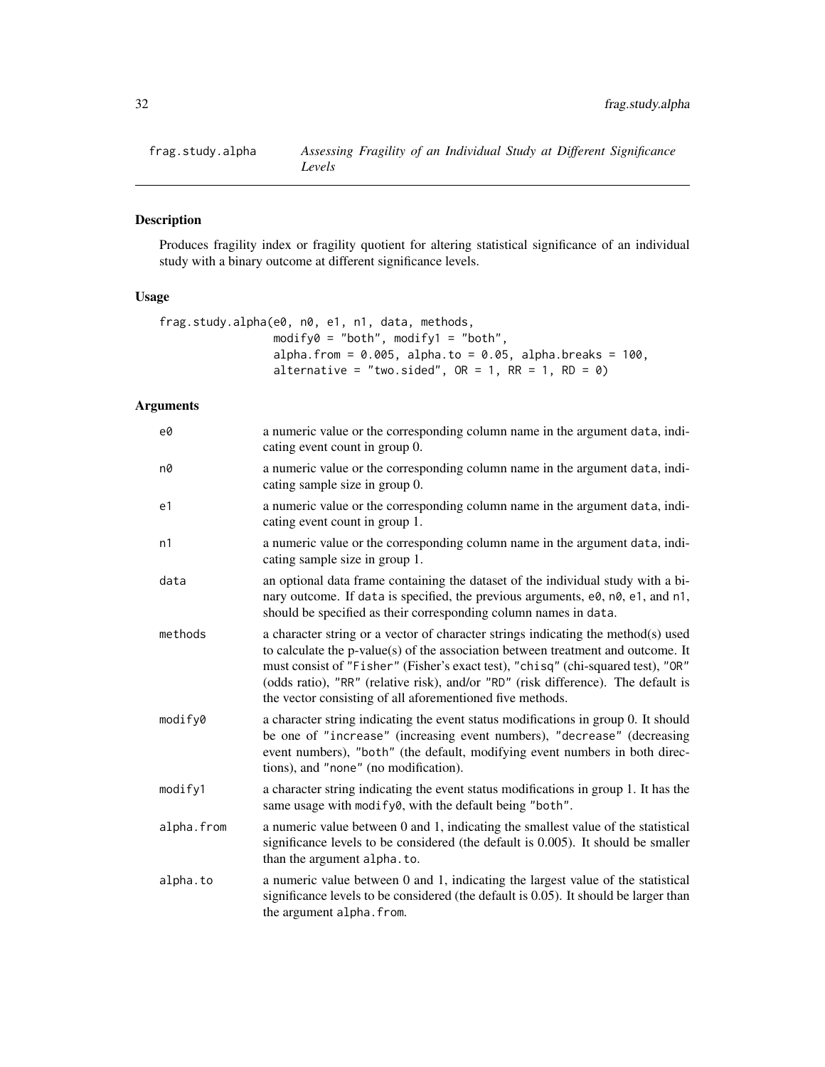# frag.study.alpha — *Assessing Fragility of an Individual Study at Different Significance Levels*

## Description

Produces fragility index or fragility quotient for altering statistical significance of an individual study with a binary outcome at different significance levels.

## Usage

```
frag.study.alpha(e0, n0, e1, n1, data, methods,
                 modify0 = "both", modify1 = "both",
                 alpha.from = 0.005, alpha.to = 0.05, alpha.breaks = 100,
                 alternative = "two.sided", OR = 1, RR = 1, RD = 0)
```

## Arguments

| | |
|---|---|
| e0 | a numeric value or the corresponding column name in the argument data, indicating event count in group 0. |
| n0 | a numeric value or the corresponding column name in the argument data, indicating sample size in group 0. |
| e1 | a numeric value or the corresponding column name in the argument data, indicating event count in group 1. |
| n1 | a numeric value or the corresponding column name in the argument data, indicating sample size in group 1. |
| data | an optional data frame containing the dataset of the individual study with a binary outcome. If data is specified, the previous arguments, e0, n0, e1, and n1, should be specified as their corresponding column names in data. |
| methods | a character string or a vector of character strings indicating the method(s) used to calculate the p-value(s) of the association between treatment and outcome. It must consist of "Fisher" (Fisher's exact test), "chisq" (chi-squared test), "OR" (odds ratio), "RR" (relative risk), and/or "RD" (risk difference). The default is the vector consisting of all aforementioned five methods. |
| modify0 | a character string indicating the event status modifications in group 0. It should be one of "increase" (increasing event numbers), "decrease" (decreasing event numbers), "both" (the default, modifying event numbers in both directions), and "none" (no modification). |
| modify1 | a character string indicating the event status modifications in group 1. It has the same usage with modify0, with the default being "both". |
| alpha.from | a numeric value between 0 and 1, indicating the smallest value of the statistical significance levels to be considered (the default is 0.005). It should be smaller than the argument alpha.to. |
| alpha.to | a numeric value between 0 and 1, indicating the largest value of the statistical significance levels to be considered (the default is 0.05). It should be larger than the argument alpha.from. |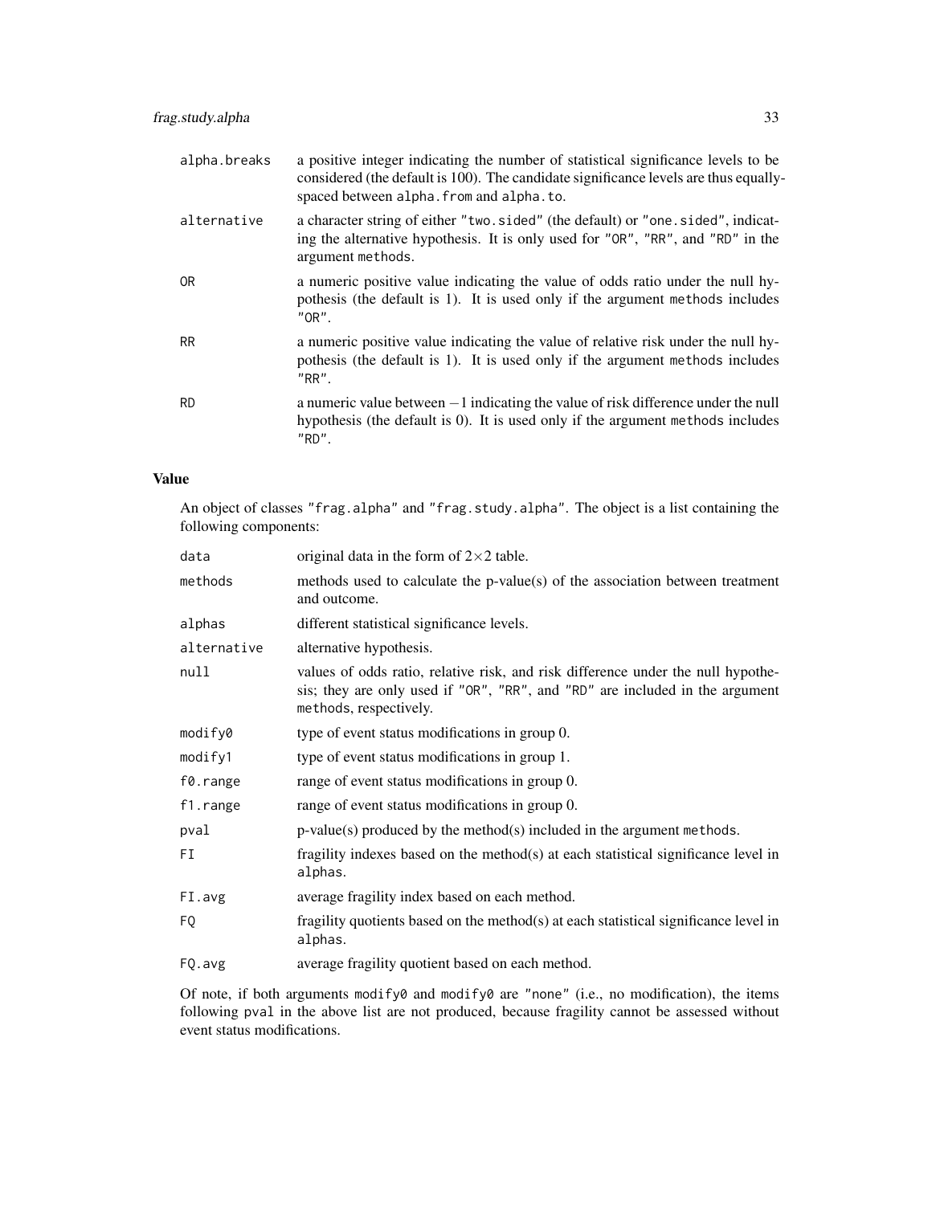| | |
|---|---|
| `alpha.breaks` | a positive integer indicating the number of statistical significance levels to be considered (the default is 100). The candidate significance levels are thus equally-spaced between `alpha.from` and `alpha.to`. |
| `alternative` | a character string of either `"two.sided"` (the default) or `"one.sided"`, indicating the alternative hypothesis. It is only used for `"OR"`, `"RR"`, and `"RD"` in the argument `methods`. |
| `OR` | a numeric positive value indicating the value of odds ratio under the null hypothesis (the default is 1). It is used only if the argument `methods` includes `"OR"`. |
| `RR` | a numeric positive value indicating the value of relative risk under the null hypothesis (the default is 1). It is used only if the argument `methods` includes `"RR"`. |
| `RD` | a numeric value between $-1$ indicating the value of risk difference under the null hypothesis (the default is 0). It is used only if the argument `methods` includes `"RD"`. |

## Value

An object of classes `"frag.alpha"` and `"frag.study.alpha"`. The object is a list containing the following components:

| | |
|---|---|
| `data` | original data in the form of $2\times2$ table. |
| `methods` | methods used to calculate the p-value(s) of the association between treatment and outcome. |
| `alphas` | different statistical significance levels. |
| `alternative` | alternative hypothesis. |
| `null` | values of odds ratio, relative risk, and risk difference under the null hypothesis; they are only used if `"OR"`, `"RR"`, and `"RD"` are included in the argument `methods`, respectively. |
| `modify0` | type of event status modifications in group 0. |
| `modify1` | type of event status modifications in group 1. |
| `f0.range` | range of event status modifications in group 0. |
| `f1.range` | range of event status modifications in group 0. |
| `pval` | p-value(s) produced by the method(s) included in the argument `methods`. |
| `FI` | fragility indexes based on the method(s) at each statistical significance level in `alphas`. |
| `FI.avg` | average fragility index based on each method. |
| `FQ` | fragility quotients based on the method(s) at each statistical significance level in `alphas`. |
| `FQ.avg` | average fragility quotient based on each method. |

Of note, if both arguments `modify0` and `modify0` are `"none"` (i.e., no modification), the items following `pval` in the above list are not produced, because fragility cannot be assessed without event status modifications.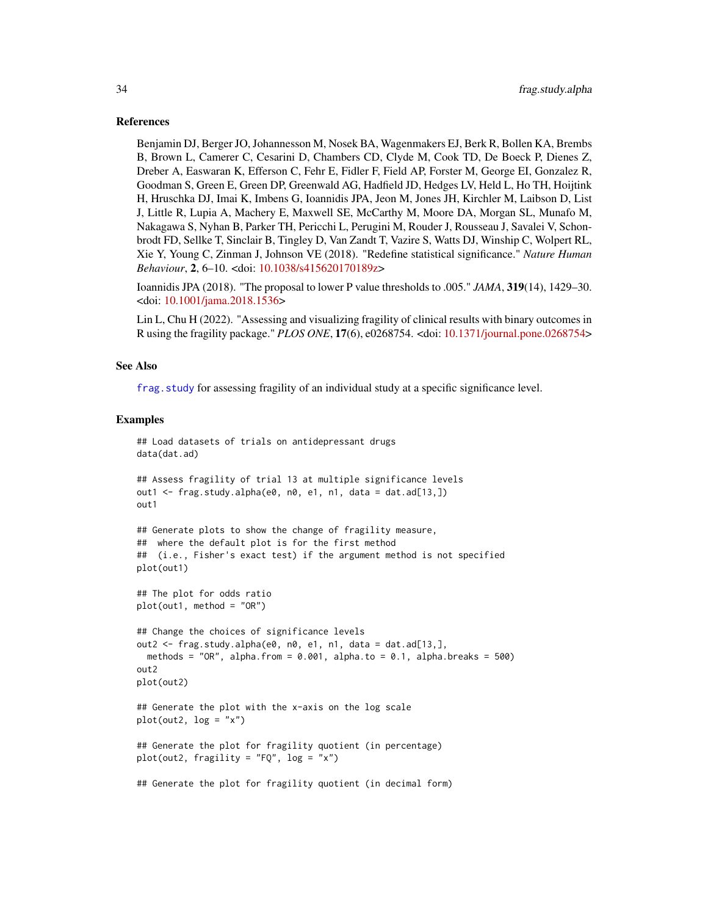### References

Benjamin DJ, Berger JO, Johannesson M, Nosek BA, Wagenmakers EJ, Berk R, Bollen KA, Brembs B, Brown L, Camerer C, Cesarini D, Chambers CD, Clyde M, Cook TD, De Boeck P, Dienes Z, Dreber A, Easwaran K, Efferson C, Fehr E, Fidler F, Field AP, Forster M, George EI, Gonzalez R, Goodman S, Green E, Green DP, Greenwald AG, Hadfield JD, Hedges LV, Held L, Ho TH, Hoijtink H, Hruschka DJ, Imai K, Imbens G, Ioannidis JPA, Jeon M, Jones JH, Kirchler M, Laibson D, List J, Little R, Lupia A, Machery E, Maxwell SE, McCarthy M, Moore DA, Morgan SL, Munafo M, Nakagawa S, Nyhan B, Parker TH, Pericchi L, Perugini M, Rouder J, Rousseau J, Savalei V, Schonbrodt FD, Sellke T, Sinclair B, Tingley D, Van Zandt T, Vazire S, Watts DJ, Winship C, Wolpert RL, Xie Y, Young C, Zinman J, Johnson VE (2018). "Redefine statistical significance." *Nature Human Behaviour*, **2**, 6–10. <doi: 10.1038/s415620170189z>

Ioannidis JPA (2018). "The proposal to lower P value thresholds to .005." *JAMA*, **319**(14), 1429–30. <doi: 10.1001/jama.2018.1536>

Lin L, Chu H (2022). "Assessing and visualizing fragility of clinical results with binary outcomes in R using the fragility package." *PLOS ONE*, **17**(6), e0268754. <doi: 10.1371/journal.pone.0268754>

### See Also

`frag.study` for assessing fragility of an individual study at a specific significance level.

### Examples

```
## Load datasets of trials on antidepressant drugs
data(dat.ad)

## Assess fragility of trial 13 at multiple significance levels
out1 <- frag.study.alpha(e0, n0, e1, n1, data = dat.ad[13,])
out1

## Generate plots to show the change of fragility measure,
##  where the default plot is for the first method
##  (i.e., Fisher's exact test) if the argument method is not specified
plot(out1)

## The plot for odds ratio
plot(out1, method = "OR")

## Change the choices of significance levels
out2 <- frag.study.alpha(e0, n0, e1, n1, data = dat.ad[13,],
  methods = "OR", alpha.from = 0.001, alpha.to = 0.1, alpha.breaks = 500)
out2
plot(out2)

## Generate the plot with the x-axis on the log scale
plot(out2, log = "x")

## Generate the plot for fragility quotient (in percentage)
plot(out2, fragility = "FQ", log = "x")

## Generate the plot for fragility quotient (in decimal form)
```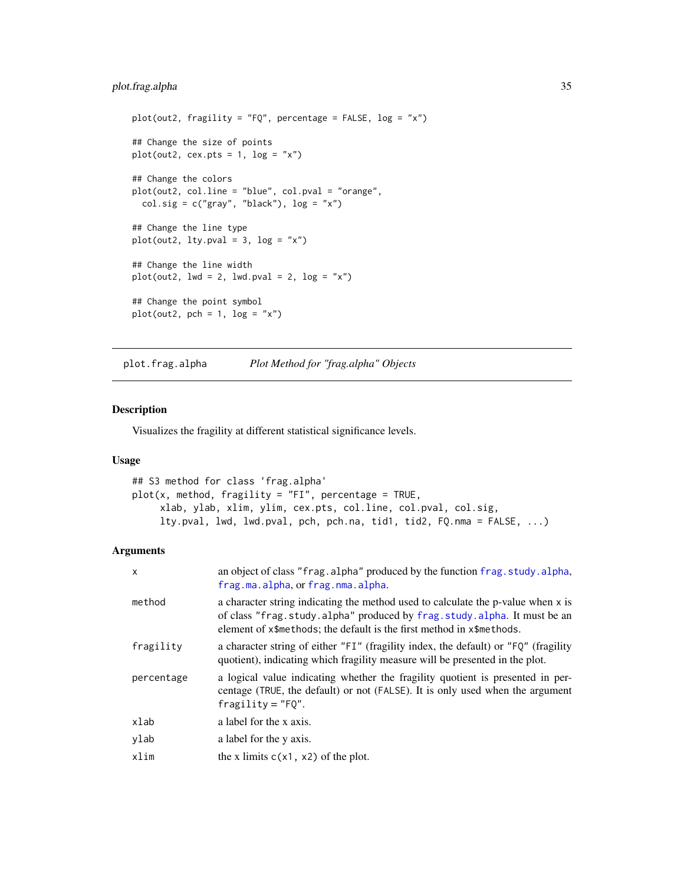```
plot(out2, fragility = "FQ", percentage = FALSE, log = "x")

## Change the size of points
plot(out2, cex.pts = 1, log = "x")

## Change the colors
plot(out2, col.line = "blue", col.pval = "orange",
  col.sig = c("gray", "black"), log = "x")

## Change the line type
plot(out2, lty.pval = 3, log = "x")

## Change the line width
plot(out2, lwd = 2, lwd.pval = 2, log = "x")

## Change the point symbol
plot(out2, pch = 1, log = "x")
```

---

## plot.frag.alpha — *Plot Method for "frag.alpha" Objects*

### Description

Visualizes the fragility at different statistical significance levels.

### Usage

```
## S3 method for class 'frag.alpha'
plot(x, method, fragility = "FI", percentage = TRUE,
     xlab, ylab, xlim, ylim, cex.pts, col.line, col.pval, col.sig,
     lty.pval, lwd, lwd.pval, pch, pch.na, tid1, tid2, FQ.nma = FALSE, ...)
```

### Arguments

| | |
|---|---|
| `x` | an object of class `"frag.alpha"` produced by the function `frag.study.alpha`, `frag.ma.alpha`, or `frag.nma.alpha`. |
| `method` | a character string indicating the method used to calculate the p-value when `x` is of class `"frag.study.alpha"` produced by `frag.study.alpha`. It must be an element of `x$methods`; the default is the first method in `x$methods`. |
| `fragility` | a character string of either `"FI"` (fragility index, the default) or `"FQ"` (fragility quotient), indicating which fragility measure will be presented in the plot. |
| `percentage` | a logical value indicating whether the fragility quotient is presented in percentage (`TRUE`, the default) or not (`FALSE`). It is only used when the argument `fragility = "FQ"`. |
| `xlab` | a label for the x axis. |
| `ylab` | a label for the y axis. |
| `xlim` | the x limits `c(x1, x2)` of the plot. |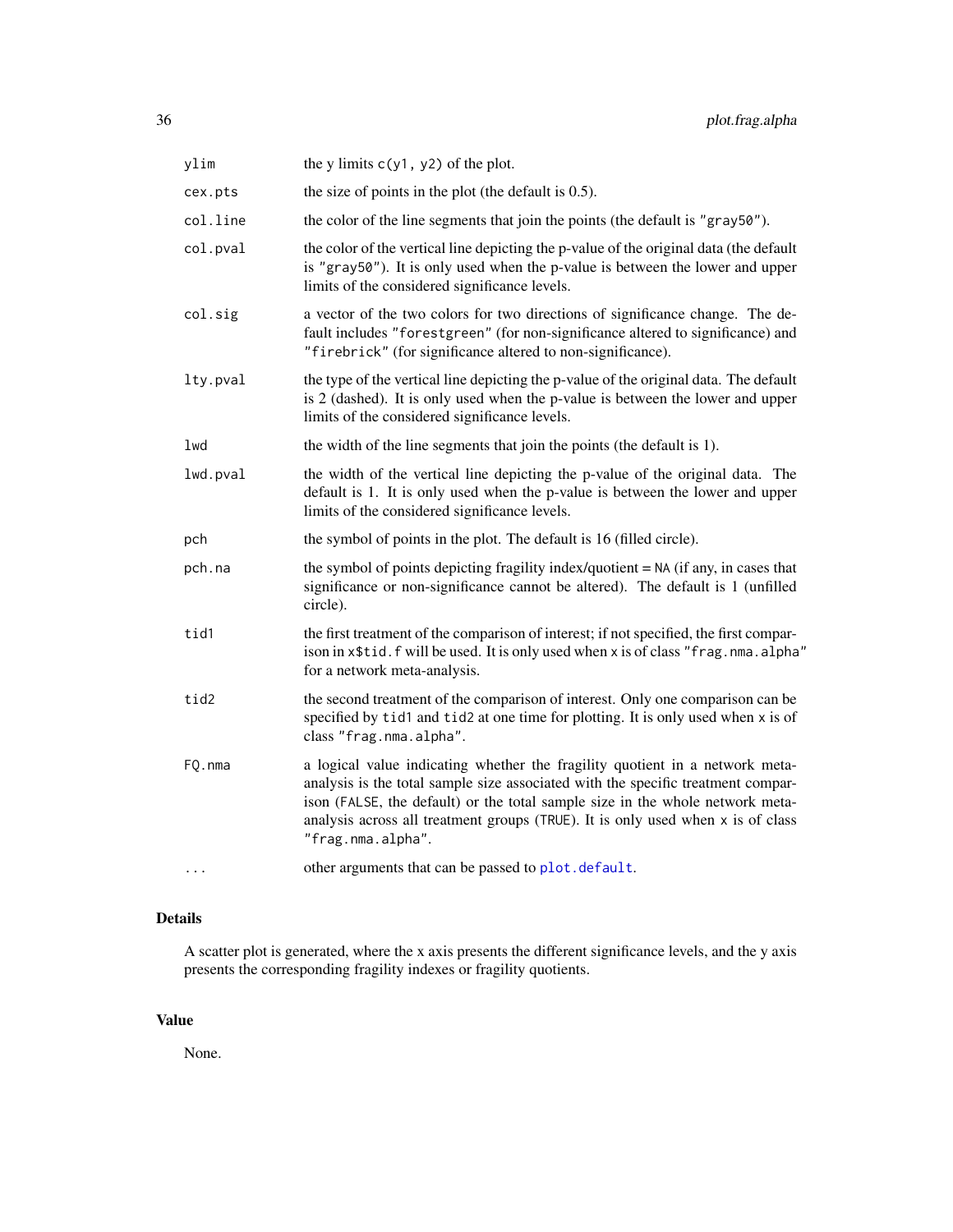| | |
|---|---|
| `ylim` | the y limits `c(y1, y2)` of the plot. |
| `cex.pts` | the size of points in the plot (the default is 0.5). |
| `col.line` | the color of the line segments that join the points (the default is `"gray50"`). |
| `col.pval` | the color of the vertical line depicting the p-value of the original data (the default is `"gray50"`). It is only used when the p-value is between the lower and upper limits of the considered significance levels. |
| `col.sig` | a vector of the two colors for two directions of significance change. The default includes `"forestgreen"` (for non-significance altered to significance) and `"firebrick"` (for significance altered to non-significance). |
| `lty.pval` | the type of the vertical line depicting the p-value of the original data. The default is 2 (dashed). It is only used when the p-value is between the lower and upper limits of the considered significance levels. |
| `lwd` | the width of the line segments that join the points (the default is 1). |
| `lwd.pval` | the width of the vertical line depicting the p-value of the original data. The default is 1. It is only used when the p-value is between the lower and upper limits of the considered significance levels. |
| `pch` | the symbol of points in the plot. The default is 16 (filled circle). |
| `pch.na` | the symbol of points depicting fragility index/quotient = `NA` (if any, in cases that significance or non-significance cannot be altered). The default is 1 (unfilled circle). |
| `tid1` | the first treatment of the comparison of interest; if not specified, the first comparison in `x$tid.f` will be used. It is only used when `x` is of class `"frag.nma.alpha"` for a network meta-analysis. |
| `tid2` | the second treatment of the comparison of interest. Only one comparison can be specified by `tid1` and `tid2` at one time for plotting. It is only used when `x` is of class `"frag.nma.alpha"`. |
| `FQ.nma` | a logical value indicating whether the fragility quotient in a network meta-analysis is the total sample size associated with the specific treatment comparison (`FALSE`, the default) or the total sample size in the whole network meta-analysis across all treatment groups (`TRUE`). It is only used when `x` is of class `"frag.nma.alpha"`. |
| `...` | other arguments that can be passed to `plot.default`. |

## Details

A scatter plot is generated, where the x axis presents the different significance levels, and the y axis presents the corresponding fragility indexes or fragility quotients.

## Value

None.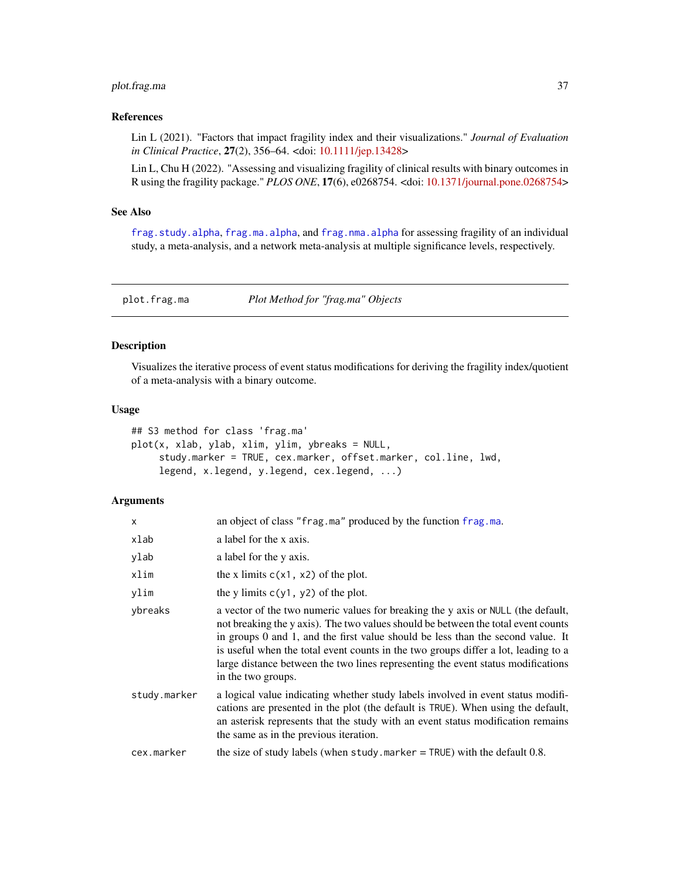## References

Lin L (2021). "Factors that impact fragility index and their visualizations." *Journal of Evaluation in Clinical Practice*, **27**(2), 356–64. <doi: 10.1111/jep.13428>

Lin L, Chu H (2022). "Assessing and visualizing fragility of clinical results with binary outcomes in R using the fragility package." *PLOS ONE*, **17**(6), e0268754. <doi: 10.1371/journal.pone.0268754>

## See Also

`frag.study.alpha`, `frag.ma.alpha`, and `frag.nma.alpha` for assessing fragility of an individual study, a meta-analysis, and a network meta-analysis at multiple significance levels, respectively.

---

# plot.frag.ma — *Plot Method for "frag.ma" Objects*

## Description

Visualizes the iterative process of event status modifications for deriving the fragility index/quotient of a meta-analysis with a binary outcome.

## Usage

```
## S3 method for class 'frag.ma'
plot(x, xlab, ylab, xlim, ylim, ybreaks = NULL,
     study.marker = TRUE, cex.marker, offset.marker, col.line, lwd,
     legend, x.legend, y.legend, cex.legend, ...)
```

## Arguments

| | |
|---|---|
| `x` | an object of class `"frag.ma"` produced by the function `frag.ma`. |
| `xlab` | a label for the x axis. |
| `ylab` | a label for the y axis. |
| `xlim` | the x limits `c(x1, x2)` of the plot. |
| `ylim` | the y limits `c(y1, y2)` of the plot. |
| `ybreaks` | a vector of the two numeric values for breaking the y axis or `NULL` (the default, not breaking the y axis). The two values should be between the total event counts in groups 0 and 1, and the first value should be less than the second value. It is useful when the total event counts in the two groups differ a lot, leading to a large distance between the two lines representing the event status modifications in the two groups. |
| `study.marker` | a logical value indicating whether study labels involved in event status modifications are presented in the plot (the default is `TRUE`). When using the default, an asterisk represents that the study with an event status modification remains the same as in the previous iteration. |
| `cex.marker` | the size of study labels (when `study.marker = TRUE`) with the default 0.8. |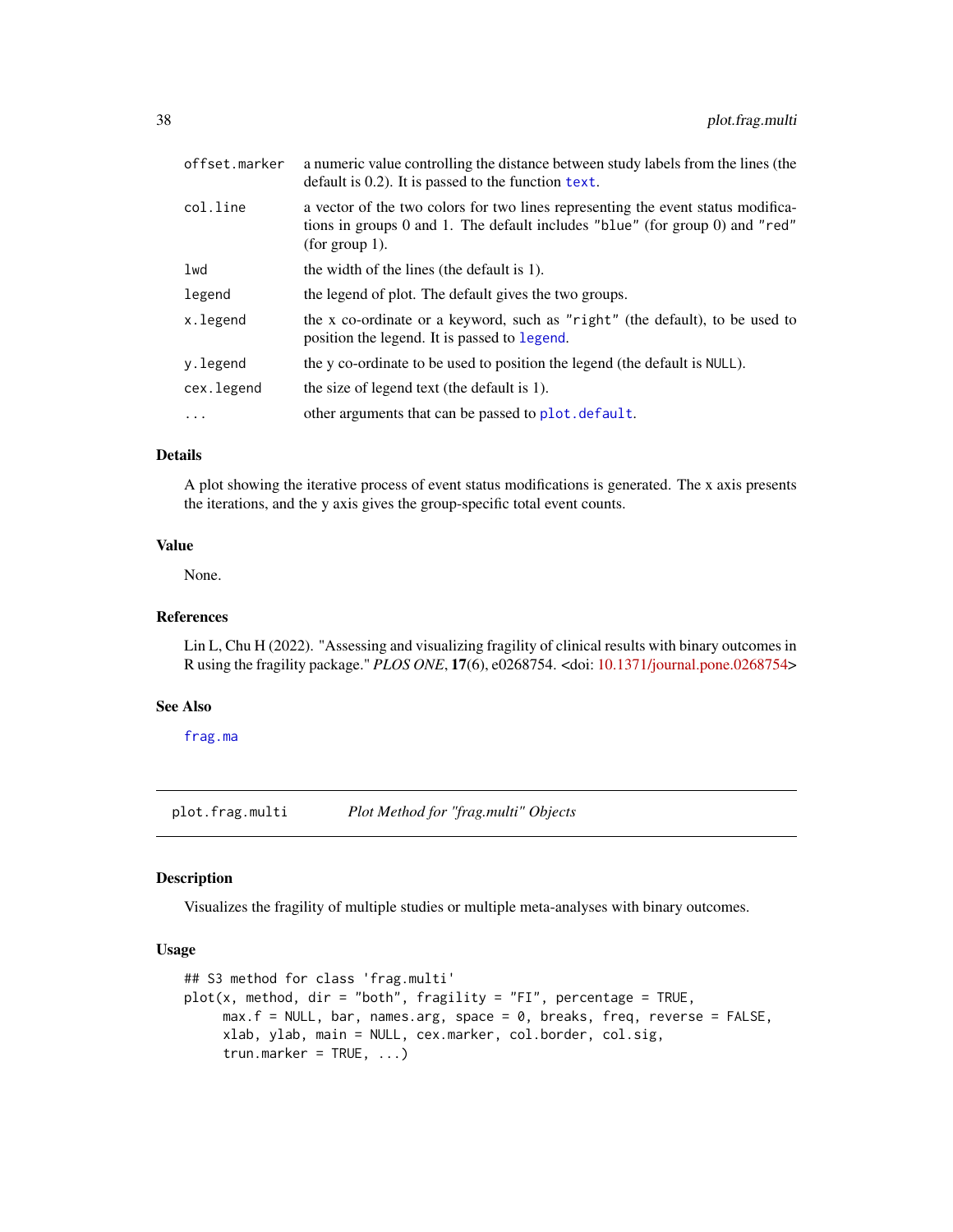| | |
|---|---|
| `offset.marker` | a numeric value controlling the distance between study labels from the lines (the default is 0.2). It is passed to the function `text`. |
| `col.line` | a vector of the two colors for two lines representing the event status modifications in groups 0 and 1. The default includes `"blue"` (for group 0) and `"red"` (for group 1). |
| `lwd` | the width of the lines (the default is 1). |
| `legend` | the legend of plot. The default gives the two groups. |
| `x.legend` | the x co-ordinate or a keyword, such as `"right"` (the default), to be used to position the legend. It is passed to `legend`. |
| `y.legend` | the y co-ordinate to be used to position the legend (the default is `NULL`). |
| `cex.legend` | the size of legend text (the default is 1). |
| `...` | other arguments that can be passed to `plot.default`. |

### Details

A plot showing the iterative process of event status modifications is generated. The x axis presents the iterations, and the y axis gives the group-specific total event counts.

### Value

None.

### References

Lin L, Chu H (2022). "Assessing and visualizing fragility of clinical results with binary outcomes in R using the fragility package." *PLOS ONE*, **17**(6), e0268754. <doi: 10.1371/journal.pone.0268754>

### See Also

`frag.ma`

---

## plot.frag.multi — *Plot Method for "frag.multi" Objects*

### Description

Visualizes the fragility of multiple studies or multiple meta-analyses with binary outcomes.

### Usage

```
## S3 method for class 'frag.multi'
plot(x, method, dir = "both", fragility = "FI", percentage = TRUE,
     max.f = NULL, bar, names.arg, space = 0, breaks, freq, reverse = FALSE,
     xlab, ylab, main = NULL, cex.marker, col.border, col.sig,
     trun.marker = TRUE, ...)
```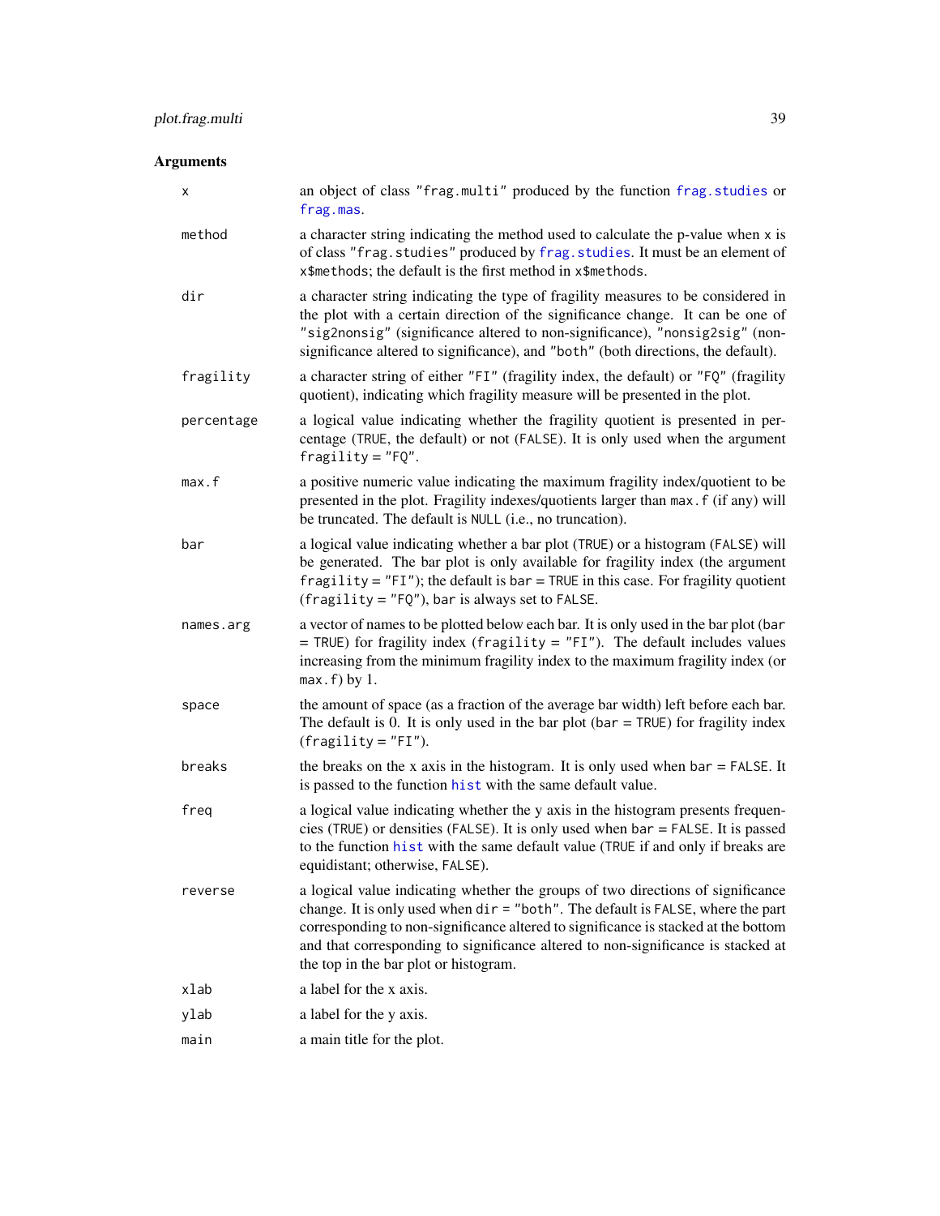## Arguments

| | |
|---|---|
| `x` | an object of class `"frag.multi"` produced by the function `frag.studies` or `frag.mas`. |
| `method` | a character string indicating the method used to calculate the p-value when `x` is of class `"frag.studies"` produced by `frag.studies`. It must be an element of `x$methods`; the default is the first method in `x$methods`. |
| `dir` | a character string indicating the type of fragility measures to be considered in the plot with a certain direction of the significance change. It can be one of `"sig2nonsig"` (significance altered to non-significance), `"nonsig2sig"` (non-significance altered to significance), and `"both"` (both directions, the default). |
| `fragility` | a character string of either `"FI"` (fragility index, the default) or `"FQ"` (fragility quotient), indicating which fragility measure will be presented in the plot. |
| `percentage` | a logical value indicating whether the fragility quotient is presented in percentage (`TRUE`, the default) or not (`FALSE`). It is only used when the argument `fragility = "FQ"`. |
| `max.f` | a positive numeric value indicating the maximum fragility index/quotient to be presented in the plot. Fragility indexes/quotients larger than `max.f` (if any) will be truncated. The default is `NULL` (i.e., no truncation). |
| `bar` | a logical value indicating whether a bar plot (`TRUE`) or a histogram (`FALSE`) will be generated. The bar plot is only available for fragility index (the argument `fragility = "FI"`); the default is `bar = TRUE` in this case. For fragility quotient (`fragility = "FQ"`), `bar` is always set to `FALSE`. |
| `names.arg` | a vector of names to be plotted below each bar. It is only used in the bar plot (`bar = TRUE`) for fragility index (`fragility = "FI"`). The default includes values increasing from the minimum fragility index to the maximum fragility index (or `max.f`) by 1. |
| `space` | the amount of space (as a fraction of the average bar width) left before each bar. The default is 0. It is only used in the bar plot (`bar = TRUE`) for fragility index (`fragility = "FI"`). |
| `breaks` | the breaks on the x axis in the histogram. It is only used when `bar = FALSE`. It is passed to the function `hist` with the same default value. |
| `freq` | a logical value indicating whether the y axis in the histogram presents frequencies (`TRUE`) or densities (`FALSE`). It is only used when `bar = FALSE`. It is passed to the function `hist` with the same default value (`TRUE` if and only if breaks are equidistant; otherwise, `FALSE`). |
| `reverse` | a logical value indicating whether the groups of two directions of significance change. It is only used when `dir = "both"`. The default is `FALSE`, where the part corresponding to non-significance altered to significance is stacked at the bottom and that corresponding to significance altered to non-significance is stacked at the top in the bar plot or histogram. |
| `xlab` | a label for the x axis. |
| `ylab` | a label for the y axis. |
| `main` | a main title for the plot. |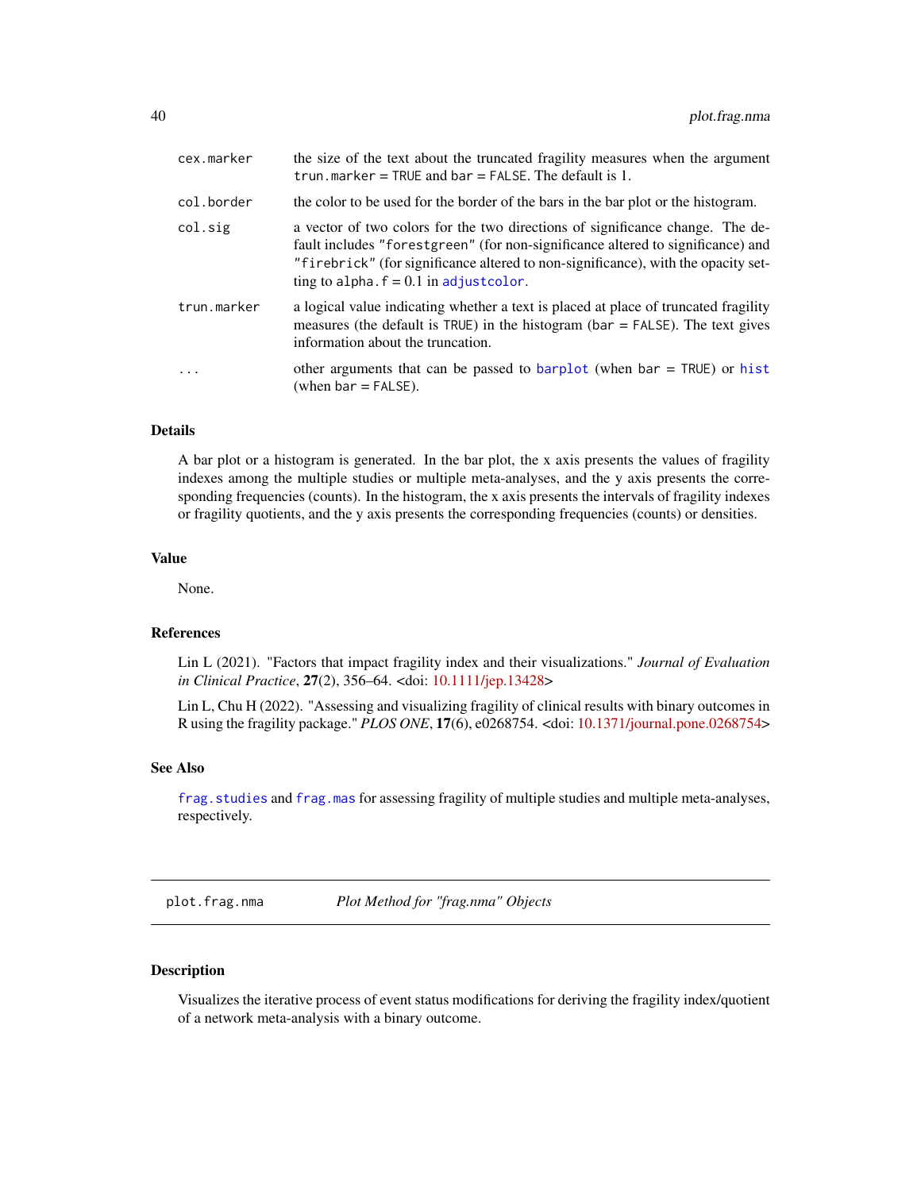| | |
|---|---|
| `cex.marker` | the size of the text about the truncated fragility measures when the argument `trun.marker = TRUE` and `bar = FALSE`. The default is 1. |
| `col.border` | the color to be used for the border of the bars in the bar plot or the histogram. |
| `col.sig` | a vector of two colors for the two directions of significance change. The default includes `"forestgreen"` (for non-significance altered to significance) and `"firebrick"` (for significance altered to non-significance), with the opacity setting to `alpha.f = 0.1` in `adjustcolor`. |
| `trun.marker` | a logical value indicating whether a text is placed at place of truncated fragility measures (the default is `TRUE`) in the histogram (`bar = FALSE`). The text gives information about the truncation. |
| `...` | other arguments that can be passed to `barplot` (when `bar = TRUE`) or `hist` (when `bar = FALSE`). |

### Details

A bar plot or a histogram is generated. In the bar plot, the x axis presents the values of fragility indexes among the multiple studies or multiple meta-analyses, and the y axis presents the corresponding frequencies (counts). In the histogram, the x axis presents the intervals of fragility indexes or fragility quotients, and the y axis presents the corresponding frequencies (counts) or densities.

### Value

None.

### References

Lin L (2021). "Factors that impact fragility index and their visualizations." *Journal of Evaluation in Clinical Practice*, **27**(2), 356–64. <doi: 10.1111/jep.13428>

Lin L, Chu H (2022). "Assessing and visualizing fragility of clinical results with binary outcomes in R using the fragility package." *PLOS ONE*, **17**(6), e0268754. <doi: 10.1371/journal.pone.0268754>

### See Also

`frag.studies` and `frag.mas` for assessing fragility of multiple studies and multiple meta-analyses, respectively.

---

## plot.frag.nma *Plot Method for "frag.nma" Objects*

### Description

Visualizes the iterative process of event status modifications for deriving the fragility index/quotient of a network meta-analysis with a binary outcome.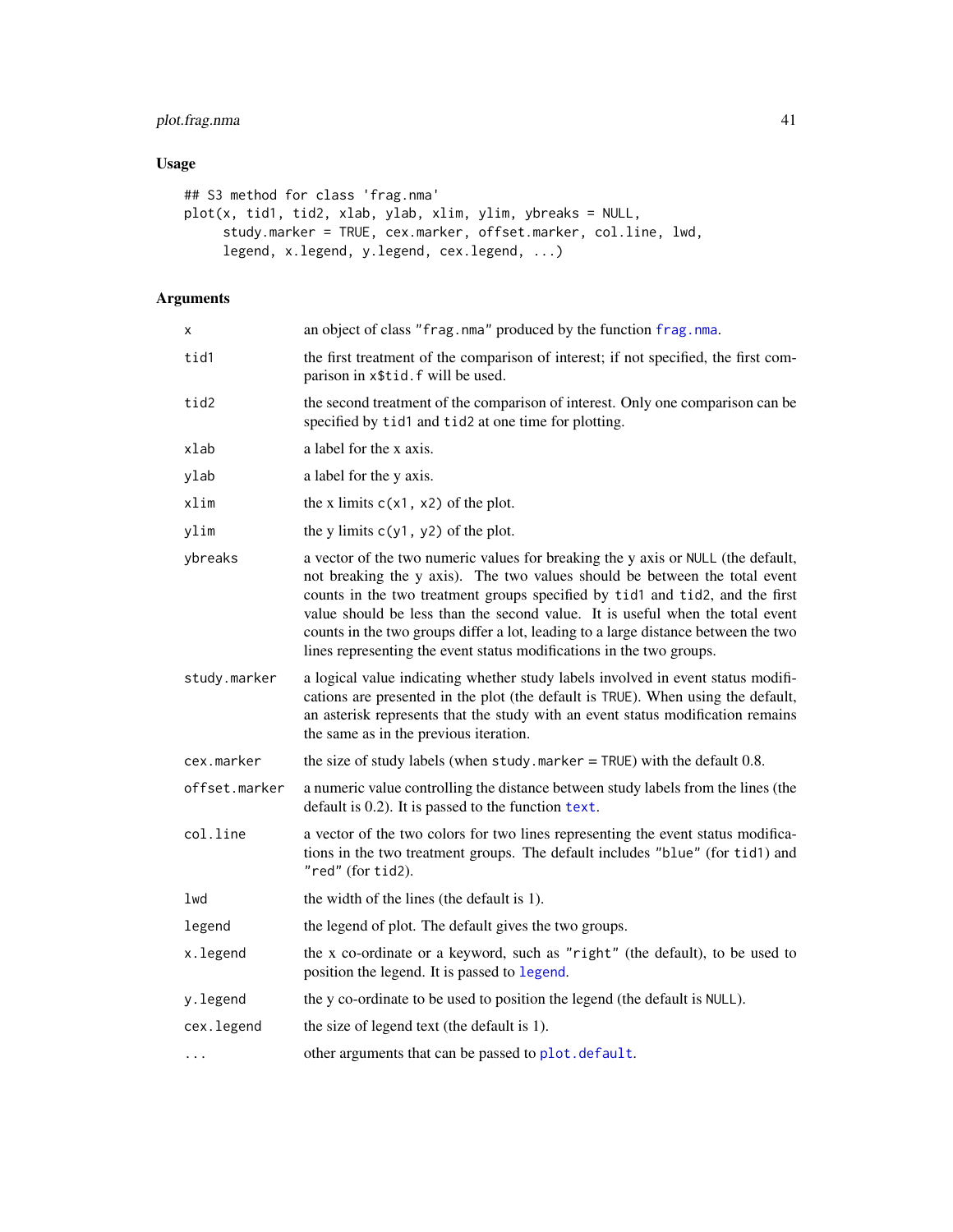## Usage

```
## S3 method for class 'frag.nma'
plot(x, tid1, tid2, xlab, ylab, xlim, ylim, ybreaks = NULL,
     study.marker = TRUE, cex.marker, offset.marker, col.line, lwd,
     legend, x.legend, y.legend, cex.legend, ...)
```

## Arguments

| | |
|---|---|
| `x` | an object of class "frag.nma" produced by the function `frag.nma`. |
| `tid1` | the first treatment of the comparison of interest; if not specified, the first comparison in `x$tid.f` will be used. |
| `tid2` | the second treatment of the comparison of interest. Only one comparison can be specified by `tid1` and `tid2` at one time for plotting. |
| `xlab` | a label for the x axis. |
| `ylab` | a label for the y axis. |
| `xlim` | the x limits `c(x1, x2)` of the plot. |
| `ylim` | the y limits `c(y1, y2)` of the plot. |
| `ybreaks` | a vector of the two numeric values for breaking the y axis or `NULL` (the default, not breaking the y axis). The two values should be between the total event counts in the two treatment groups specified by `tid1` and `tid2`, and the first value should be less than the second value. It is useful when the total event counts in the two groups differ a lot, leading to a large distance between the two lines representing the event status modifications in the two groups. |
| `study.marker` | a logical value indicating whether study labels involved in event status modifications are presented in the plot (the default is `TRUE`). When using the default, an asterisk represents that the study with an event status modification remains the same as in the previous iteration. |
| `cex.marker` | the size of study labels (when `study.marker = TRUE`) with the default 0.8. |
| `offset.marker` | a numeric value controlling the distance between study labels from the lines (the default is 0.2). It is passed to the function `text`. |
| `col.line` | a vector of the two colors for two lines representing the event status modifications in the two treatment groups. The default includes `"blue"` (for `tid1`) and `"red"` (for `tid2`). |
| `lwd` | the width of the lines (the default is 1). |
| `legend` | the legend of plot. The default gives the two groups. |
| `x.legend` | the x co-ordinate or a keyword, such as `"right"` (the default), to be used to position the legend. It is passed to `legend`. |
| `y.legend` | the y co-ordinate to be used to position the legend (the default is `NULL`). |
| `cex.legend` | the size of legend text (the default is 1). |
| `...` | other arguments that can be passed to `plot.default`. |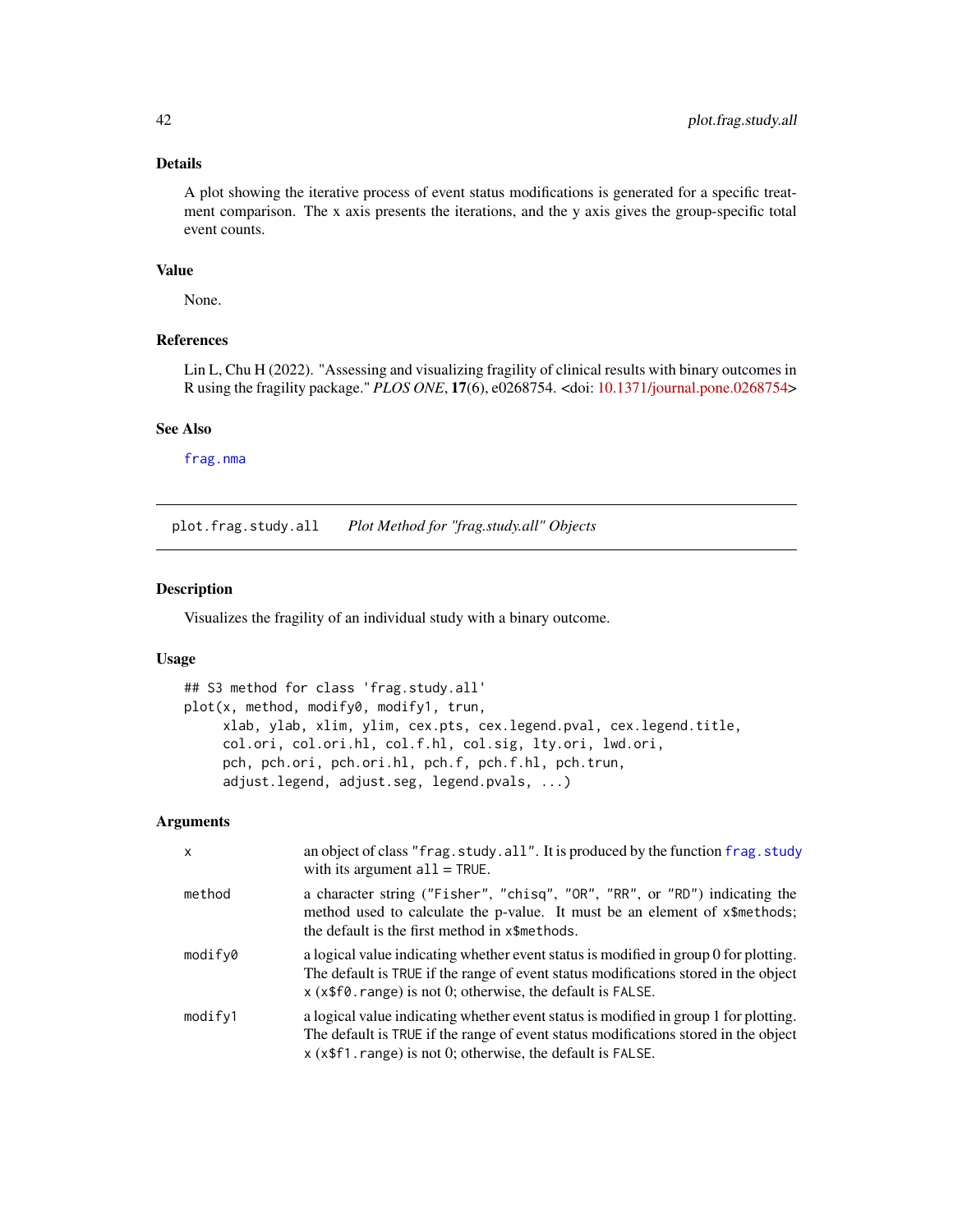### Details

A plot showing the iterative process of event status modifications is generated for a specific treatment comparison. The x axis presents the iterations, and the y axis gives the group-specific total event counts.

### Value

None.

### References

Lin L, Chu H (2022). "Assessing and visualizing fragility of clinical results with binary outcomes in R using the fragility package." *PLOS ONE*, **17**(6), e0268754. <doi: 10.1371/journal.pone.0268754>

### See Also

`frag.nma`

---

## plot.frag.study.all — *Plot Method for "frag.study.all" Objects*

### Description

Visualizes the fragility of an individual study with a binary outcome.

### Usage

```
## S3 method for class 'frag.study.all'
plot(x, method, modify0, modify1, trun,
     xlab, ylab, xlim, ylim, cex.pts, cex.legend.pval, cex.legend.title,
     col.ori, col.ori.hl, col.f.hl, col.sig, lty.ori, lwd.ori,
     pch, pch.ori, pch.ori.hl, pch.f, pch.f.hl, pch.trun,
     adjust.legend, adjust.seg, legend.pvals, ...)
```

### Arguments

| | |
|---|---|
| `x` | an object of class `"frag.study.all"`. It is produced by the function `frag.study` with its argument `all = TRUE`. |
| `method` | a character string (`"Fisher"`, `"chisq"`, `"OR"`, `"RR"`, or `"RD"`) indicating the method used to calculate the p-value. It must be an element of `x$methods`; the default is the first method in `x$methods`. |
| `modify0` | a logical value indicating whether event status is modified in group 0 for plotting. The default is `TRUE` if the range of event status modifications stored in the object `x` (`x$f0.range`) is not 0; otherwise, the default is `FALSE`. |
| `modify1` | a logical value indicating whether event status is modified in group 1 for plotting. The default is `TRUE` if the range of event status modifications stored in the object `x` (`x$f1.range`) is not 0; otherwise, the default is `FALSE`. |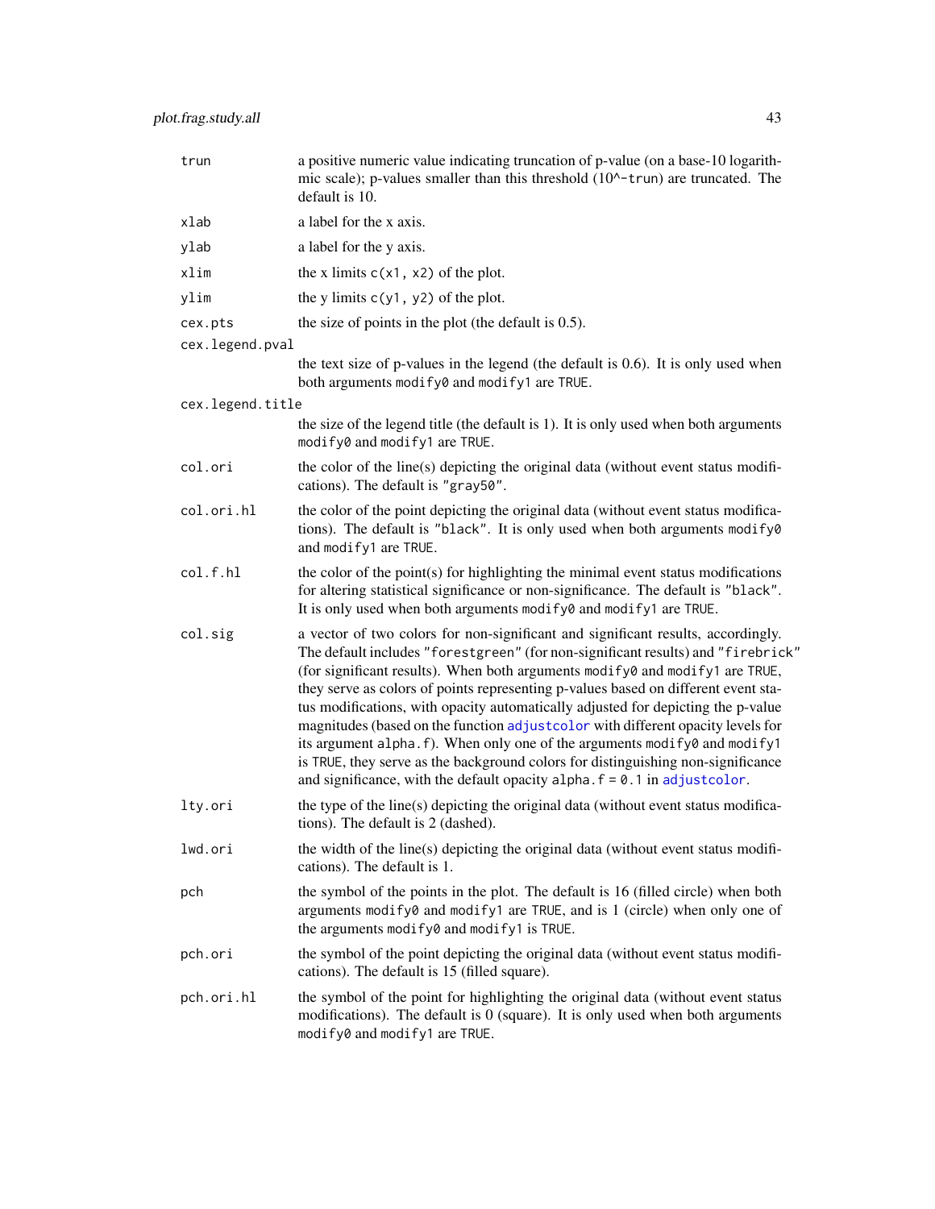| | |
|---|---|
| `trun` | a positive numeric value indicating truncation of p-value (on a base-10 logarithmic scale); p-values smaller than this threshold (`10^-trun`) are truncated. The default is 10. |
| `xlab` | a label for the x axis. |
| `ylab` | a label for the y axis. |
| `xlim` | the x limits `c(x1, x2)` of the plot. |
| `ylim` | the y limits `c(y1, y2)` of the plot. |
| `cex.pts` | the size of points in the plot (the default is 0.5). |
| `cex.legend.pval` | the text size of p-values in the legend (the default is 0.6). It is only used when both arguments `modify0` and `modify1` are `TRUE`. |
| `cex.legend.title` | the size of the legend title (the default is 1). It is only used when both arguments `modify0` and `modify1` are `TRUE`. |
| `col.ori` | the color of the line(s) depicting the original data (without event status modifications). The default is `"gray50"`. |
| `col.ori.hl` | the color of the point depicting the original data (without event status modifications). The default is `"black"`. It is only used when both arguments `modify0` and `modify1` are `TRUE`. |
| `col.f.hl` | the color of the point(s) for highlighting the minimal event status modifications for altering statistical significance or non-significance. The default is `"black"`. It is only used when both arguments `modify0` and `modify1` are `TRUE`. |
| `col.sig` | a vector of two colors for non-significant and significant results, accordingly. The default includes `"forestgreen"` (for non-significant results) and `"firebrick"` (for significant results). When both arguments `modify0` and `modify1` are `TRUE`, they serve as colors of points representing p-values based on different event status modifications, with opacity automatically adjusted for depicting the p-value magnitudes (based on the function `adjustcolor` with different opacity levels for its argument `alpha.f`). When only one of the arguments `modify0` and `modify1` is `TRUE`, they serve as the background colors for distinguishing non-significance and significance, with the default opacity `alpha.f = 0.1` in `adjustcolor`. |
| `lty.ori` | the type of the line(s) depicting the original data (without event status modifications). The default is 2 (dashed). |
| `lwd.ori` | the width of the line(s) depicting the original data (without event status modifications). The default is 1. |
| `pch` | the symbol of the points in the plot. The default is 16 (filled circle) when both arguments `modify0` and `modify1` are `TRUE`, and is 1 (circle) when only one of the arguments `modify0` and `modify1` is `TRUE`. |
| `pch.ori` | the symbol of the point depicting the original data (without event status modifications). The default is 15 (filled square). |
| `pch.ori.hl` | the symbol of the point for highlighting the original data (without event status modifications). The default is 0 (square). It is only used when both arguments `modify0` and `modify1` are `TRUE`. |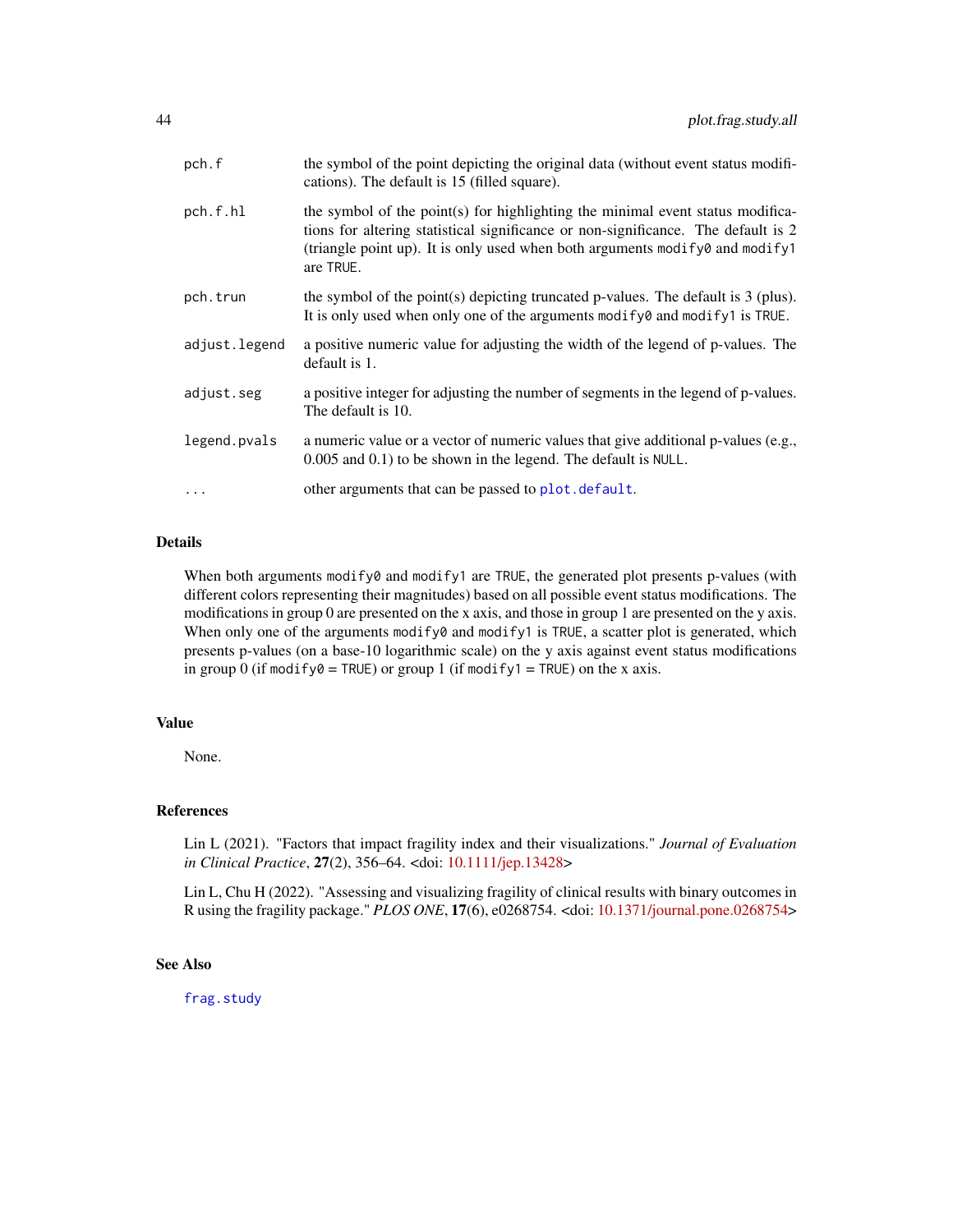| | |
|---|---|
| `pch.f` | the symbol of the point depicting the original data (without event status modifications). The default is 15 (filled square). |
| `pch.f.hl` | the symbol of the point(s) for highlighting the minimal event status modifications for altering statistical significance or non-significance. The default is 2 (triangle point up). It is only used when both arguments `modify0` and `modify1` are `TRUE`. |
| `pch.trun` | the symbol of the point(s) depicting truncated p-values. The default is 3 (plus). It is only used when only one of the arguments `modify0` and `modify1` is `TRUE`. |
| `adjust.legend` | a positive numeric value for adjusting the width of the legend of p-values. The default is 1. |
| `adjust.seg` | a positive integer for adjusting the number of segments in the legend of p-values. The default is 10. |
| `legend.pvals` | a numeric value or a vector of numeric values that give additional p-values (e.g., 0.005 and 0.1) to be shown in the legend. The default is `NULL`. |
| `...` | other arguments that can be passed to `plot.default`. |

## Details

When both arguments `modify0` and `modify1` are `TRUE`, the generated plot presents p-values (with different colors representing their magnitudes) based on all possible event status modifications. The modifications in group 0 are presented on the x axis, and those in group 1 are presented on the y axis. When only one of the arguments `modify0` and `modify1` is `TRUE`, a scatter plot is generated, which presents p-values (on a base-10 logarithmic scale) on the y axis against event status modifications in group 0 (if `modify0` = `TRUE`) or group 1 (if `modify1` = `TRUE`) on the x axis.

## Value

None.

## References

Lin L (2021). "Factors that impact fragility index and their visualizations." *Journal of Evaluation in Clinical Practice*, **27**(2), 356–64. <doi: 10.1111/jep.13428>

Lin L, Chu H (2022). "Assessing and visualizing fragility of clinical results with binary outcomes in R using the fragility package." *PLOS ONE*, **17**(6), e0268754. <doi: 10.1371/journal.pone.0268754>

## See Also

`frag.study`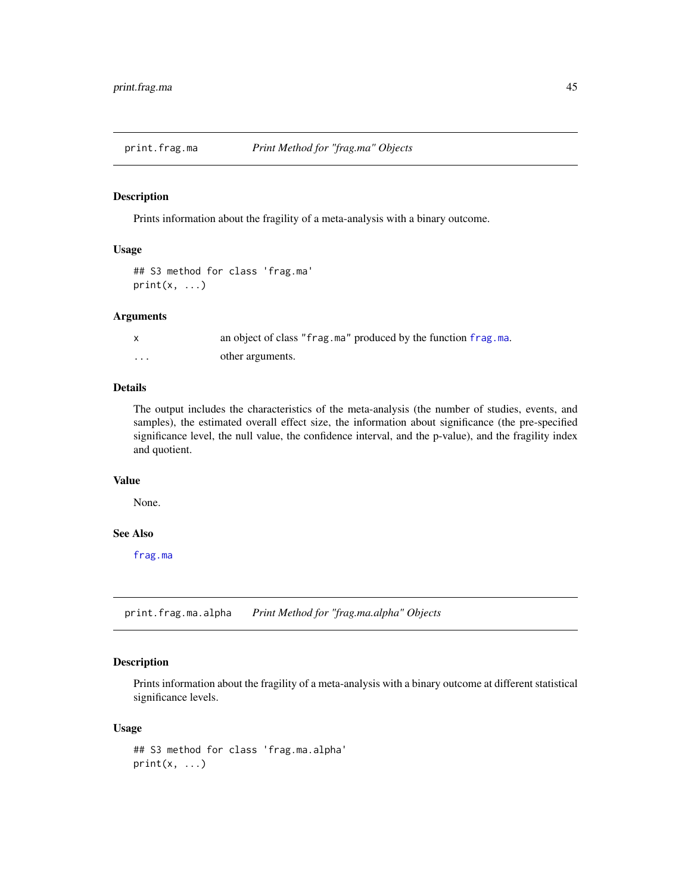## print.frag.ma — *Print Method for "frag.ma" Objects*

### Description

Prints information about the fragility of a meta-analysis with a binary outcome.

### Usage

```
## S3 method for class 'frag.ma'
print(x, ...)
```

### Arguments

| | |
|---|---|
| x | an object of class "frag.ma" produced by the function frag.ma. |
| ... | other arguments. |

### Details

The output includes the characteristics of the meta-analysis (the number of studies, events, and samples), the estimated overall effect size, the information about significance (the pre-specified significance level, the null value, the confidence interval, and the p-value), and the fragility index and quotient.

### Value

None.

### See Also

frag.ma

## print.frag.ma.alpha — *Print Method for "frag.ma.alpha" Objects*

### Description

Prints information about the fragility of a meta-analysis with a binary outcome at different statistical significance levels.

### Usage

```
## S3 method for class 'frag.ma.alpha'
print(x, ...)
```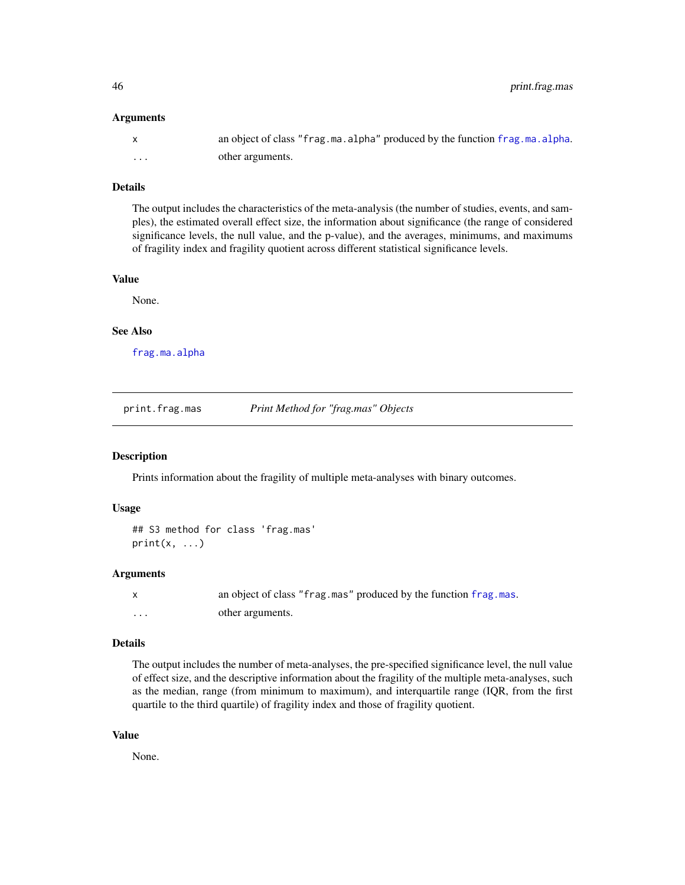### Arguments

| | |
|---|---|
| `x` | an object of class `"frag.ma.alpha"` produced by the function `frag.ma.alpha`. |
| `...` | other arguments. |

### Details

The output includes the characteristics of the meta-analysis (the number of studies, events, and samples), the estimated overall effect size, the information about significance (the range of considered significance levels, the null value, and the p-value), and the averages, minimums, and maximums of fragility index and fragility quotient across different statistical significance levels.

### Value

None.

### See Also

`frag.ma.alpha`

---

## print.frag.mas — *Print Method for "frag.mas" Objects*

---

### Description

Prints information about the fragility of multiple meta-analyses with binary outcomes.

### Usage

```
## S3 method for class 'frag.mas'
print(x, ...)
```

### Arguments

| | |
|---|---|
| `x` | an object of class `"frag.mas"` produced by the function `frag.mas`. |
| `...` | other arguments. |

### Details

The output includes the number of meta-analyses, the pre-specified significance level, the null value of effect size, and the descriptive information about the fragility of the multiple meta-analyses, such as the median, range (from minimum to maximum), and interquartile range (IQR, from the first quartile to the third quartile) of fragility index and those of fragility quotient.

### Value

None.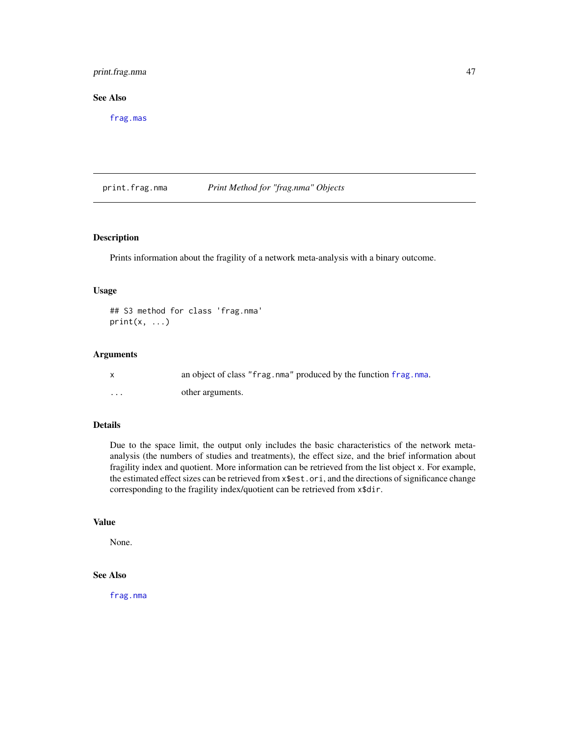### See Also

`frag.mas`

---

## print.frag.nma — *Print Method for "frag.nma" Objects*

### Description

Prints information about the fragility of a network meta-analysis with a binary outcome.

### Usage

```
## S3 method for class 'frag.nma'
print(x, ...)
```

### Arguments

| | |
|---|---|
| x | an object of class "frag.nma" produced by the function `frag.nma`. |
| ... | other arguments. |

### Details

Due to the space limit, the output only includes the basic characteristics of the network meta-analysis (the numbers of studies and treatments), the effect size, and the brief information about fragility index and quotient. More information can be retrieved from the list object `x`. For example, the estimated effect sizes can be retrieved from `x$est.ori`, and the directions of significance change corresponding to the fragility index/quotient can be retrieved from `x$dir`.

### Value

None.

### See Also

`frag.nma`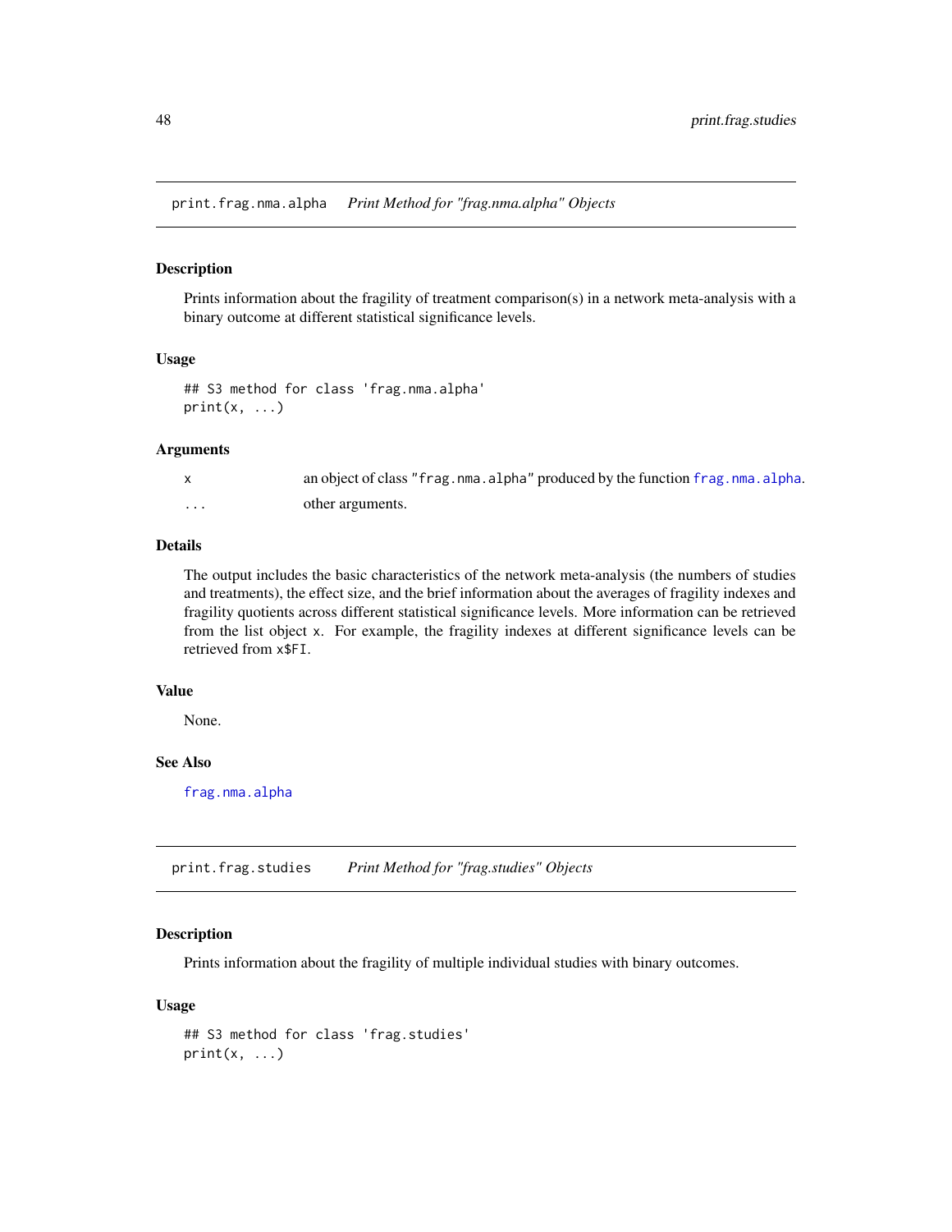## print.frag.nma.alpha *Print Method for "frag.nma.alpha" Objects*

### Description

Prints information about the fragility of treatment comparison(s) in a network meta-analysis with a binary outcome at different statistical significance levels.

### Usage

```
## S3 method for class 'frag.nma.alpha'
print(x, ...)
```

### Arguments

| | |
|---|---|
| x | an object of class "frag.nma.alpha" produced by the function frag.nma.alpha. |
| ... | other arguments. |

### Details

The output includes the basic characteristics of the network meta-analysis (the numbers of studies and treatments), the effect size, and the brief information about the averages of fragility indexes and fragility quotients across different statistical significance levels. More information can be retrieved from the list object x. For example, the fragility indexes at different significance levels can be retrieved from x$FI.

### Value

None.

### See Also

frag.nma.alpha

## print.frag.studies *Print Method for "frag.studies" Objects*

### Description

Prints information about the fragility of multiple individual studies with binary outcomes.

### Usage

```
## S3 method for class 'frag.studies'
print(x, ...)
```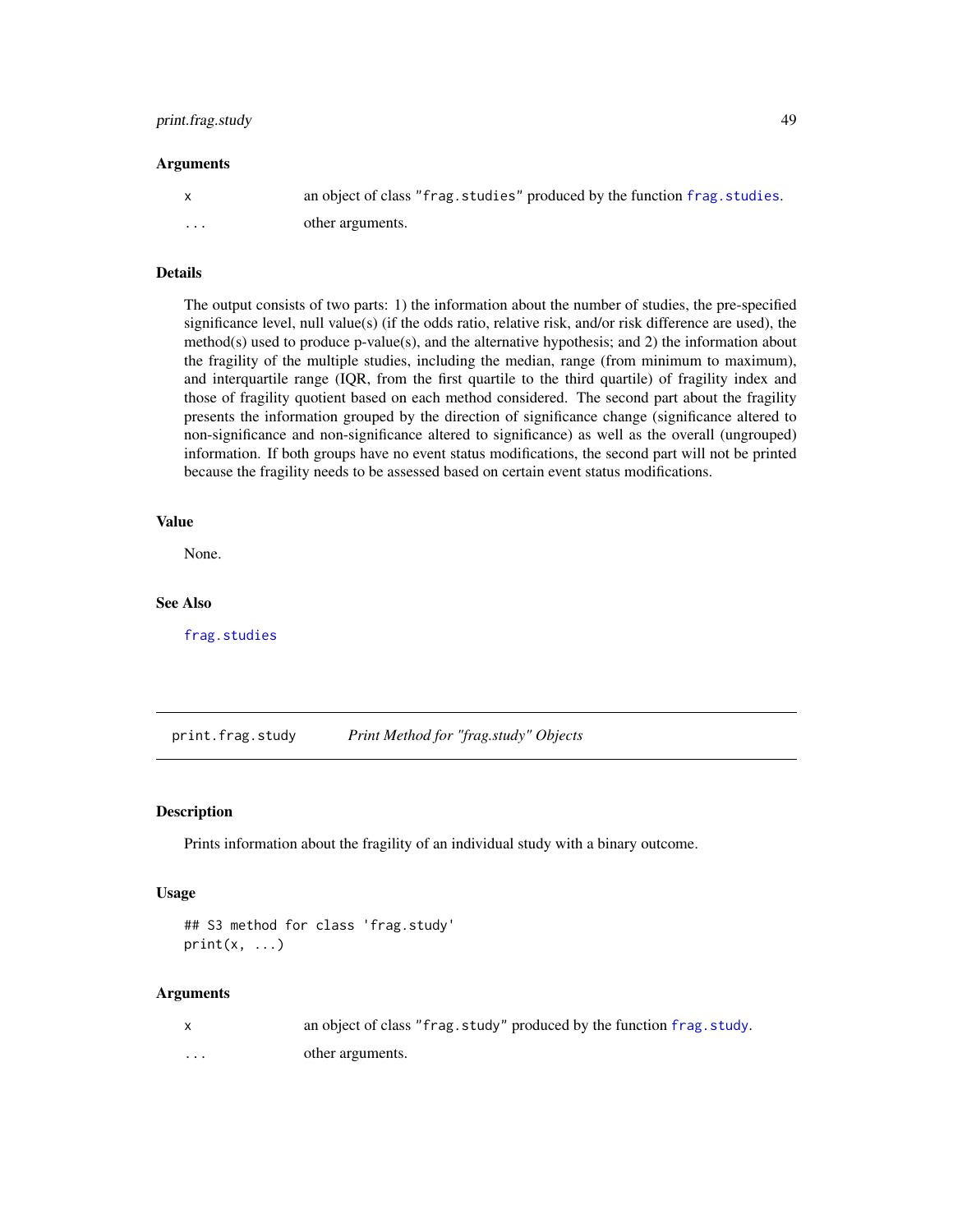### Arguments

| | |
|---|---|
| `x` | an object of class "`frag.studies`" produced by the function `frag.studies`. |
| `...` | other arguments. |

### Details

The output consists of two parts: 1) the information about the number of studies, the pre-specified significance level, null value(s) (if the odds ratio, relative risk, and/or risk difference are used), the method(s) used to produce p-value(s), and the alternative hypothesis; and 2) the information about the fragility of the multiple studies, including the median, range (from minimum to maximum), and interquartile range (IQR, from the first quartile to the third quartile) of fragility index and those of fragility quotient based on each method considered. The second part about the fragility presents the information grouped by the direction of significance change (significance altered to non-significance and non-significance altered to significance) as well as the overall (ungrouped) information. If both groups have no event status modifications, the second part will not be printed because the fragility needs to be assessed based on certain event status modifications.

### Value

None.

### See Also

`frag.studies`

---

## print.frag.study *Print Method for "frag.study" Objects*

### Description

Prints information about the fragility of an individual study with a binary outcome.

### Usage

```
## S3 method for class 'frag.study'
print(x, ...)
```

### Arguments

| | |
|---|---|
| `x` | an object of class "`frag.study`" produced by the function `frag.study`. |
| `...` | other arguments. |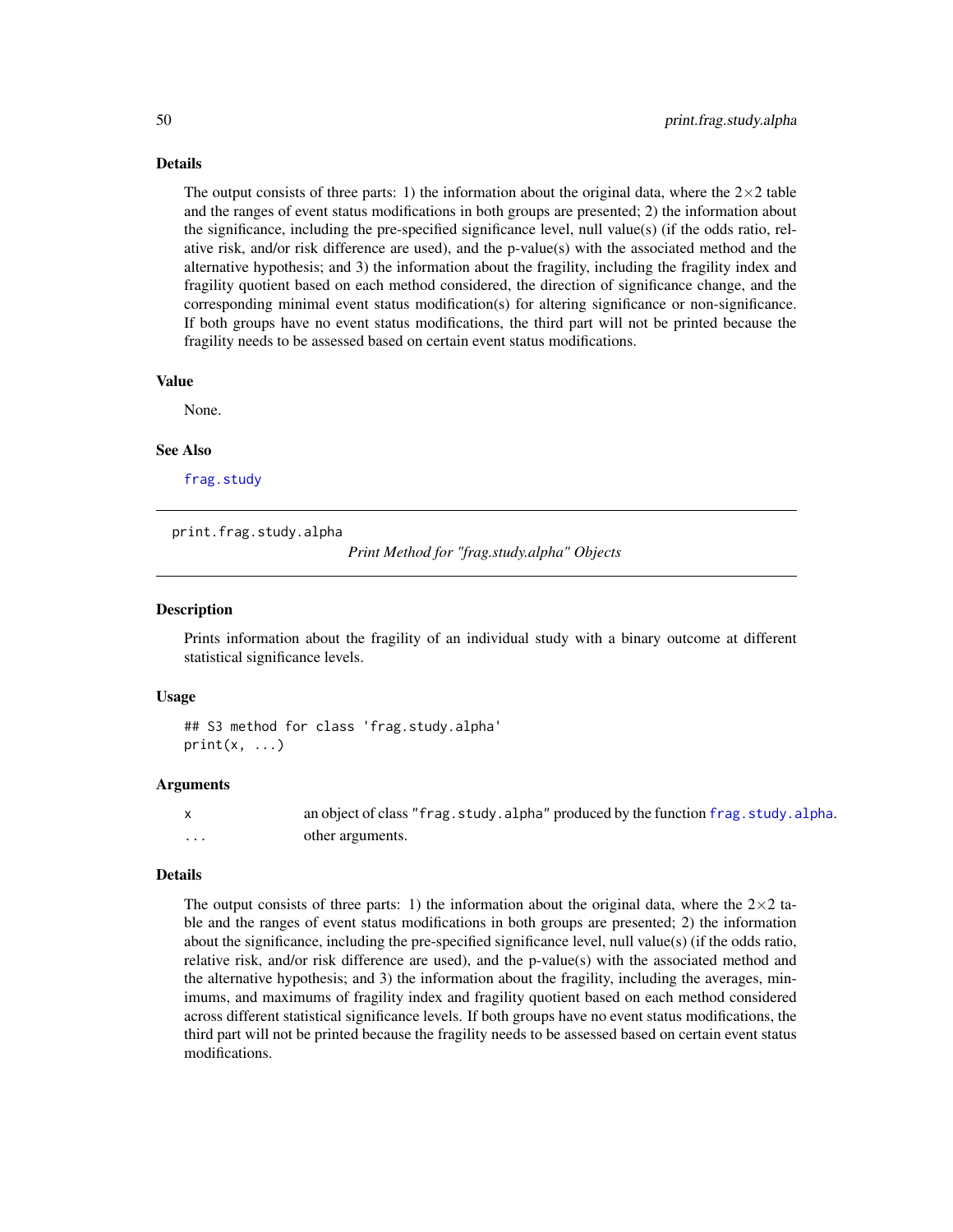### Details

The output consists of three parts: 1) the information about the original data, where the $2 \times 2$ table and the ranges of event status modifications in both groups are presented; 2) the information about the significance, including the pre-specified significance level, null value(s) (if the odds ratio, relative risk, and/or risk difference are used), and the p-value(s) with the associated method and the alternative hypothesis; and 3) the information about the fragility, including the fragility index and fragility quotient based on each method considered, the direction of significance change, and the corresponding minimal event status modification(s) for altering significance or non-significance. If both groups have no event status modifications, the third part will not be printed because the fragility needs to be assessed based on certain event status modifications.

### Value

None.

### See Also

frag.study

---

## print.frag.study.alpha

*Print Method for "frag.study.alpha" Objects*

### Description

Prints information about the fragility of an individual study with a binary outcome at different statistical significance levels.

### Usage

```
## S3 method for class 'frag.study.alpha'
print(x, ...)
```

### Arguments

| | |
|---|---|
| x | an object of class "frag.study.alpha" produced by the function frag.study.alpha. |
| ... | other arguments. |

### Details

The output consists of three parts: 1) the information about the original data, where the $2 \times 2$ table and the ranges of event status modifications in both groups are presented; 2) the information about the significance, including the pre-specified significance level, null value(s) (if the odds ratio, relative risk, and/or risk difference are used), and the p-value(s) with the associated method and the alternative hypothesis; and 3) the information about the fragility, including the averages, minimums, and maximums of fragility index and fragility quotient based on each method considered across different statistical significance levels. If both groups have no event status modifications, the third part will not be printed because the fragility needs to be assessed based on certain event status modifications.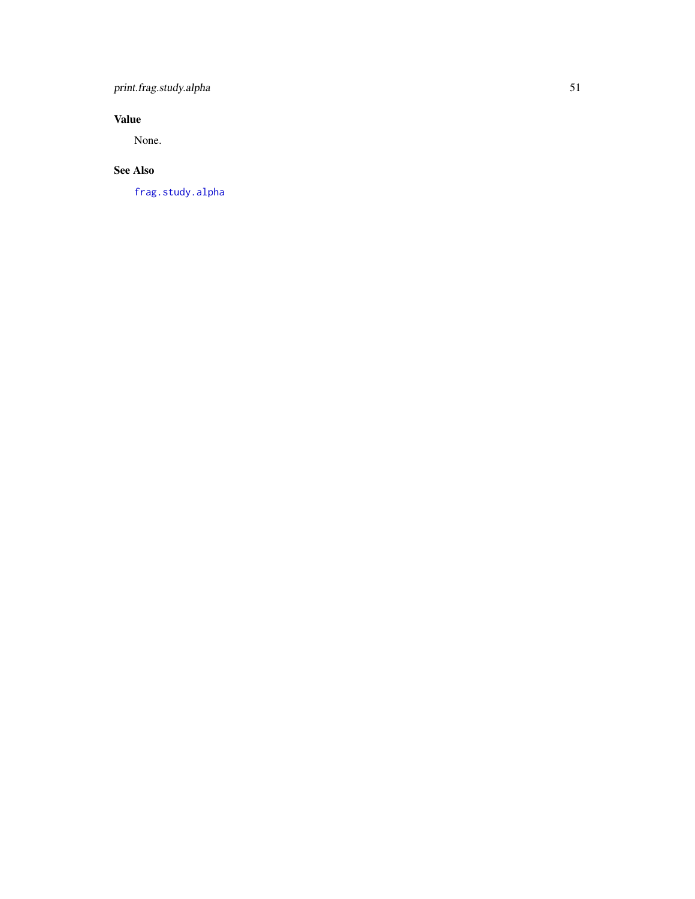### Value

None.

### See Also

`frag.study.alpha`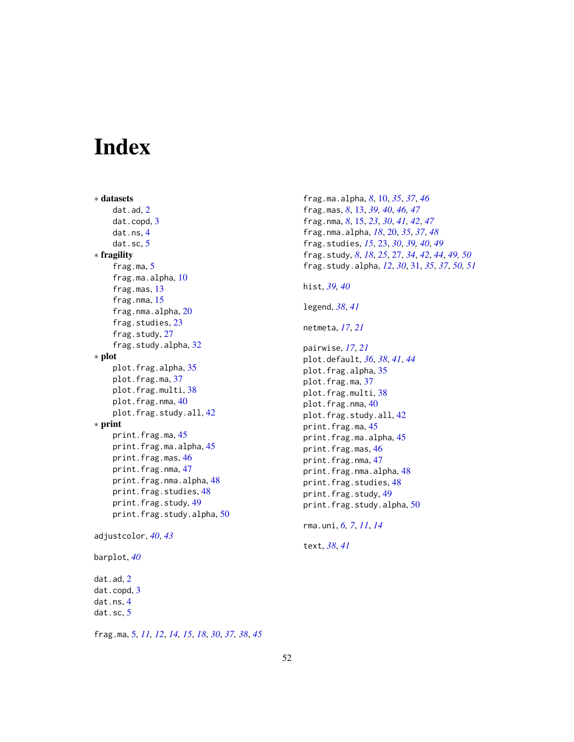# Index

∗ **datasets**
- dat.ad, 2
- dat.copd, 3
- dat.ns, 4
- dat.sc, 5

∗ **fragility**
- frag.ma, 5
- frag.ma.alpha, 10
- frag.mas, 13
- frag.nma, 15
- frag.nma.alpha, 20
- frag.studies, 23
- frag.study, 27
- frag.study.alpha, 32

∗ **plot**
- plot.frag.alpha, 35
- plot.frag.ma, 37
- plot.frag.multi, 38
- plot.frag.nma, 40
- plot.frag.study.all, 42

∗ **print**
- print.frag.ma, 45
- print.frag.ma.alpha, 45
- print.frag.mas, 46
- print.frag.nma, 47
- print.frag.nma.alpha, 48
- print.frag.studies, 48
- print.frag.study, 49
- print.frag.study.alpha, 50

adjustcolor, *40*, *43*

barplot, *40*

dat.ad, 2
dat.copd, 3
dat.ns, 4
dat.sc, 5

frag.ma, 5, *11, 12*, *14, 15*, *18*, *30*, *37, 38*, *45*
frag.ma.alpha, *8*, 10, *35*, *37*, *46*
frag.mas, *8*, 13, *39, 40*, *46, 47*
frag.nma, *8*, 15, *23*, *30*, *41, 42*, *47*
frag.nma.alpha, *18*, 20, *35*, *37*, *48*
frag.studies, *15*, 23, *30*, *39, 40*, *49*
frag.study, *8*, *18*, *25*, 27, *34*, *42*, *44*, *49, 50*
frag.study.alpha, *12*, *30*, 31, *35*, *37*, *50, 51*

hist, *39, 40*

legend, *38*, *41*

netmeta, *17*, *21*

pairwise, *17*, *21*
plot.default, *36*, *38*, *41*, *44*
plot.frag.alpha, 35
plot.frag.ma, 37
plot.frag.multi, 38
plot.frag.nma, 40
plot.frag.study.all, 42
print.frag.ma, 45
print.frag.ma.alpha, 45
print.frag.mas, 46
print.frag.nma, 47
print.frag.nma.alpha, 48
print.frag.studies, 48
print.frag.study, 49
print.frag.study.alpha, 50

rma.uni, *6, 7*, *11*, *14*

text, *38*, *41*